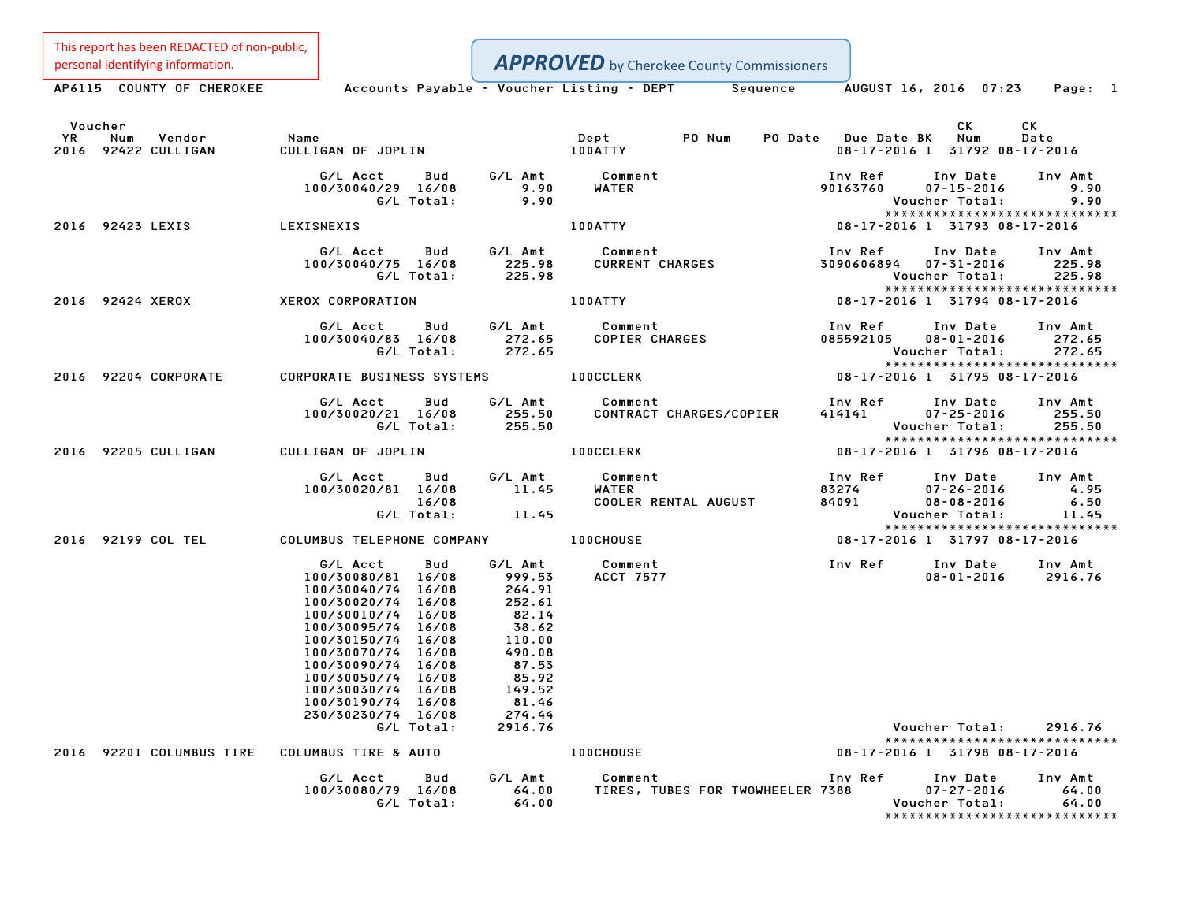This report has been REDACTED of non-public, personal identifying information.

**APPROVED** by Cherokee County Commissioners

AP6115 COUNTY OF CHEROKEE — Accounts Payable - Voucher Listing - DEPT Sequence — AUGUST 16, 2016 07:23

| Voucher YR | Num | Vendor | Name | Dept | PO Num | PO Date | Due Date | BK | CK Num | CK Date |
|---|---|---|---|---|---|---|---|---|---|---|
| 2016 | 92422 | CULLIGAN | CULLIGAN OF JOPLIN | 100ATTY | | | 08-17-2016 | 1 | 31792 | 08-17-2016 |

| G/L Acct | Bud | G/L Amt | Comment | Inv Ref | Inv Date | Inv Amt |
|---|---|---|---|---|---|---|
| 100/30040/29 | 16/08 | 9.90 | WATER | 90163760 | 07-15-2016 | 9.90 |
| G/L Total: | | 9.90 | | | Voucher Total: | 9.90 |

****************************

| Voucher YR | Num | Vendor | Name | Dept | PO Num | PO Date | Due Date | BK | CK Num | CK Date |
|---|---|---|---|---|---|---|---|---|---|---|
| 2016 | 92423 | LEXIS | LEXISNEXIS | 100ATTY | | | 08-17-2016 | 1 | 31793 | 08-17-2016 |

| G/L Acct | Bud | G/L Amt | Comment | Inv Ref | Inv Date | Inv Amt |
|---|---|---|---|---|---|---|
| 100/30040/75 | 16/08 | 225.98 | CURRENT CHARGES | 3090606894 | 07-31-2016 | 225.98 |
| G/L Total: | | 225.98 | | | Voucher Total: | 225.98 |

****************************

| Voucher YR | Num | Vendor | Name | Dept | PO Num | PO Date | Due Date | BK | CK Num | CK Date |
|---|---|---|---|---|---|---|---|---|---|---|
| 2016 | 92424 | XEROX | XEROX CORPORATION | 100ATTY | | | 08-17-2016 | 1 | 31794 | 08-17-2016 |

| G/L Acct | Bud | G/L Amt | Comment | Inv Ref | Inv Date | Inv Amt |
|---|---|---|---|---|---|---|
| 100/30040/83 | 16/08 | 272.65 | COPIER CHARGES | 085592105 | 08-01-2016 | 272.65 |
| G/L Total: | | 272.65 | | | Voucher Total: | 272.65 |

****************************

| Voucher YR | Num | Vendor | Name | Dept | PO Num | PO Date | Due Date | BK | CK Num | CK Date |
|---|---|---|---|---|---|---|---|---|---|---|
| 2016 | 92204 | CORPORATE | CORPORATE BUSINESS SYSTEMS | 100CCLERK | | | 08-17-2016 | 1 | 31795 | 08-17-2016 |

| G/L Acct | Bud | G/L Amt | Comment | Inv Ref | Inv Date | Inv Amt |
|---|---|---|---|---|---|---|
| 100/30020/21 | 16/08 | 255.50 | CONTRACT CHARGES/COPIER | 414141 | 07-25-2016 | 255.50 |
| G/L Total: | | 255.50 | | | Voucher Total: | 255.50 |

****************************

| Voucher YR | Num | Vendor | Name | Dept | PO Num | PO Date | Due Date | BK | CK Num | CK Date |
|---|---|---|---|---|---|---|---|---|---|---|
| 2016 | 92205 | CULLIGAN | CULLIGAN OF JOPLIN | 100CCLERK | | | 08-17-2016 | 1 | 31796 | 08-17-2016 |

| G/L Acct | Bud | G/L Amt | Comment | Inv Ref | Inv Date | Inv Amt |
|---|---|---|---|---|---|---|
| 100/30020/81 | 16/08 | 11.45 | WATER | 83274 | 07-26-2016 | 4.95 |
| | 16/08 | | COOLER RENTAL AUGUST | 84091 | 08-08-2016 | 6.50 |
| G/L Total: | | 11.45 | | | Voucher Total: | 11.45 |

****************************

| Voucher YR | Num | Vendor | Name | Dept | PO Num | PO Date | Due Date | BK | CK Num | CK Date |
|---|---|---|---|---|---|---|---|---|---|---|
| 2016 | 92199 | COL TEL | COLUMBUS TELEPHONE COMPANY | 100CHOUSE | | | 08-17-2016 | 1 | 31797 | 08-17-2016 |

| G/L Acct | Bud | G/L Amt | Comment | Inv Ref | Inv Date | Inv Amt |
|---|---|---|---|---|---|---|
| 100/30080/81 | 16/08 | 999.53 | ACCT 7577 | | 08-01-2016 | 2916.76 |
| 100/30040/74 | 16/08 | 264.91 | | | | |
| 100/30020/74 | 16/08 | 252.61 | | | | |
| 100/30010/74 | 16/08 | 82.14 | | | | |
| 100/30095/74 | 16/08 | 38.62 | | | | |
| 100/30150/74 | 16/08 | 110.00 | | | | |
| 100/30070/74 | 16/08 | 490.08 | | | | |
| 100/30090/74 | 16/08 | 87.53 | | | | |
| 100/30050/74 | 16/08 | 85.92 | | | | |
| 100/30030/74 | 16/08 | 149.52 | | | | |
| 100/30190/74 | 16/08 | 81.46 | | | | |
| 230/30230/74 | 16/08 | 274.44 | | | | |
| G/L Total: | | 2916.76 | | | Voucher Total: | 2916.76 |

****************************

| Voucher YR | Num | Vendor | Name | Dept | PO Num | PO Date | Due Date | BK | CK Num | CK Date |
|---|---|---|---|---|---|---|---|---|---|---|
| 2016 | 92201 | COLUMBUS TIRE | COLUMBUS TIRE & AUTO | 100CHOUSE | | | 08-17-2016 | 1 | 31798 | 08-17-2016 |

| G/L Acct | Bud | G/L Amt | Comment | Inv Ref | Inv Date | Inv Amt |
|---|---|---|---|---|---|---|
| 100/30080/79 | 16/08 | 64.00 | TIRES, TUBES FOR TWOWHEELER | 7388 | 07-27-2016 | 64.00 |
| G/L Total: | | 64.00 | | | Voucher Total: | 64.00 |

****************************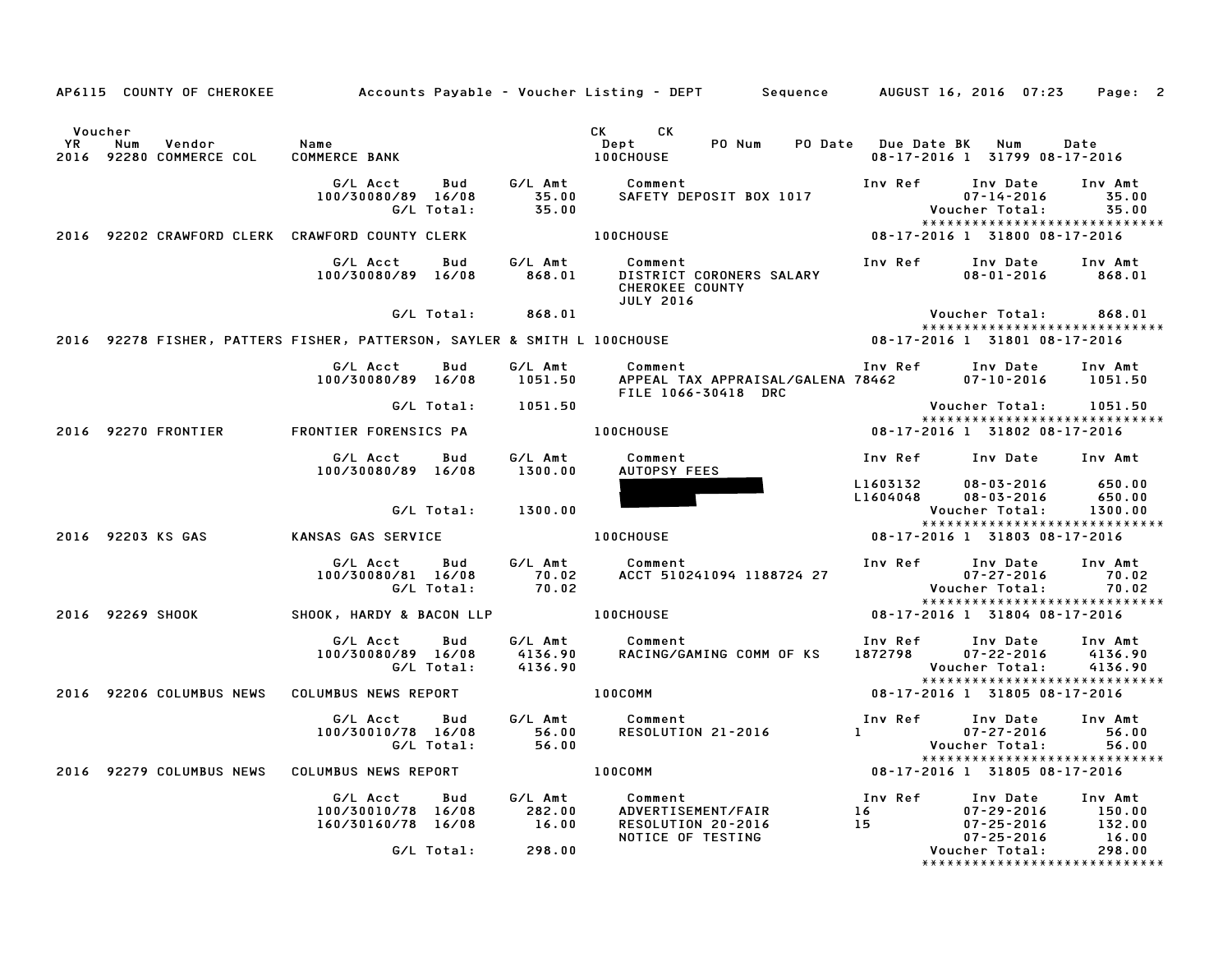AP6115 COUNTY OF CHEROKEE — Accounts Payable - Voucher Listing - DEPT — Sequence — AUGUST 16, 2016 07:23

| Voucher YR | Num | Vendor | Name | CK Dept | CK | PO Num | PO Date | Due Date | BK | Num | Date |
|---|---|---|---|---|---|---|---|---|---|---|---|
| 2016 | 92280 | COMMERCE COL | COMMERCE BANK | 100CHOUSE | | | | 08-17-2016 | 1 | 31799 | 08-17-2016 |

| G/L Acct | Bud | G/L Amt | Comment | Inv Ref | Inv Date | Inv Amt |
|---|---|---|---|---|---|---|
| 100/30080/89 | 16/08 | 35.00 | SAFETY DEPOSIT BOX 1017 | | 07-14-2016 | 35.00 |
| | G/L Total: | 35.00 | | | Voucher Total: | 35.00 |

******************************

2016 92202 CRAWFORD CLERK — CRAWFORD COUNTY CLERK — 100CHOUSE — 08-17-2016 1 31800 08-17-2016

| G/L Acct | Bud | G/L Amt | Comment | Inv Ref | Inv Date | Inv Amt |
|---|---|---|---|---|---|---|
| 100/30080/89 | 16/08 | 868.01 | DISTRICT CORONERS SALARY CHEROKEE COUNTY JULY 2016 | | 08-01-2016 | 868.01 |
| | G/L Total: | 868.01 | | | Voucher Total: | 868.01 |

******************************

2016 92278 FISHER, PATTERS — FISHER, PATTERSON, SAYLER & SMITH L — 100CHOUSE — 08-17-2016 1 31801 08-17-2016

| G/L Acct | Bud | G/L Amt | Comment | Inv Ref | Inv Date | Inv Amt |
|---|---|---|---|---|---|---|
| 100/30080/89 | 16/08 | 1051.50 | APPEAL TAX APPRAISAL/GALENA FILE 1066-30418 DRC | 78462 | 07-10-2016 | 1051.50 |
| | G/L Total: | 1051.50 | | | Voucher Total: | 1051.50 |

******************************

2016 92270 FRONTIER — FRONTIER FORENSICS PA — 100CHOUSE — 08-17-2016 1 31802 08-17-2016

| G/L Acct | Bud | G/L Amt | Comment | Inv Ref | Inv Date | Inv Amt |
|---|---|---|---|---|---|---|
| 100/30080/89 | 16/08 | 1300.00 | AUTOPSY FEES | | | |
| | | | [REDACTED] | L1603132 | 08-03-2016 | 650.00 |
| | | | [REDACTED] | L1604048 | 08-03-2016 | 650.00 |
| | G/L Total: | 1300.00 | | | Voucher Total: | 1300.00 |

******************************

2016 92203 KS GAS — KANSAS GAS SERVICE — 100CHOUSE — 08-17-2016 1 31803 08-17-2016

| G/L Acct | Bud | G/L Amt | Comment | Inv Ref | Inv Date | Inv Amt |
|---|---|---|---|---|---|---|
| 100/30080/81 | 16/08 | 70.02 | ACCT 510241094 1188724 27 | | 07-27-2016 | 70.02 |
| | G/L Total: | 70.02 | | | Voucher Total: | 70.02 |

******************************

2016 92269 SHOOK — SHOOK, HARDY & BACON LLP — 100CHOUSE — 08-17-2016 1 31804 08-17-2016

| G/L Acct | Bud | G/L Amt | Comment | Inv Ref | Inv Date | Inv Amt |
|---|---|---|---|---|---|---|
| 100/30080/89 | 16/08 | 4136.90 | RACING/GAMING COMM OF KS | 1872798 | 07-22-2016 | 4136.90 |
| | G/L Total: | 4136.90 | | | Voucher Total: | 4136.90 |

******************************

2016 92206 COLUMBUS NEWS — COLUMBUS NEWS REPORT — 100COMM — 08-17-2016 1 31805 08-17-2016

| G/L Acct | Bud | G/L Amt | Comment | Inv Ref | Inv Date | Inv Amt |
|---|---|---|---|---|---|---|
| 100/30010/78 | 16/08 | 56.00 | RESOLUTION 21-2016 | 1 | 07-27-2016 | 56.00 |
| | G/L Total: | 56.00 | | | Voucher Total: | 56.00 |

******************************

2016 92279 COLUMBUS NEWS — COLUMBUS NEWS REPORT — 100COMM — 08-17-2016 1 31805 08-17-2016

| G/L Acct | Bud | G/L Amt | Comment | Inv Ref | Inv Date | Inv Amt |
|---|---|---|---|---|---|---|
| 100/30010/78 | 16/08 | 282.00 | ADVERTISEMENT/FAIR | 16 | 07-29-2016 | 150.00 |
| 160/30160/78 | 16/08 | 16.00 | RESOLUTION 20-2016 | 15 | 07-25-2016 | 132.00 |
| | | | NOTICE OF TESTING | | 07-25-2016 | 16.00 |
| | G/L Total: | 298.00 | | | Voucher Total: | 298.00 |

******************************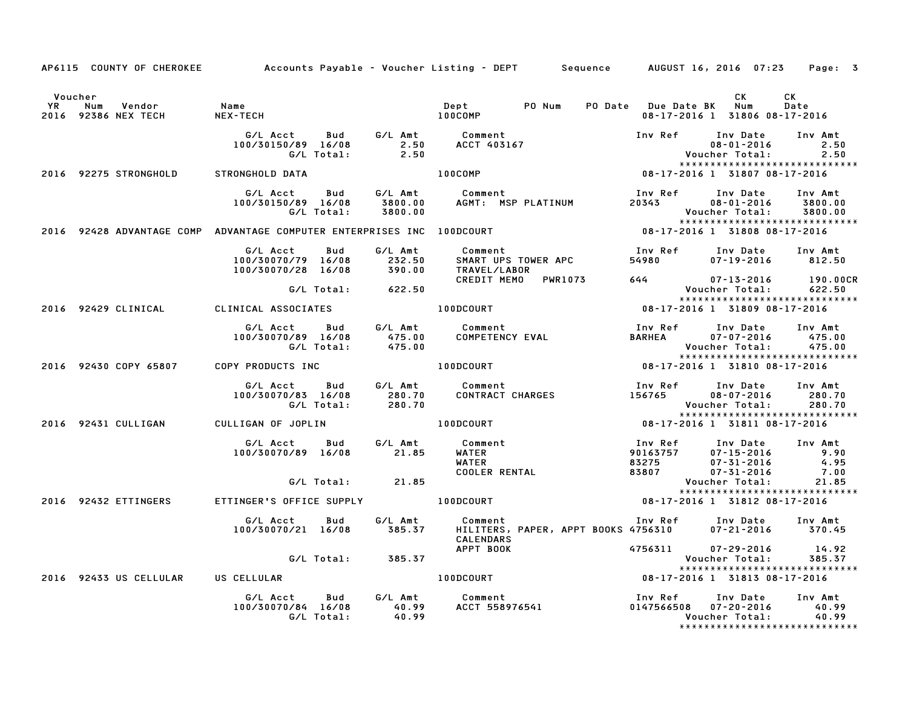AP6115 COUNTY OF CHEROKEE Accounts Payable - Voucher Listing - DEPT Sequence AUGUST 16, 2016 07:23

| Voucher YR | Num | Vendor | Name | Dept | PO Num | PO Date | Due Date | BK | CK Num | CK Date |
|---|---|---|---|---|---|---|---|---|---|---|
| 2016 | 92386 | NEX TECH | NEX-TECH | 100COMP | | | 08-17-2016 | 1 | 31806 | 08-17-2016 |

| G/L Acct | Bud | G/L Amt | Comment | Inv Ref | Inv Date | Inv Amt |
|---|---|---|---|---|---|---|
| 100/30150/89 | 16/08 | 2.50 | ACCT 403167 | | 08-01-2016 | 2.50 |
| | G/L Total: | 2.50 | | | Voucher Total: | 2.50 |

| Voucher YR | Num | Vendor | Name | Dept | PO Num | PO Date | Due Date | BK | CK Num | CK Date |
|---|---|---|---|---|---|---|---|---|---|---|
| 2016 | 92275 | STRONGHOLD | STRONGHOLD DATA | 100COMP | | | 08-17-2016 | 1 | 31807 | 08-17-2016 |

| G/L Acct | Bud | G/L Amt | Comment | Inv Ref | Inv Date | Inv Amt |
|---|---|---|---|---|---|---|
| 100/30150/89 | 16/08 | 3800.00 | AGMT: MSP PLATINUM | 20343 | 08-01-2016 | 3800.00 |
| | G/L Total: | 3800.00 | | | Voucher Total: | 3800.00 |

| Voucher YR | Num | Vendor | Name | Dept | PO Num | PO Date | Due Date | BK | CK Num | CK Date |
|---|---|---|---|---|---|---|---|---|---|---|
| 2016 | 92428 | ADVANTAGE COMP | ADVANTAGE COMPUTER ENTERPRISES INC | 100DCOURT | | | 08-17-2016 | 1 | 31808 | 08-17-2016 |

| G/L Acct | Bud | G/L Amt | Comment | Inv Ref | Inv Date | Inv Amt |
|---|---|---|---|---|---|---|
| 100/30070/79 | 16/08 | 232.50 | SMART UPS TOWER APC | 54980 | 07-19-2016 | 812.50 |
| 100/30070/28 | 16/08 | 390.00 | TRAVEL/LABOR | | | |
| | | | CREDIT MEMO PWR1073 | 644 | 07-13-2016 | 190.00CR |
| | G/L Total: | 622.50 | | | Voucher Total: | 622.50 |

| Voucher YR | Num | Vendor | Name | Dept | PO Num | PO Date | Due Date | BK | CK Num | CK Date |
|---|---|---|---|---|---|---|---|---|---|---|
| 2016 | 92429 | CLINICAL | CLINICAL ASSOCIATES | 100DCOURT | | | 08-17-2016 | 1 | 31809 | 08-17-2016 |

| G/L Acct | Bud | G/L Amt | Comment | Inv Ref | Inv Date | Inv Amt |
|---|---|---|---|---|---|---|
| 100/30070/89 | 16/08 | 475.00 | COMPETENCY EVAL | BARHEA | 07-07-2016 | 475.00 |
| | G/L Total: | 475.00 | | | Voucher Total: | 475.00 |

| Voucher YR | Num | Vendor | Name | Dept | PO Num | PO Date | Due Date | BK | CK Num | CK Date |
|---|---|---|---|---|---|---|---|---|---|---|
| 2016 | 92430 | COPY 65807 | COPY PRODUCTS INC | 100DCOURT | | | 08-17-2016 | 1 | 31810 | 08-17-2016 |

| G/L Acct | Bud | G/L Amt | Comment | Inv Ref | Inv Date | Inv Amt |
|---|---|---|---|---|---|---|
| 100/30070/83 | 16/08 | 280.70 | CONTRACT CHARGES | 156765 | 08-07-2016 | 280.70 |
| | G/L Total: | 280.70 | | | Voucher Total: | 280.70 |

| Voucher YR | Num | Vendor | Name | Dept | PO Num | PO Date | Due Date | BK | CK Num | CK Date |
|---|---|---|---|---|---|---|---|---|---|---|
| 2016 | 92431 | CULLIGAN | CULLIGAN OF JOPLIN | 100DCOURT | | | 08-17-2016 | 1 | 31811 | 08-17-2016 |

| G/L Acct | Bud | G/L Amt | Comment | Inv Ref | Inv Date | Inv Amt |
|---|---|---|---|---|---|---|
| 100/30070/89 | 16/08 | 21.85 | WATER | 90163757 | 07-15-2016 | 9.90 |
| | | | WATER | 83275 | 07-31-2016 | 4.95 |
| | | | COOLER RENTAL | 83807 | 07-31-2016 | 7.00 |
| | G/L Total: | 21.85 | | | Voucher Total: | 21.85 |

| Voucher YR | Num | Vendor | Name | Dept | PO Num | PO Date | Due Date | BK | CK Num | CK Date |
|---|---|---|---|---|---|---|---|---|---|---|
| 2016 | 92432 | ETTINGERS | ETTINGER'S OFFICE SUPPLY | 100DCOURT | | | 08-17-2016 | 1 | 31812 | 08-17-2016 |

| G/L Acct | Bud | G/L Amt | Comment | Inv Ref | Inv Date | Inv Amt |
|---|---|---|---|---|---|---|
| 100/30070/21 | 16/08 | 385.37 | HILITERS, PAPER, APPT BOOKS | 4756310 | 07-21-2016 | 370.45 |
| | | | CALENDARS | | | |
| | | | APPT BOOK | 4756311 | 07-29-2016 | 14.92 |
| | G/L Total: | 385.37 | | | Voucher Total: | 385.37 |

| Voucher YR | Num | Vendor | Name | Dept | PO Num | PO Date | Due Date | BK | CK Num | CK Date |
|---|---|---|---|---|---|---|---|---|---|---|
| 2016 | 92433 | US CELLULAR | US CELLULAR | 100DCOURT | | | 08-17-2016 | 1 | 31813 | 08-17-2016 |

| G/L Acct | Bud | G/L Amt | Comment | Inv Ref | Inv Date | Inv Amt |
|---|---|---|---|---|---|---|
| 100/30070/84 | 16/08 | 40.99 | ACCT 558976541 | 0147566508 | 07-20-2016 | 40.99 |
| | G/L Total: | 40.99 | | | Voucher Total: | 40.99 |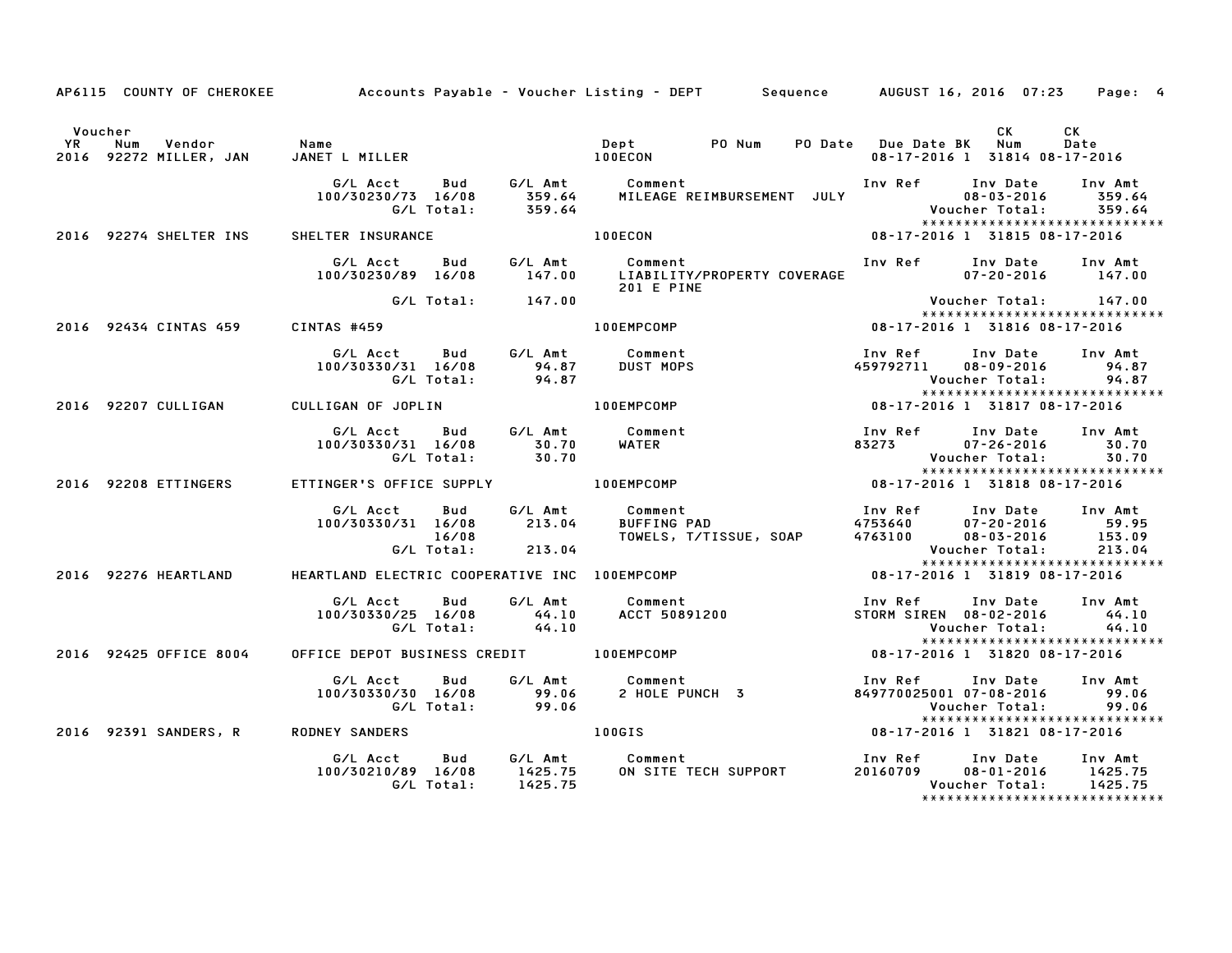AP6115 COUNTY OF CHEROKEE — Accounts Payable - Voucher Listing - DEPT — Sequence — AUGUST 16, 2016 07:23

| YR | Voucher Num | Vendor | Name | Dept | PO Num | PO Date | Due Date | BK | CK Num | CK Date |
|---|---|---|---|---|---|---|---|---|---|---|
| 2016 | 92272 | MILLER, JAN | JANET L MILLER | 100ECON | | | 08-17-2016 | 1 | 31814 | 08-17-2016 |

| G/L Acct | Bud | G/L Amt | Comment | Inv Ref | Inv Date | Inv Amt |
|---|---|---|---|---|---|---|
| 100/30230/73 | 16/08 | 359.64 | MILEAGE REIMBURSEMENT JULY | | 08-03-2016 | 359.64 |
| | G/L Total: | 359.64 | | | Voucher Total: | 359.64 |

| YR | Voucher Num | Vendor | Name | Dept | PO Num | PO Date | Due Date | BK | CK Num | CK Date |
|---|---|---|---|---|---|---|---|---|---|---|
| 2016 | 92274 | SHELTER INS | SHELTER INSURANCE | 100ECON | | | 08-17-2016 | 1 | 31815 | 08-17-2016 |

| G/L Acct | Bud | G/L Amt | Comment | Inv Ref | Inv Date | Inv Amt |
|---|---|---|---|---|---|---|
| 100/30230/89 | 16/08 | 147.00 | LIABILITY/PROPERTY COVERAGE 201 E PINE | | 07-20-2016 | 147.00 |
| | G/L Total: | 147.00 | | | Voucher Total: | 147.00 |

| YR | Voucher Num | Vendor | Name | Dept | PO Num | PO Date | Due Date | BK | CK Num | CK Date |
|---|---|---|---|---|---|---|---|---|---|---|
| 2016 | 92434 | CINTAS 459 | CINTAS #459 | 100EMPCOMP | | | 08-17-2016 | 1 | 31816 | 08-17-2016 |

| G/L Acct | Bud | G/L Amt | Comment | Inv Ref | Inv Date | Inv Amt |
|---|---|---|---|---|---|---|
| 100/30330/31 | 16/08 | 94.87 | DUST MOPS | 459792711 | 08-09-2016 | 94.87 |
| | G/L Total: | 94.87 | | | Voucher Total: | 94.87 |

| YR | Voucher Num | Vendor | Name | Dept | PO Num | PO Date | Due Date | BK | CK Num | CK Date |
|---|---|---|---|---|---|---|---|---|---|---|
| 2016 | 92207 | CULLIGAN | CULLIGAN OF JOPLIN | 100EMPCOMP | | | 08-17-2016 | 1 | 31817 | 08-17-2016 |

| G/L Acct | Bud | G/L Amt | Comment | Inv Ref | Inv Date | Inv Amt |
|---|---|---|---|---|---|---|
| 100/30330/31 | 16/08 | 30.70 | WATER | 83273 | 07-26-2016 | 30.70 |
| | G/L Total: | 30.70 | | | Voucher Total: | 30.70 |

| YR | Voucher Num | Vendor | Name | Dept | PO Num | PO Date | Due Date | BK | CK Num | CK Date |
|---|---|---|---|---|---|---|---|---|---|---|
| 2016 | 92208 | ETTINGERS | ETTINGER'S OFFICE SUPPLY | 100EMPCOMP | | | 08-17-2016 | 1 | 31818 | 08-17-2016 |

| G/L Acct | Bud | G/L Amt | Comment | Inv Ref | Inv Date | Inv Amt |
|---|---|---|---|---|---|---|
| 100/30330/31 | 16/08 | 213.04 | BUFFING PAD | 4753640 | 07-20-2016 | 59.95 |
| | 16/08 | | TOWELS, T/TISSUE, SOAP | 4763100 | 08-03-2016 | 153.09 |
| | G/L Total: | 213.04 | | | Voucher Total: | 213.04 |

| YR | Voucher Num | Vendor | Name | Dept | PO Num | PO Date | Due Date | BK | CK Num | CK Date |
|---|---|---|---|---|---|---|---|---|---|---|
| 2016 | 92276 | HEARTLAND | HEARTLAND ELECTRIC COOPERATIVE INC | 100EMPCOMP | | | 08-17-2016 | 1 | 31819 | 08-17-2016 |

| G/L Acct | Bud | G/L Amt | Comment | Inv Ref | Inv Date | Inv Amt |
|---|---|---|---|---|---|---|
| 100/30330/25 | 16/08 | 44.10 | ACCT 50891200 | STORM SIREN | 08-02-2016 | 44.10 |
| | G/L Total: | 44.10 | | | Voucher Total: | 44.10 |

| YR | Voucher Num | Vendor | Name | Dept | PO Num | PO Date | Due Date | BK | CK Num | CK Date |
|---|---|---|---|---|---|---|---|---|---|---|
| 2016 | 92425 | OFFICE 8004 | OFFICE DEPOT BUSINESS CREDIT | 100EMPCOMP | | | 08-17-2016 | 1 | 31820 | 08-17-2016 |

| G/L Acct | Bud | G/L Amt | Comment | Inv Ref | Inv Date | Inv Amt |
|---|---|---|---|---|---|---|
| 100/30330/30 | 16/08 | 99.06 | 2 HOLE PUNCH 3 | 849770025001 | 07-08-2016 | 99.06 |
| | G/L Total: | 99.06 | | | Voucher Total: | 99.06 |

| YR | Voucher Num | Vendor | Name | Dept | PO Num | PO Date | Due Date | BK | CK Num | CK Date |
|---|---|---|---|---|---|---|---|---|---|---|
| 2016 | 92391 | SANDERS, R | RODNEY SANDERS | 100GIS | | | 08-17-2016 | 1 | 31821 | 08-17-2016 |

| G/L Acct | Bud | G/L Amt | Comment | Inv Ref | Inv Date | Inv Amt |
|---|---|---|---|---|---|---|
| 100/30210/89 | 16/08 | 1425.75 | ON SITE TECH SUPPORT | 20160709 | 08-01-2016 | 1425.75 |
| | G/L Total: | 1425.75 | | | Voucher Total: | 1425.75 |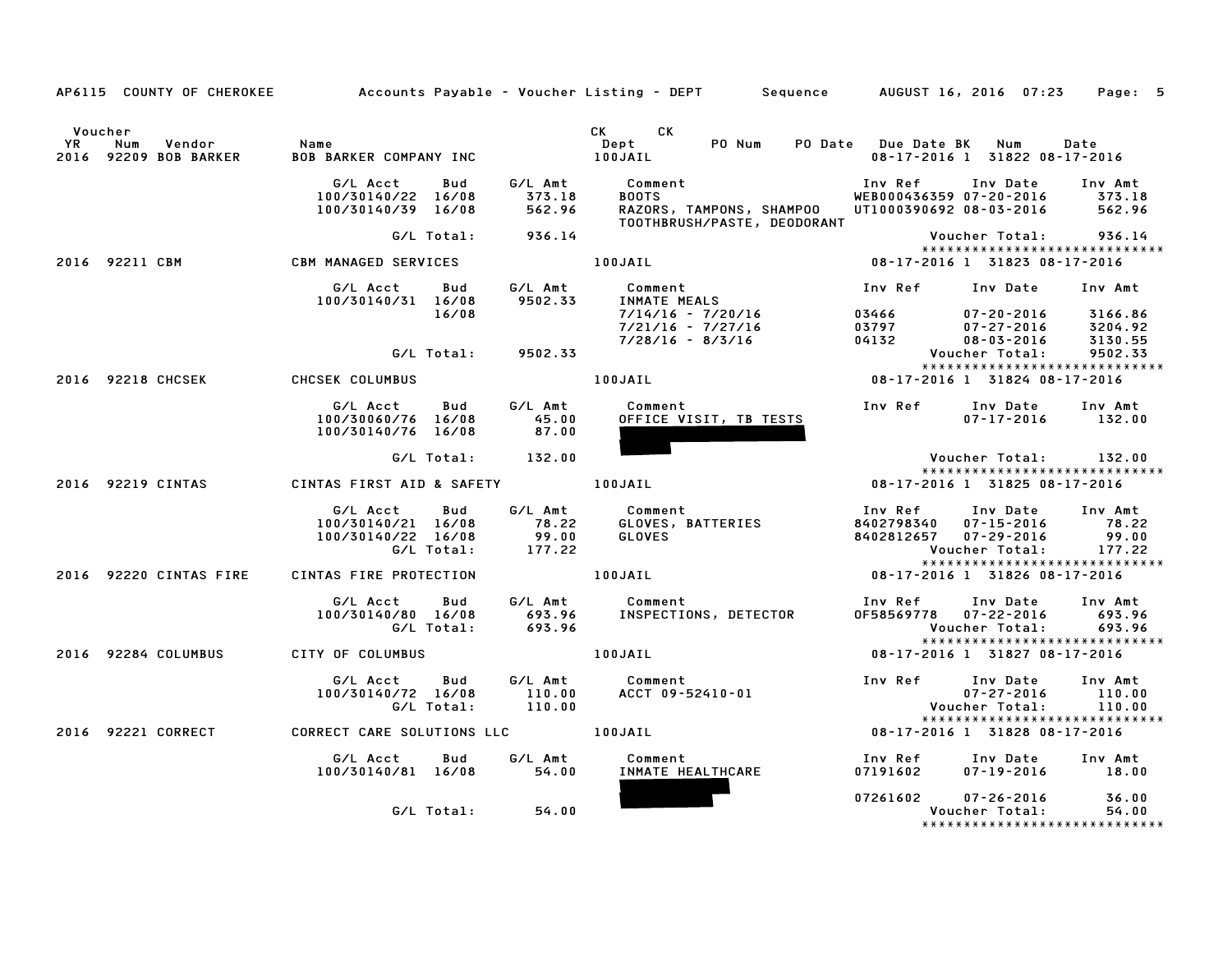AP6115 COUNTY OF CHEROKEE Accounts Payable - Voucher Listing - DEPT Sequence AUGUST 16, 2016 07:23

| Voucher YR | Num | Vendor | Name | | | CK Dept | CK PO Num | PO Date | Due Date BK | Num | Date |
|---|---|---|---|---|---|---|---|---|---|---|---|
| 2016 | 92209 | BOB BARKER | BOB BARKER COMPANY INC | | | 100JAIL | | | 08-17-2016 1 | 31822 | 08-17-2016 |

| G/L Acct | Bud | G/L Amt | Comment | Inv Ref | Inv Date | Inv Amt |
|---|---|---|---|---|---|---|
| 100/30140/22 | 16/08 | 373.18 | BOOTS | WEB000436359 | 07-20-2016 | 373.18 |
| 100/30140/39 | 16/08 | 562.96 | RAZORS, TAMPONS, SHAMPOO TOOTHBRUSH/PASTE, DEODORANT | UT1000390692 | 08-03-2016 | 562.96 |
| | G/L Total: | 936.14 | | | Voucher Total: | 936.14 |

| 2016 | 92211 | CBM | CBM MANAGED SERVICES | 100JAIL | 08-17-2016 1 | 31823 | 08-17-2016 |
|---|---|---|---|---|---|---|---|

| G/L Acct | Bud | G/L Amt | Comment | Inv Ref | Inv Date | Inv Amt |
|---|---|---|---|---|---|---|
| 100/30140/31 | 16/08 | 9502.33 | INMATE MEALS | | | |
| | 16/08 | | 7/14/16 - 7/20/16 | 03466 | 07-20-2016 | 3166.86 |
| | | | 7/21/16 - 7/27/16 | 03797 | 07-27-2016 | 3204.92 |
| | | | 7/28/16 - 8/3/16 | 04132 | 08-03-2016 | 3130.55 |
| | G/L Total: | 9502.33 | | | Voucher Total: | 9502.33 |

| 2016 | 92218 | CHCSEK | CHCSEK COLUMBUS | 100JAIL | 08-17-2016 1 | 31824 | 08-17-2016 |
|---|---|---|---|---|---|---|---|

| G/L Acct | Bud | G/L Amt | Comment | Inv Ref | Inv Date | Inv Amt |
|---|---|---|---|---|---|---|
| 100/30060/76 | 16/08 | 45.00 | OFFICE VISIT, TB TESTS | | 07-17-2016 | 132.00 |
| 100/30140/76 | 16/08 | 87.00 | | | | |
| | G/L Total: | 132.00 | | | Voucher Total: | 132.00 |

| 2016 | 92219 | CINTAS | CINTAS FIRST AID & SAFETY | 100JAIL | 08-17-2016 1 | 31825 | 08-17-2016 |
|---|---|---|---|---|---|---|---|

| G/L Acct | Bud | G/L Amt | Comment | Inv Ref | Inv Date | Inv Amt |
|---|---|---|---|---|---|---|
| 100/30140/21 | 16/08 | 78.22 | GLOVES, BATTERIES | 8402798340 | 07-15-2016 | 78.22 |
| 100/30140/22 | 16/08 | 99.00 | GLOVES | 8402812657 | 07-29-2016 | 99.00 |
| | G/L Total: | 177.22 | | | Voucher Total: | 177.22 |

| 2016 | 92220 | CINTAS FIRE | CINTAS FIRE PROTECTION | 100JAIL | 08-17-2016 1 | 31826 | 08-17-2016 |
|---|---|---|---|---|---|---|---|

| G/L Acct | Bud | G/L Amt | Comment | Inv Ref | Inv Date | Inv Amt |
|---|---|---|---|---|---|---|
| 100/30140/80 | 16/08 | 693.96 | INSPECTIONS, DETECTOR | OF58569778 | 07-22-2016 | 693.96 |
| | G/L Total: | 693.96 | | | Voucher Total: | 693.96 |

| 2016 | 92284 | COLUMBUS | CITY OF COLUMBUS | 100JAIL | 08-17-2016 1 | 31827 | 08-17-2016 |
|---|---|---|---|---|---|---|---|

| G/L Acct | Bud | G/L Amt | Comment | Inv Ref | Inv Date | Inv Amt |
|---|---|---|---|---|---|---|
| 100/30140/72 | 16/08 | 110.00 | ACCT 09-52410-01 | | 07-27-2016 | 110.00 |
| | G/L Total: | 110.00 | | | Voucher Total: | 110.00 |

| 2016 | 92221 | CORRECT | CORRECT CARE SOLUTIONS LLC | 100JAIL | 08-17-2016 1 | 31828 | 08-17-2016 |
|---|---|---|---|---|---|---|---|

| G/L Acct | Bud | G/L Amt | Comment | Inv Ref | Inv Date | Inv Amt |
|---|---|---|---|---|---|---|
| 100/30140/81 | 16/08 | 54.00 | INMATE HEALTHCARE | 07191602 | 07-19-2016 | 18.00 |
| | | | | 07261602 | 07-26-2016 | 36.00 |
| | G/L Total: | 54.00 | | | Voucher Total: | 54.00 |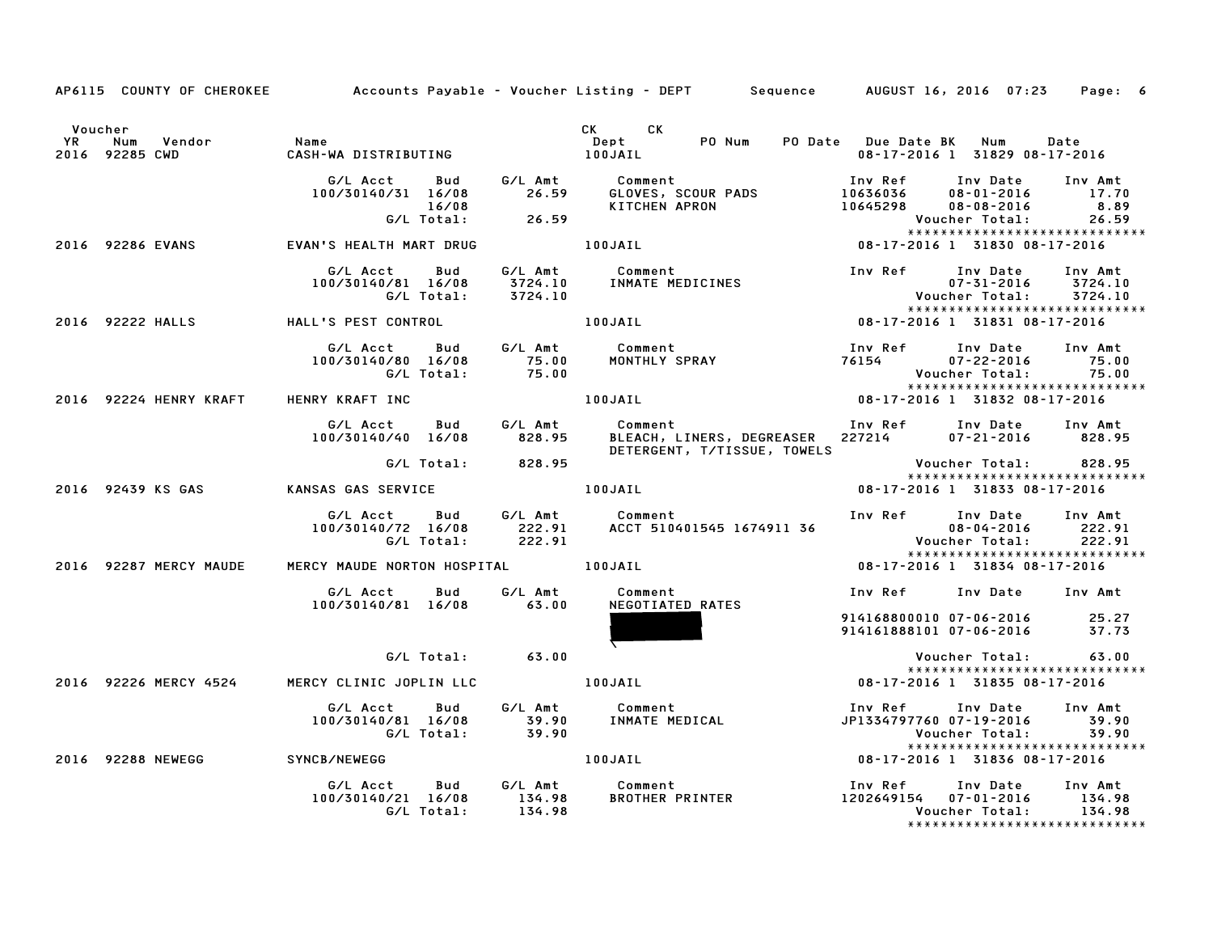AP6115 COUNTY OF CHEROKEE    Accounts Payable - Voucher Listing - DEPT    Sequence    AUGUST 16, 2016 07:23

| Voucher YR | Num | Vendor | Name | CK Dept | CK | PO Num | PO Date | Due Date | BK | Num | Date |
|---|---|---|---|---|---|---|---|---|---|---|---|
| 2016 | 92285 | CWD | CASH-WA DISTRIBUTING | 100JAIL | | | | 08-17-2016 | 1 | 31829 | 08-17-2016 |

| G/L Acct | Bud | G/L Amt | Comment | Inv Ref | Inv Date | Inv Amt |
|---|---|---|---|---|---|---|
| 100/30140/31 | 16/08 | 26.59 | GLOVES, SCOUR PADS | 10636036 | 08-01-2016 | 17.70 |
| | 16/08 | | KITCHEN APRON | 10645298 | 08-08-2016 | 8.89 |
| G/L Total: | | 26.59 | | | Voucher Total: | 26.59 |

| Voucher YR | Num | Vendor | Name | CK Dept | Due Date | BK | Num | Date |
|---|---|---|---|---|---|---|---|---|
| 2016 | 92286 | EVANS | EVAN'S HEALTH MART DRUG | 100JAIL | 08-17-2016 | 1 | 31830 | 08-17-2016 |

| G/L Acct | Bud | G/L Amt | Comment | Inv Ref | Inv Date | Inv Amt |
|---|---|---|---|---|---|---|
| 100/30140/81 | 16/08 | 3724.10 | INMATE MEDICINES | | 07-31-2016 | 3724.10 |
| G/L Total: | | 3724.10 | | | Voucher Total: | 3724.10 |

| Voucher YR | Num | Vendor | Name | CK Dept | Due Date | BK | Num | Date |
|---|---|---|---|---|---|---|---|---|
| 2016 | 92222 | HALLS | HALL'S PEST CONTROL | 100JAIL | 08-17-2016 | 1 | 31831 | 08-17-2016 |

| G/L Acct | Bud | G/L Amt | Comment | Inv Ref | Inv Date | Inv Amt |
|---|---|---|---|---|---|---|
| 100/30140/80 | 16/08 | 75.00 | MONTHLY SPRAY | 76154 | 07-22-2016 | 75.00 |
| G/L Total: | | 75.00 | | | Voucher Total: | 75.00 |

| Voucher YR | Num | Vendor | Name | CK Dept | Due Date | BK | Num | Date |
|---|---|---|---|---|---|---|---|---|
| 2016 | 92224 | HENRY KRAFT | HENRY KRAFT INC | 100JAIL | 08-17-2016 | 1 | 31832 | 08-17-2016 |

| G/L Acct | Bud | G/L Amt | Comment | Inv Ref | Inv Date | Inv Amt |
|---|---|---|---|---|---|---|
| 100/30140/40 | 16/08 | 828.95 | BLEACH, LINERS, DEGREASER DETERGENT, T/TISSUE, TOWELS | 227214 | 07-21-2016 | 828.95 |
| G/L Total: | | 828.95 | | | Voucher Total: | 828.95 |

| Voucher YR | Num | Vendor | Name | CK Dept | Due Date | BK | Num | Date |
|---|---|---|---|---|---|---|---|---|
| 2016 | 92439 | KS GAS | KANSAS GAS SERVICE | 100JAIL | 08-17-2016 | 1 | 31833 | 08-17-2016 |

| G/L Acct | Bud | G/L Amt | Comment | Inv Ref | Inv Date | Inv Amt |
|---|---|---|---|---|---|---|
| 100/30140/72 | 16/08 | 222.91 | ACCT 510401545 1674911 36 | | 08-04-2016 | 222.91 |
| G/L Total: | | 222.91 | | | Voucher Total: | 222.91 |

| Voucher YR | Num | Vendor | Name | CK Dept | Due Date | BK | Num | Date |
|---|---|---|---|---|---|---|---|---|
| 2016 | 92287 | MERCY MAUDE | MERCY MAUDE NORTON HOSPITAL | 100JAIL | 08-17-2016 | 1 | 31834 | 08-17-2016 |

| G/L Acct | Bud | G/L Amt | Comment | Inv Ref | Inv Date | Inv Amt |
|---|---|---|---|---|---|---|
| 100/30140/81 | 16/08 | 63.00 | NEGOTIATED RATES | | | |
| | | | | 914168800010 | 07-06-2016 | 25.27 |
| | | | | 914161888101 | 07-06-2016 | 37.73 |
| G/L Total: | | 63.00 | | | Voucher Total: | 63.00 |

| Voucher YR | Num | Vendor | Name | CK Dept | Due Date | BK | Num | Date |
|---|---|---|---|---|---|---|---|---|
| 2016 | 92226 | MERCY 4524 | MERCY CLINIC JOPLIN LLC | 100JAIL | 08-17-2016 | 1 | 31835 | 08-17-2016 |

| G/L Acct | Bud | G/L Amt | Comment | Inv Ref | Inv Date | Inv Amt |
|---|---|---|---|---|---|---|
| 100/30140/81 | 16/08 | 39.90 | INMATE MEDICAL | JP1334797760 | 07-19-2016 | 39.90 |
| G/L Total: | | 39.90 | | | Voucher Total: | 39.90 |

| Voucher YR | Num | Vendor | Name | CK Dept | Due Date | BK | Num | Date |
|---|---|---|---|---|---|---|---|---|
| 2016 | 92288 | NEWEGG | SYNCB/NEWEGG | 100JAIL | 08-17-2016 | 1 | 31836 | 08-17-2016 |

| G/L Acct | Bud | G/L Amt | Comment | Inv Ref | Inv Date | Inv Amt |
|---|---|---|---|---|---|---|
| 100/30140/21 | 16/08 | 134.98 | BROTHER PRINTER | 1202649154 | 07-01-2016 | 134.98 |
| G/L Total: | | 134.98 | | | Voucher Total: | 134.98 |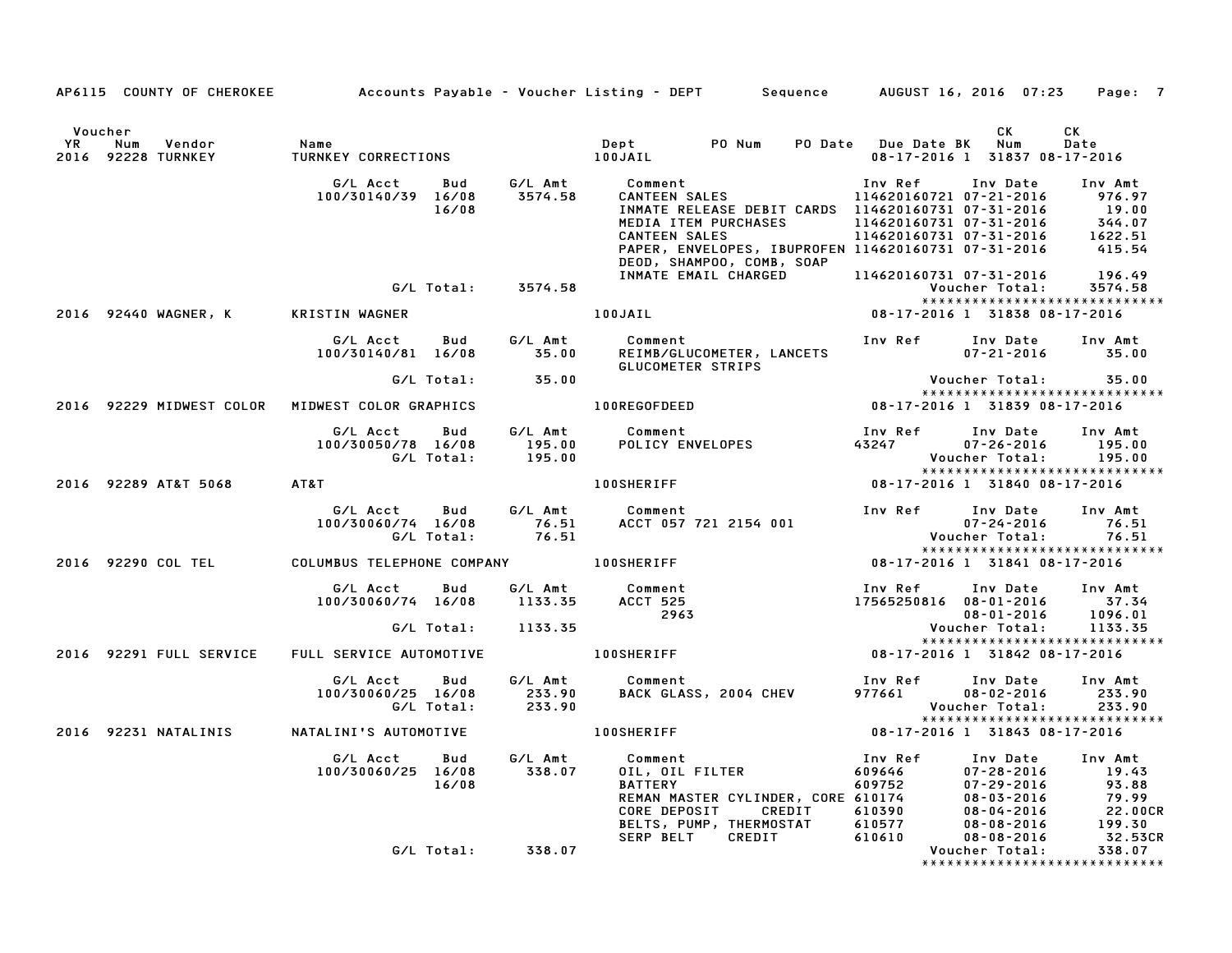AP6115 COUNTY OF CHEROKEE — Accounts Payable - Voucher Listing - DEPT — Sequence — AUGUST 16, 2016 07:23

| Voucher YR | Num | Vendor | Name | Dept | PO Num | PO Date | Due Date | BK | CK Num | CK Date |
|---|---|---|---|---|---|---|---|---|---|---|
| 2016 | 92228 | TURNKEY | TURNKEY CORRECTIONS | 100JAIL | | | 08-17-2016 | 1 | 31837 | 08-17-2016 |

| G/L Acct | Bud | G/L Amt | Comment | Inv Ref | Inv Date | Inv Amt |
|---|---|---|---|---|---|---|
| 100/30140/39 | 16/08 | 3574.58 | CANTEEN SALES | 114620160721 | 07-21-2016 | 976.97 |
| | 16/08 | | INMATE RELEASE DEBIT CARDS | 114620160731 | 07-31-2016 | 19.00 |
| | | | MEDIA ITEM PURCHASES | 114620160731 | 07-31-2016 | 344.07 |
| | | | CANTEEN SALES | 114620160731 | 07-31-2016 | 1622.51 |
| | | | PAPER, ENVELOPES, IBUPROFEN DEOD, SHAMPOO, COMB, SOAP | 114620160731 | 07-31-2016 | 415.54 |
| | | | INMATE EMAIL CHARGED | 114620160731 | 07-31-2016 | 196.49 |
| G/L Total: | | 3574.58 | | | Voucher Total: | 3574.58 |

| Voucher YR | Num | Vendor | Name | Dept | PO Num | PO Date | Due Date | BK | CK Num | CK Date |
|---|---|---|---|---|---|---|---|---|---|---|
| 2016 | 92440 | WAGNER, K | KRISTIN WAGNER | 100JAIL | | | 08-17-2016 | 1 | 31838 | 08-17-2016 |

| G/L Acct | Bud | G/L Amt | Comment | Inv Ref | Inv Date | Inv Amt |
|---|---|---|---|---|---|---|
| 100/30140/81 | 16/08 | 35.00 | REIMB/GLUCOMETER, LANCETS GLUCOMETER STRIPS | | 07-21-2016 | 35.00 |
| G/L Total: | | 35.00 | | | Voucher Total: | 35.00 |

| Voucher YR | Num | Vendor | Name | Dept | PO Num | PO Date | Due Date | BK | CK Num | CK Date |
|---|---|---|---|---|---|---|---|---|---|---|
| 2016 | 92229 | MIDWEST COLOR | MIDWEST COLOR GRAPHICS | 100REGOFDEED | | | 08-17-2016 | 1 | 31839 | 08-17-2016 |

| G/L Acct | Bud | G/L Amt | Comment | Inv Ref | Inv Date | Inv Amt |
|---|---|---|---|---|---|---|
| 100/30050/78 | 16/08 | 195.00 | POLICY ENVELOPES | 43247 | 07-26-2016 | 195.00 |
| G/L Total: | | 195.00 | | | Voucher Total: | 195.00 |

| Voucher YR | Num | Vendor | Name | Dept | PO Num | PO Date | Due Date | BK | CK Num | CK Date |
|---|---|---|---|---|---|---|---|---|---|---|
| 2016 | 92289 | AT&T 5068 | AT&T | 100SHERIFF | | | 08-17-2016 | 1 | 31840 | 08-17-2016 |

| G/L Acct | Bud | G/L Amt | Comment | Inv Ref | Inv Date | Inv Amt |
|---|---|---|---|---|---|---|
| 100/30060/74 | 16/08 | 76.51 | ACCT 057 721 2154 001 | | 07-24-2016 | 76.51 |
| G/L Total: | | 76.51 | | | Voucher Total: | 76.51 |

| Voucher YR | Num | Vendor | Name | Dept | PO Num | PO Date | Due Date | BK | CK Num | CK Date |
|---|---|---|---|---|---|---|---|---|---|---|
| 2016 | 92290 | COL TEL | COLUMBUS TELEPHONE COMPANY | 100SHERIFF | | | 08-17-2016 | 1 | 31841 | 08-17-2016 |

| G/L Acct | Bud | G/L Amt | Comment | Inv Ref | Inv Date | Inv Amt |
|---|---|---|---|---|---|---|
| 100/30060/74 | 16/08 | 1133.35 | ACCT 525 | 17565250816 | 08-01-2016 | 37.34 |
| | | | 2963 | | 08-01-2016 | 1096.01 |
| G/L Total: | | 1133.35 | | | Voucher Total: | 1133.35 |

| Voucher YR | Num | Vendor | Name | Dept | PO Num | PO Date | Due Date | BK | CK Num | CK Date |
|---|---|---|---|---|---|---|---|---|---|---|
| 2016 | 92291 | FULL SERVICE | FULL SERVICE AUTOMOTIVE | 100SHERIFF | | | 08-17-2016 | 1 | 31842 | 08-17-2016 |

| G/L Acct | Bud | G/L Amt | Comment | Inv Ref | Inv Date | Inv Amt |
|---|---|---|---|---|---|---|
| 100/30060/25 | 16/08 | 233.90 | BACK GLASS, 2004 CHEV | 977661 | 08-02-2016 | 233.90 |
| G/L Total: | | 233.90 | | | Voucher Total: | 233.90 |

| Voucher YR | Num | Vendor | Name | Dept | PO Num | PO Date | Due Date | BK | CK Num | CK Date |
|---|---|---|---|---|---|---|---|---|---|---|
| 2016 | 92231 | NATALINIS | NATALINI'S AUTOMOTIVE | 100SHERIFF | | | 08-17-2016 | 1 | 31843 | 08-17-2016 |

| G/L Acct | Bud | G/L Amt | Comment | Inv Ref | Inv Date | Inv Amt |
|---|---|---|---|---|---|---|
| 100/30060/25 | 16/08 | 338.07 | OIL, OIL FILTER | 609646 | 07-28-2016 | 19.43 |
| | 16/08 | | BATTERY | 609752 | 07-29-2016 | 93.88 |
| | | | REMAN MASTER CYLINDER, CORE | 610174 | 08-03-2016 | 79.99 |
| | | | CORE DEPOSIT CREDIT | 610390 | 08-04-2016 | 22.00CR |
| | | | BELTS, PUMP, THERMOSTAT | 610577 | 08-08-2016 | 199.30 |
| | | | SERP BELT CREDIT | 610610 | 08-08-2016 | 32.53CR |
| G/L Total: | | 338.07 | | | Voucher Total: | 338.07 |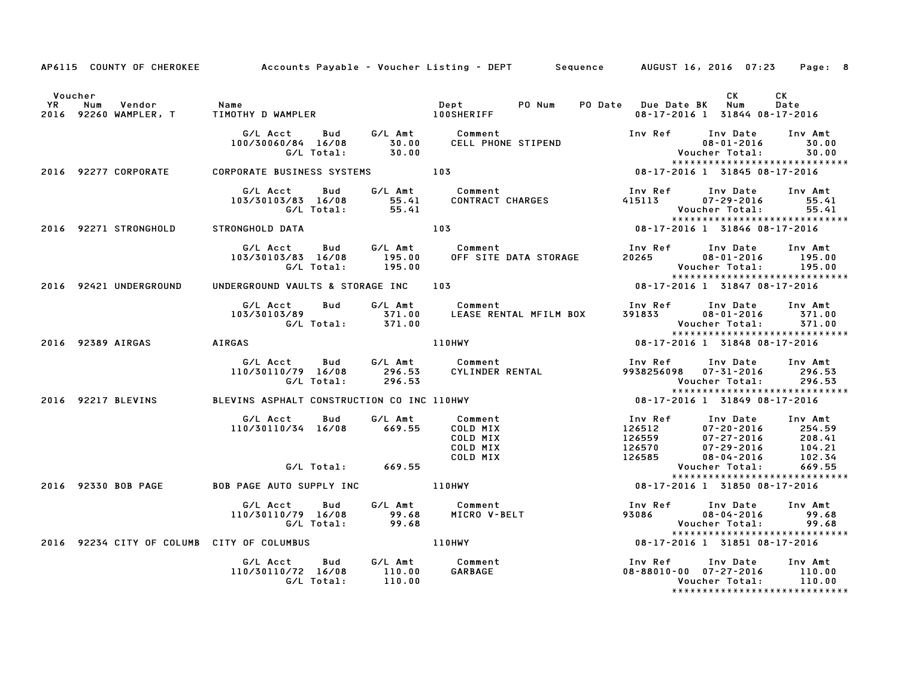AP6115 COUNTY OF CHEROKEE — Accounts Payable - Voucher Listing - DEPT — Sequence — AUGUST 16, 2016 07:23 — Page: 8

| Voucher YR | Num | Vendor | Name | Dept | PO Num | PO Date | Due Date | BK | CK Num | CK Date |
|---|---|---|---|---|---|---|---|---|---|---|
| 2016 | 92260 | WAMPLER, T | TIMOTHY D WAMPLER | 100SHERIFF | | | 08-17-2016 | 1 | 31844 | 08-17-2016 |

| G/L Acct | Bud | G/L Amt | Comment | Inv Ref | Inv Date | Inv Amt |
|---|---|---|---|---|---|---|
| 100/30060/84 | 16/08 | 30.00 | CELL PHONE STIPEND | | 08-01-2016 | 30.00 |
| | G/L Total: | 30.00 | | | Voucher Total: | 30.00 |

******************************

| Voucher YR | Num | Vendor | Name | Dept | PO Num | PO Date | Due Date | BK | CK Num | CK Date |
|---|---|---|---|---|---|---|---|---|---|---|
| 2016 | 92277 | CORPORATE | CORPORATE BUSINESS SYSTEMS | 103 | | | 08-17-2016 | 1 | 31845 | 08-17-2016 |

| G/L Acct | Bud | G/L Amt | Comment | Inv Ref | Inv Date | Inv Amt |
|---|---|---|---|---|---|---|
| 103/30103/83 | 16/08 | 55.41 | CONTRACT CHARGES | 415113 | 07-29-2016 | 55.41 |
| | G/L Total: | 55.41 | | | Voucher Total: | 55.41 |

******************************

| Voucher YR | Num | Vendor | Name | Dept | PO Num | PO Date | Due Date | BK | CK Num | CK Date |
|---|---|---|---|---|---|---|---|---|---|---|
| 2016 | 92271 | STRONGHOLD | STRONGHOLD DATA | 103 | | | 08-17-2016 | 1 | 31846 | 08-17-2016 |

| G/L Acct | Bud | G/L Amt | Comment | Inv Ref | Inv Date | Inv Amt |
|---|---|---|---|---|---|---|
| 103/30103/83 | 16/08 | 195.00 | OFF SITE DATA STORAGE | 20265 | 08-01-2016 | 195.00 |
| | G/L Total: | 195.00 | | | Voucher Total: | 195.00 |

******************************

| Voucher YR | Num | Vendor | Name | Dept | PO Num | PO Date | Due Date | BK | CK Num | CK Date |
|---|---|---|---|---|---|---|---|---|---|---|
| 2016 | 92421 | UNDERGROUND | UNDERGROUND VAULTS & STORAGE INC | 103 | | | 08-17-2016 | 1 | 31847 | 08-17-2016 |

| G/L Acct | Bud | G/L Amt | Comment | Inv Ref | Inv Date | Inv Amt |
|---|---|---|---|---|---|---|
| 103/30103/89 | | 371.00 | LEASE RENTAL MFILM BOX | 391833 | 08-01-2016 | 371.00 |
| | G/L Total: | 371.00 | | | Voucher Total: | 371.00 |

******************************

| Voucher YR | Num | Vendor | Name | Dept | PO Num | PO Date | Due Date | BK | CK Num | CK Date |
|---|---|---|---|---|---|---|---|---|---|---|
| 2016 | 92389 | AIRGAS | AIRGAS | 110HWY | | | 08-17-2016 | 1 | 31848 | 08-17-2016 |

| G/L Acct | Bud | G/L Amt | Comment | Inv Ref | Inv Date | Inv Amt |
|---|---|---|---|---|---|---|
| 110/30110/79 | 16/08 | 296.53 | CYLINDER RENTAL | 9938256098 | 07-31-2016 | 296.53 |
| | G/L Total: | 296.53 | | | Voucher Total: | 296.53 |

******************************

| Voucher YR | Num | Vendor | Name | Dept | PO Num | PO Date | Due Date | BK | CK Num | CK Date |
|---|---|---|---|---|---|---|---|---|---|---|
| 2016 | 92217 | BLEVINS | BLEVINS ASPHALT CONSTRUCTION CO INC | 110HWY | | | 08-17-2016 | 1 | 31849 | 08-17-2016 |

| G/L Acct | Bud | G/L Amt | Comment | Inv Ref | Inv Date | Inv Amt |
|---|---|---|---|---|---|---|
| 110/30110/34 | 16/08 | 669.55 | COLD MIX | 126512 | 07-20-2016 | 254.59 |
| | | | COLD MIX | 126559 | 07-27-2016 | 208.41 |
| | | | COLD MIX | 126570 | 07-29-2016 | 104.21 |
| | | | COLD MIX | 126585 | 08-04-2016 | 102.34 |
| | G/L Total: | 669.55 | | | Voucher Total: | 669.55 |

******************************

| Voucher YR | Num | Vendor | Name | Dept | PO Num | PO Date | Due Date | BK | CK Num | CK Date |
|---|---|---|---|---|---|---|---|---|---|---|
| 2016 | 92330 | BOB PAGE | BOB PAGE AUTO SUPPLY INC | 110HWY | | | 08-17-2016 | 1 | 31850 | 08-17-2016 |

| G/L Acct | Bud | G/L Amt | Comment | Inv Ref | Inv Date | Inv Amt |
|---|---|---|---|---|---|---|
| 110/30110/79 | 16/08 | 99.68 | MICRO V-BELT | 93086 | 08-04-2016 | 99.68 |
| | G/L Total: | 99.68 | | | Voucher Total: | 99.68 |

******************************

| Voucher YR | Num | Vendor | Name | Dept | PO Num | PO Date | Due Date | BK | CK Num | CK Date |
|---|---|---|---|---|---|---|---|---|---|---|
| 2016 | 92234 | CITY OF COLUMB | CITY OF COLUMBUS | 110HWY | | | 08-17-2016 | 1 | 31851 | 08-17-2016 |

| G/L Acct | Bud | G/L Amt | Comment | Inv Ref | Inv Date | Inv Amt |
|---|---|---|---|---|---|---|
| 110/30110/72 | 16/08 | 110.00 | GARBAGE | 08-88010-00 | 07-27-2016 | 110.00 |
| | G/L Total: | 110.00 | | | Voucher Total: | 110.00 |

******************************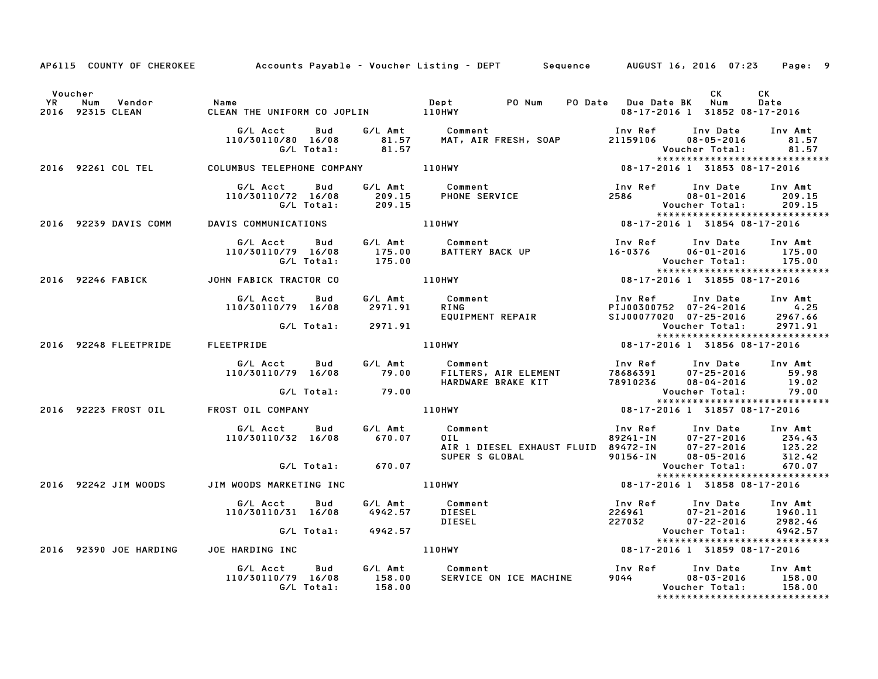AP6115 COUNTY OF CHEROKEE    Accounts Payable - Voucher Listing - DEPT    Sequence    AUGUST 16, 2016 07:23

| Voucher YR | Num | Vendor | Name | Dept | PO Num | PO Date | Due Date | BK | CK Num | CK Date |
|---|---|---|---|---|---|---|---|---|---|---|
| 2016 | 92315 | CLEAN | CLEAN THE UNIFORM CO JOPLIN | 110HWY | | | 08-17-2016 | 1 | 31852 | 08-17-2016 |

| G/L Acct | Bud | G/L Amt | Comment | Inv Ref | Inv Date | Inv Amt |
|---|---|---|---|---|---|---|
| 110/30110/80 | 16/08 | 81.57 | MAT, AIR FRESH, SOAP | 21159106 | 08-05-2016 | 81.57 |
| | G/L Total: | 81.57 | | | Voucher Total: | 81.57 |

| Voucher YR | Num | Vendor | Name | Dept | PO Num | PO Date | Due Date | BK | CK Num | CK Date |
|---|---|---|---|---|---|---|---|---|---|---|
| 2016 | 92261 | COL TEL | COLUMBUS TELEPHONE COMPANY | 110HWY | | | 08-17-2016 | 1 | 31853 | 08-17-2016 |

| G/L Acct | Bud | G/L Amt | Comment | Inv Ref | Inv Date | Inv Amt |
|---|---|---|---|---|---|---|
| 110/30110/72 | 16/08 | 209.15 | PHONE SERVICE | 2586 | 08-01-2016 | 209.15 |
| | G/L Total: | 209.15 | | | Voucher Total: | 209.15 |

| Voucher YR | Num | Vendor | Name | Dept | PO Num | PO Date | Due Date | BK | CK Num | CK Date |
|---|---|---|---|---|---|---|---|---|---|---|
| 2016 | 92239 | DAVIS COMM | DAVIS COMMUNICATIONS | 110HWY | | | 08-17-2016 | 1 | 31854 | 08-17-2016 |

| G/L Acct | Bud | G/L Amt | Comment | Inv Ref | Inv Date | Inv Amt |
|---|---|---|---|---|---|---|
| 110/30110/79 | 16/08 | 175.00 | BATTERY BACK UP | 16-0376 | 06-01-2016 | 175.00 |
| | G/L Total: | 175.00 | | | Voucher Total: | 175.00 |

| Voucher YR | Num | Vendor | Name | Dept | PO Num | PO Date | Due Date | BK | CK Num | CK Date |
|---|---|---|---|---|---|---|---|---|---|---|
| 2016 | 92246 | FABICK | JOHN FABICK TRACTOR CO | 110HWY | | | 08-17-2016 | 1 | 31855 | 08-17-2016 |

| G/L Acct | Bud | G/L Amt | Comment | Inv Ref | Inv Date | Inv Amt |
|---|---|---|---|---|---|---|
| 110/30110/79 | 16/08 | 2971.91 | RING | PIJ00300752 | 07-24-2016 | 4.25 |
| | | | EQUIPMENT REPAIR | SIJ00077020 | 07-25-2016 | 2967.66 |
| | G/L Total: | 2971.91 | | | Voucher Total: | 2971.91 |

| Voucher YR | Num | Vendor | Name | Dept | PO Num | PO Date | Due Date | BK | CK Num | CK Date |
|---|---|---|---|---|---|---|---|---|---|---|
| 2016 | 92248 | FLEETPRIDE | FLEETPRIDE | 110HWY | | | 08-17-2016 | 1 | 31856 | 08-17-2016 |

| G/L Acct | Bud | G/L Amt | Comment | Inv Ref | Inv Date | Inv Amt |
|---|---|---|---|---|---|---|
| 110/30110/79 | 16/08 | 79.00 | FILTERS, AIR ELEMENT | 78686391 | 07-25-2016 | 59.98 |
| | | | HARDWARE BRAKE KIT | 78910236 | 08-04-2016 | 19.02 |
| | G/L Total: | 79.00 | | | Voucher Total: | 79.00 |

| Voucher YR | Num | Vendor | Name | Dept | PO Num | PO Date | Due Date | BK | CK Num | CK Date |
|---|---|---|---|---|---|---|---|---|---|---|
| 2016 | 92223 | FROST OIL | FROST OIL COMPANY | 110HWY | | | 08-17-2016 | 1 | 31857 | 08-17-2016 |

| G/L Acct | Bud | G/L Amt | Comment | Inv Ref | Inv Date | Inv Amt |
|---|---|---|---|---|---|---|
| 110/30110/32 | 16/08 | 670.07 | OIL | 89241-IN | 07-27-2016 | 234.43 |
| | | | AIR 1 DIESEL EXHAUST FLUID | 89472-IN | 07-27-2016 | 123.22 |
| | | | SUPER S GLOBAL | 90156-IN | 08-05-2016 | 312.42 |
| | G/L Total: | 670.07 | | | Voucher Total: | 670.07 |

| Voucher YR | Num | Vendor | Name | Dept | PO Num | PO Date | Due Date | BK | CK Num | CK Date |
|---|---|---|---|---|---|---|---|---|---|---|
| 2016 | 92242 | JIM WOODS | JIM WOODS MARKETING INC | 110HWY | | | 08-17-2016 | 1 | 31858 | 08-17-2016 |

| G/L Acct | Bud | G/L Amt | Comment | Inv Ref | Inv Date | Inv Amt |
|---|---|---|---|---|---|---|
| 110/30110/31 | 16/08 | 4942.57 | DIESEL | 226961 | 07-21-2016 | 1960.11 |
| | | | DIESEL | 227032 | 07-22-2016 | 2982.46 |
| | G/L Total: | 4942.57 | | | Voucher Total: | 4942.57 |

| Voucher YR | Num | Vendor | Name | Dept | PO Num | PO Date | Due Date | BK | CK Num | CK Date |
|---|---|---|---|---|---|---|---|---|---|---|
| 2016 | 92390 | JOE HARDING | JOE HARDING INC | 110HWY | | | 08-17-2016 | 1 | 31859 | 08-17-2016 |

| G/L Acct | Bud | G/L Amt | Comment | Inv Ref | Inv Date | Inv Amt |
|---|---|---|---|---|---|---|
| 110/30110/79 | 16/08 | 158.00 | SERVICE ON ICE MACHINE | 9044 | 08-03-2016 | 158.00 |
| | G/L Total: | 158.00 | | | Voucher Total: | 158.00 |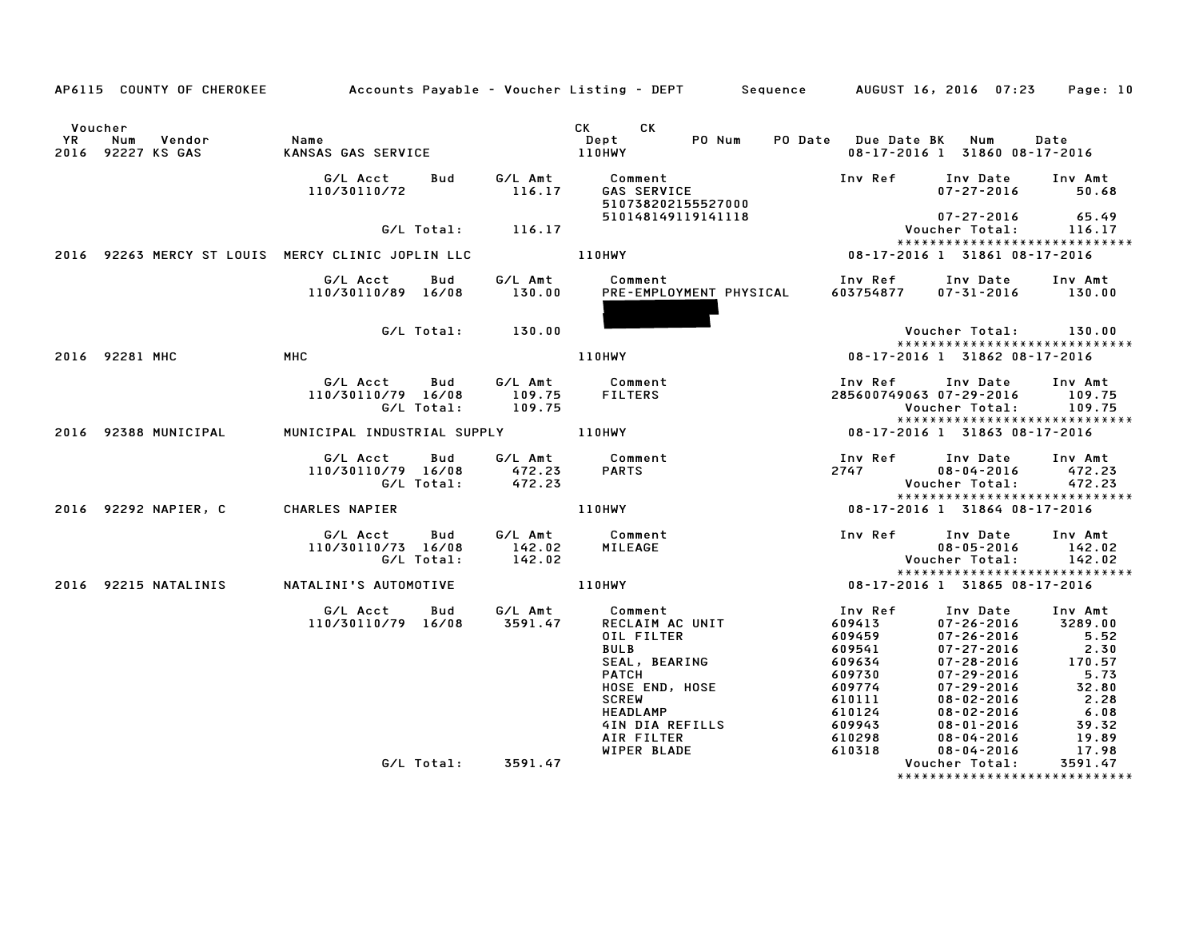AP6115 COUNTY OF CHEROKEE — Accounts Payable - Voucher Listing - DEPT — Sequence — AUGUST 16, 2016 07:23 — Page: 10

| Voucher YR | Num | Vendor | Name | CK Dept | CK PO Num | PO Date | Due Date BK | Num | Date |
|---|---|---|---|---|---|---|---|---|---|
| 2016 | 92227 | KS GAS | KANSAS GAS SERVICE | 110HWY | | | 08-17-2016 1 | 31860 | 08-17-2016 |

| G/L Acct | Bud | G/L Amt | Comment | Inv Ref | Inv Date | Inv Amt |
|---|---|---|---|---|---|---|
| 110/30110/72 | | 116.17 | GAS SERVICE 510738202155527000 | | 07-27-2016 | 50.68 |
| | | | 510148149119141118 | | 07-27-2016 | 65.49 |
| | G/L Total: | 116.17 | | | Voucher Total: | 116.17 |

******************************

| Voucher YR | Num | Vendor | Name | CK Dept | CK PO Num | PO Date | Due Date BK | Num | Date |
|---|---|---|---|---|---|---|---|---|---|
| 2016 | 92263 | MERCY ST LOUIS | MERCY CLINIC JOPLIN LLC | 110HWY | | | 08-17-2016 1 | 31861 | 08-17-2016 |

| G/L Acct | Bud | G/L Amt | Comment | Inv Ref | Inv Date | Inv Amt |
|---|---|---|---|---|---|---|
| 110/30110/89 | 16/08 | 130.00 | PRE-EMPLOYMENT PHYSICAL | 603754877 | 07-31-2016 | 130.00 |
| | G/L Total: | 130.00 | | | Voucher Total: | 130.00 |

******************************

| Voucher YR | Num | Vendor | Name | CK Dept | CK PO Num | PO Date | Due Date BK | Num | Date |
|---|---|---|---|---|---|---|---|---|---|
| 2016 | 92281 | MHC | MHC | 110HWY | | | 08-17-2016 1 | 31862 | 08-17-2016 |

| G/L Acct | Bud | G/L Amt | Comment | Inv Ref | Inv Date | Inv Amt |
|---|---|---|---|---|---|---|
| 110/30110/79 | 16/08 | 109.75 | FILTERS | 285600749063 | 07-29-2016 | 109.75 |
| | G/L Total: | 109.75 | | | Voucher Total: | 109.75 |

******************************

| Voucher YR | Num | Vendor | Name | CK Dept | CK PO Num | PO Date | Due Date BK | Num | Date |
|---|---|---|---|---|---|---|---|---|---|
| 2016 | 92388 | MUNICIPAL | MUNICIPAL INDUSTRIAL SUPPLY | 110HWY | | | 08-17-2016 1 | 31863 | 08-17-2016 |

| G/L Acct | Bud | G/L Amt | Comment | Inv Ref | Inv Date | Inv Amt |
|---|---|---|---|---|---|---|
| 110/30110/79 | 16/08 | 472.23 | PARTS | 2747 | 08-04-2016 | 472.23 |
| | G/L Total: | 472.23 | | | Voucher Total: | 472.23 |

******************************

| Voucher YR | Num | Vendor | Name | CK Dept | CK PO Num | PO Date | Due Date BK | Num | Date |
|---|---|---|---|---|---|---|---|---|---|
| 2016 | 92292 | NAPIER, C | CHARLES NAPIER | 110HWY | | | 08-17-2016 1 | 31864 | 08-17-2016 |

| G/L Acct | Bud | G/L Amt | Comment | Inv Ref | Inv Date | Inv Amt |
|---|---|---|---|---|---|---|
| 110/30110/73 | 16/08 | 142.02 | MILEAGE | | 08-05-2016 | 142.02 |
| | G/L Total: | 142.02 | | | Voucher Total: | 142.02 |

******************************

| Voucher YR | Num | Vendor | Name | CK Dept | CK PO Num | PO Date | Due Date BK | Num | Date |
|---|---|---|---|---|---|---|---|---|---|
| 2016 | 92215 | NATALINIS | NATALINI'S AUTOMOTIVE | 110HWY | | | 08-17-2016 1 | 31865 | 08-17-2016 |

| G/L Acct | Bud | G/L Amt | Comment | Inv Ref | Inv Date | Inv Amt |
|---|---|---|---|---|---|---|
| 110/30110/79 | 16/08 | 3591.47 | RECLAIM AC UNIT | 609413 | 07-26-2016 | 3289.00 |
| | | | OIL FILTER | 609459 | 07-26-2016 | 5.52 |
| | | | BULB | 609541 | 07-27-2016 | 2.30 |
| | | | SEAL, BEARING | 609634 | 07-28-2016 | 170.57 |
| | | | PATCH | 609730 | 07-29-2016 | 5.73 |
| | | | HOSE END, HOSE | 609774 | 07-29-2016 | 32.80 |
| | | | SCREW | 610111 | 08-02-2016 | 2.28 |
| | | | HEADLAMP | 610124 | 08-02-2016 | 6.08 |
| | | | 4IN DIA REFILLS | 609943 | 08-01-2016 | 39.32 |
| | | | AIR FILTER | 610298 | 08-04-2016 | 19.89 |
| | | | WIPER BLADE | 610318 | 08-04-2016 | 17.98 |
| | G/L Total: | 3591.47 | | | Voucher Total: | 3591.47 |

******************************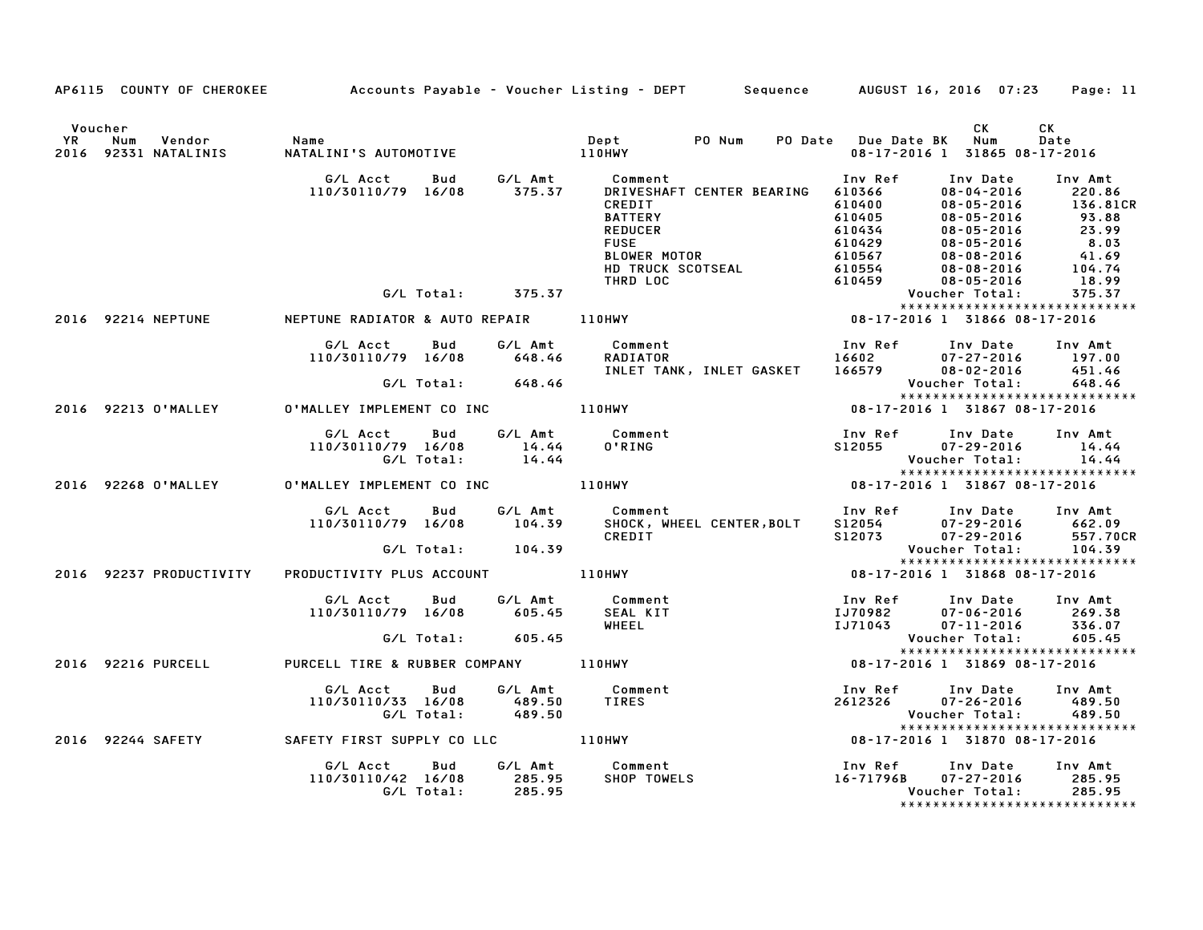AP6115 COUNTY OF CHEROKEE Accounts Payable - Voucher Listing - DEPT Sequence AUGUST 16, 2016 07:23

| Voucher YR | Num | Vendor | Name | Dept | PO Num | PO Date | Due Date | BK | CK Num | CK Date |
|---|---|---|---|---|---|---|---|---|---|---|
| 2016 | 92331 | NATALINIS | NATALINI'S AUTOMOTIVE | 110HWY | | | 08-17-2016 | 1 | 31865 | 08-17-2016 |

| G/L Acct | Bud | G/L Amt | Comment | Inv Ref | Inv Date | Inv Amt |
|---|---|---|---|---|---|---|
| 110/30110/79 | 16/08 | 375.37 | DRIVESHAFT CENTER BEARING | 610366 | 08-04-2016 | 220.86 |
| | | | CREDIT | 610400 | 08-05-2016 | 136.81CR |
| | | | BATTERY | 610405 | 08-05-2016 | 93.88 |
| | | | REDUCER | 610434 | 08-05-2016 | 23.99 |
| | | | FUSE | 610429 | 08-05-2016 | 8.03 |
| | | | BLOWER MOTOR | 610567 | 08-08-2016 | 41.69 |
| | | | HD TRUCK SCOTSEAL | 610554 | 08-08-2016 | 104.74 |
| | | | THRD LOC | 610459 | 08-05-2016 | 18.99 |
| | G/L Total: | 375.37 | | | Voucher Total: | 375.37 |

| Voucher YR | Num | Vendor | Name | Dept | PO Num | PO Date | Due Date | BK | CK Num | CK Date |
|---|---|---|---|---|---|---|---|---|---|---|
| 2016 | 92214 | NEPTUNE | NEPTUNE RADIATOR & AUTO REPAIR | 110HWY | | | 08-17-2016 | 1 | 31866 | 08-17-2016 |

| G/L Acct | Bud | G/L Amt | Comment | Inv Ref | Inv Date | Inv Amt |
|---|---|---|---|---|---|---|
| 110/30110/79 | 16/08 | 648.46 | RADIATOR | 16602 | 07-27-2016 | 197.00 |
| | | | INLET TANK, INLET GASKET | 166579 | 08-02-2016 | 451.46 |
| | G/L Total: | 648.46 | | | Voucher Total: | 648.46 |

| Voucher YR | Num | Vendor | Name | Dept | PO Num | PO Date | Due Date | BK | CK Num | CK Date |
|---|---|---|---|---|---|---|---|---|---|---|
| 2016 | 92213 | O'MALLEY | O'MALLEY IMPLEMENT CO INC | 110HWY | | | 08-17-2016 | 1 | 31867 | 08-17-2016 |

| G/L Acct | Bud | G/L Amt | Comment | Inv Ref | Inv Date | Inv Amt |
|---|---|---|---|---|---|---|
| 110/30110/79 | 16/08 | 14.44 | O'RING | S12055 | 07-29-2016 | 14.44 |
| | G/L Total: | 14.44 | | | Voucher Total: | 14.44 |

| Voucher YR | Num | Vendor | Name | Dept | PO Num | PO Date | Due Date | BK | CK Num | CK Date |
|---|---|---|---|---|---|---|---|---|---|---|
| 2016 | 92268 | O'MALLEY | O'MALLEY IMPLEMENT CO INC | 110HWY | | | 08-17-2016 | 1 | 31867 | 08-17-2016 |

| G/L Acct | Bud | G/L Amt | Comment | Inv Ref | Inv Date | Inv Amt |
|---|---|---|---|---|---|---|
| 110/30110/79 | 16/08 | 104.39 | SHOCK, WHEEL CENTER,BOLT | S12054 | 07-29-2016 | 662.09 |
| | | | CREDIT | S12073 | 07-29-2016 | 557.70CR |
| | G/L Total: | 104.39 | | | Voucher Total: | 104.39 |

| Voucher YR | Num | Vendor | Name | Dept | PO Num | PO Date | Due Date | BK | CK Num | CK Date |
|---|---|---|---|---|---|---|---|---|---|---|
| 2016 | 92237 | PRODUCTIVITY | PRODUCTIVITY PLUS ACCOUNT | 110HWY | | | 08-17-2016 | 1 | 31868 | 08-17-2016 |

| G/L Acct | Bud | G/L Amt | Comment | Inv Ref | Inv Date | Inv Amt |
|---|---|---|---|---|---|---|
| 110/30110/79 | 16/08 | 605.45 | SEAL KIT | IJ70982 | 07-06-2016 | 269.38 |
| | | | WHEEL | IJ71043 | 07-11-2016 | 336.07 |
| | G/L Total: | 605.45 | | | Voucher Total: | 605.45 |

| Voucher YR | Num | Vendor | Name | Dept | PO Num | PO Date | Due Date | BK | CK Num | CK Date |
|---|---|---|---|---|---|---|---|---|---|---|
| 2016 | 92216 | PURCELL | PURCELL TIRE & RUBBER COMPANY | 110HWY | | | 08-17-2016 | 1 | 31869 | 08-17-2016 |

| G/L Acct | Bud | G/L Amt | Comment | Inv Ref | Inv Date | Inv Amt |
|---|---|---|---|---|---|---|
| 110/30110/33 | 16/08 | 489.50 | TIRES | 2612326 | 07-26-2016 | 489.50 |
| | G/L Total: | 489.50 | | | Voucher Total: | 489.50 |

| Voucher YR | Num | Vendor | Name | Dept | PO Num | PO Date | Due Date | BK | CK Num | CK Date |
|---|---|---|---|---|---|---|---|---|---|---|
| 2016 | 92244 | SAFETY | SAFETY FIRST SUPPLY CO LLC | 110HWY | | | 08-17-2016 | 1 | 31870 | 08-17-2016 |

| G/L Acct | Bud | G/L Amt | Comment | Inv Ref | Inv Date | Inv Amt |
|---|---|---|---|---|---|---|
| 110/30110/42 | 16/08 | 285.95 | SHOP TOWELS | 16-71796B | 07-27-2016 | 285.95 |
| | G/L Total: | 285.95 | | | Voucher Total: | 285.95 |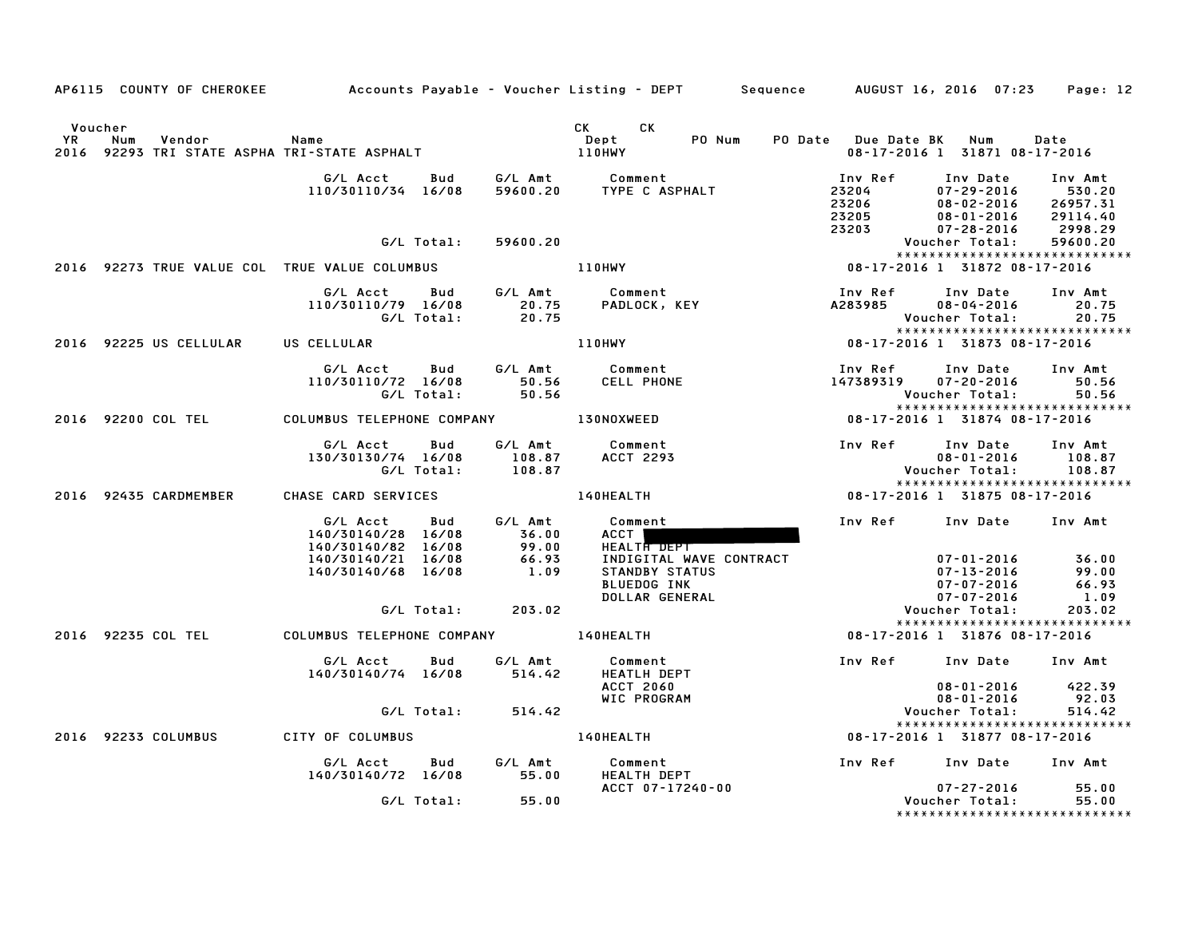AP6115 COUNTY OF CHEROKEE Accounts Payable - Voucher Listing - DEPT Sequence AUGUST 16, 2016 07:23 Page: 12

| Voucher YR | Num | Vendor | Name | CK Dept | CK | PO Num | PO Date | Due Date | BK | Num | Date |
|---|---|---|---|---|---|---|---|---|---|---|---|
| 2016 | 92293 | TRI STATE ASPHA | TRI-STATE ASPHALT | 110HWY | | | | 08-17-2016 | 1 | 31871 | 08-17-2016 |

| G/L Acct | Bud | G/L Amt | Comment | Inv Ref | Inv Date | Inv Amt |
|---|---|---|---|---|---|---|
| 110/30110/34 | 16/08 | 59600.20 | TYPE C ASPHALT | 23204 | 07-29-2016 | 530.20 |
| | | | | 23206 | 08-02-2016 | 26957.31 |
| | | | | 23205 | 08-01-2016 | 29114.40 |
| | | | | 23203 | 07-28-2016 | 2998.29 |
| | G/L Total: | 59600.20 | | | Voucher Total: | 59600.20 |

*****************************

| Voucher YR | Num | Vendor | Name | CK Dept | Due Date | BK | Num | Date |
|---|---|---|---|---|---|---|---|---|
| 2016 | 92273 | TRUE VALUE COL | TRUE VALUE COLUMBUS | 110HWY | 08-17-2016 | 1 | 31872 | 08-17-2016 |

| G/L Acct | Bud | G/L Amt | Comment | Inv Ref | Inv Date | Inv Amt |
|---|---|---|---|---|---|---|
| 110/30110/79 | 16/08 | 20.75 | PADLOCK, KEY | A283985 | 08-04-2016 | 20.75 |
| | G/L Total: | 20.75 | | | Voucher Total: | 20.75 |

*****************************

| Voucher YR | Num | Vendor | Name | CK Dept | Due Date | BK | Num | Date |
|---|---|---|---|---|---|---|---|---|
| 2016 | 92225 | US CELLULAR | US CELLULAR | 110HWY | 08-17-2016 | 1 | 31873 | 08-17-2016 |

| G/L Acct | Bud | G/L Amt | Comment | Inv Ref | Inv Date | Inv Amt |
|---|---|---|---|---|---|---|
| 110/30110/72 | 16/08 | 50.56 | CELL PHONE | 147389319 | 07-20-2016 | 50.56 |
| | G/L Total: | 50.56 | | | Voucher Total: | 50.56 |

*****************************

| Voucher YR | Num | Vendor | Name | CK Dept | Due Date | BK | Num | Date |
|---|---|---|---|---|---|---|---|---|
| 2016 | 92200 | COL TEL | COLUMBUS TELEPHONE COMPANY | 130NOXWEED | 08-17-2016 | 1 | 31874 | 08-17-2016 |

| G/L Acct | Bud | G/L Amt | Comment | Inv Ref | Inv Date | Inv Amt |
|---|---|---|---|---|---|---|
| 130/30130/74 | 16/08 | 108.87 | ACCT 2293 | | 08-01-2016 | 108.87 |
| | G/L Total: | 108.87 | | | Voucher Total: | 108.87 |

*****************************

| Voucher YR | Num | Vendor | Name | CK Dept | Due Date | BK | Num | Date |
|---|---|---|---|---|---|---|---|---|
| 2016 | 92435 | CARDMEMBER | CHASE CARD SERVICES | 140HEALTH | 08-17-2016 | 1 | 31875 | 08-17-2016 |

| G/L Acct | Bud | G/L Amt | Comment | Inv Ref | Inv Date | Inv Amt |
|---|---|---|---|---|---|---|
| 140/30140/28 | 16/08 | 36.00 | ACCT [REDACTED] | | | |
| 140/30140/82 | 16/08 | 99.00 | HEALTH DEPT | | | |
| 140/30140/21 | 16/08 | 66.93 | INDIGITAL WAVE CONTRACT | | 07-01-2016 | 36.00 |
| 140/30140/68 | 16/08 | 1.09 | STANDBY STATUS | | 07-13-2016 | 99.00 |
| | | | BLUEDOG INK | | 07-07-2016 | 66.93 |
| | | | DOLLAR GENERAL | | 07-07-2016 | 1.09 |
| | G/L Total: | 203.02 | | | Voucher Total: | 203.02 |

*****************************

| Voucher YR | Num | Vendor | Name | CK Dept | Due Date | BK | Num | Date |
|---|---|---|---|---|---|---|---|---|
| 2016 | 92235 | COL TEL | COLUMBUS TELEPHONE COMPANY | 140HEALTH | 08-17-2016 | 1 | 31876 | 08-17-2016 |

| G/L Acct | Bud | G/L Amt | Comment | Inv Ref | Inv Date | Inv Amt |
|---|---|---|---|---|---|---|
| 140/30140/74 | 16/08 | 514.42 | HEATLH DEPT | | | |
| | | | ACCT 2060 | | 08-01-2016 | 422.39 |
| | | | WIC PROGRAM | | 08-01-2016 | 92.03 |
| | G/L Total: | 514.42 | | | Voucher Total: | 514.42 |

*****************************

| Voucher YR | Num | Vendor | Name | CK Dept | Due Date | BK | Num | Date |
|---|---|---|---|---|---|---|---|---|
| 2016 | 92233 | COLUMBUS | CITY OF COLUMBUS | 140HEALTH | 08-17-2016 | 1 | 31877 | 08-17-2016 |

| G/L Acct | Bud | G/L Amt | Comment | Inv Ref | Inv Date | Inv Amt |
|---|---|---|---|---|---|---|
| 140/30140/72 | 16/08 | 55.00 | HEALTH DEPT | | | |
| | | | ACCT 07-17240-00 | | 07-27-2016 | 55.00 |
| | G/L Total: | 55.00 | | | Voucher Total: | 55.00 |

*****************************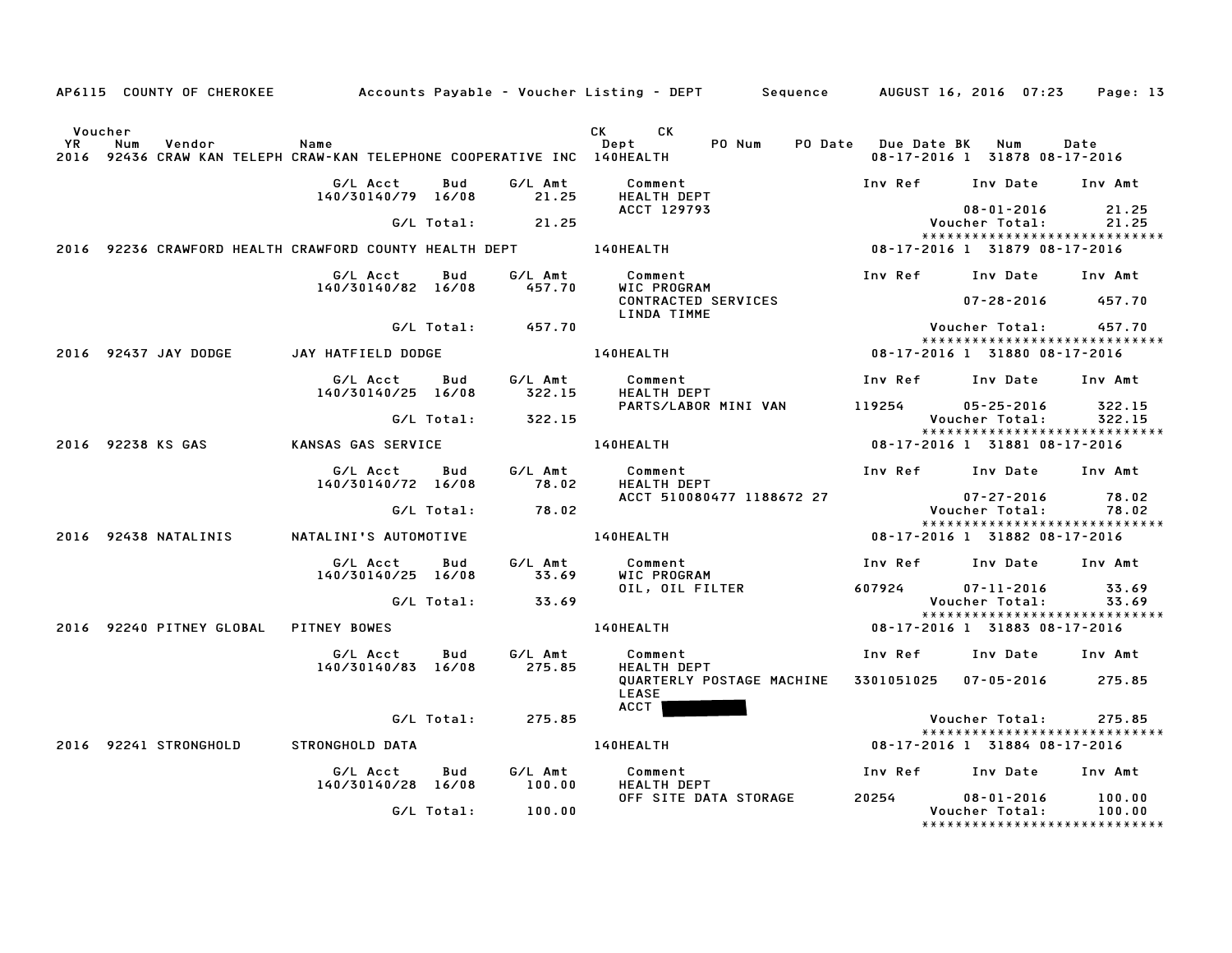AP6115 COUNTY OF CHEROKEE Accounts Payable - Voucher Listing - DEPT Sequence AUGUST 16, 2016 07:23

| Voucher YR | Num | Vendor | Name | CK Dept | CK PO Num | PO Date | Due Date BK | Num | Date |
|---|---|---|---|---|---|---|---|---|---|
| 2016 | 92436 | CRAW KAN TELEPH | CRAW-KAN TELEPHONE COOPERATIVE INC | 140HEALTH | | | 08-17-2016 1 | 31878 | 08-17-2016 |

| G/L Acct | Bud | G/L Amt | Comment | Inv Ref | Inv Date | Inv Amt |
|---|---|---|---|---|---|---|
| 140/30140/79 | 16/08 | 21.25 | HEALTH DEPT ACCT 129793 | | 08-01-2016 | 21.25 |
| | G/L Total: | 21.25 | | | Voucher Total: | 21.25 |

*****************************

| YR | Num | Vendor | Name | Dept | Due Date BK | Num | Date |
|---|---|---|---|---|---|---|---|
| 2016 | 92236 | CRAWFORD HEALTH | CRAWFORD COUNTY HEALTH DEPT | 140HEALTH | 08-17-2016 1 | 31879 | 08-17-2016 |

| G/L Acct | Bud | G/L Amt | Comment | Inv Ref | Inv Date | Inv Amt |
|---|---|---|---|---|---|---|
| 140/30140/82 | 16/08 | 457.70 | WIC PROGRAM CONTRACTED SERVICES LINDA TIMME | | 07-28-2016 | 457.70 |
| | G/L Total: | 457.70 | | | Voucher Total: | 457.70 |

*****************************

| YR | Num | Vendor | Name | Dept | Due Date BK | Num | Date |
|---|---|---|---|---|---|---|---|
| 2016 | 92437 | JAY DODGE | JAY HATFIELD DODGE | 140HEALTH | 08-17-2016 1 | 31880 | 08-17-2016 |

| G/L Acct | Bud | G/L Amt | Comment | Inv Ref | Inv Date | Inv Amt |
|---|---|---|---|---|---|---|
| 140/30140/25 | 16/08 | 322.15 | HEALTH DEPT PARTS/LABOR MINI VAN | 119254 | 05-25-2016 | 322.15 |
| | G/L Total: | 322.15 | | | Voucher Total: | 322.15 |

*****************************

| YR | Num | Vendor | Name | Dept | Due Date BK | Num | Date |
|---|---|---|---|---|---|---|---|
| 2016 | 92238 | KS GAS | KANSAS GAS SERVICE | 140HEALTH | 08-17-2016 1 | 31881 | 08-17-2016 |

| G/L Acct | Bud | G/L Amt | Comment | Inv Ref | Inv Date | Inv Amt |
|---|---|---|---|---|---|---|
| 140/30140/72 | 16/08 | 78.02 | HEALTH DEPT ACCT 510080477 1188672 27 | | 07-27-2016 | 78.02 |
| | G/L Total: | 78.02 | | | Voucher Total: | 78.02 |

*****************************

| YR | Num | Vendor | Name | Dept | Due Date BK | Num | Date |
|---|---|---|---|---|---|---|---|
| 2016 | 92438 | NATALINIS | NATALINI'S AUTOMOTIVE | 140HEALTH | 08-17-2016 1 | 31882 | 08-17-2016 |

| G/L Acct | Bud | G/L Amt | Comment | Inv Ref | Inv Date | Inv Amt |
|---|---|---|---|---|---|---|
| 140/30140/25 | 16/08 | 33.69 | WIC PROGRAM OIL, OIL FILTER | 607924 | 07-11-2016 | 33.69 |
| | G/L Total: | 33.69 | | | Voucher Total: | 33.69 |

*****************************

| YR | Num | Vendor | Name | Dept | Due Date BK | Num | Date |
|---|---|---|---|---|---|---|---|
| 2016 | 92240 | PITNEY GLOBAL | PITNEY BOWES | 140HEALTH | 08-17-2016 1 | 31883 | 08-17-2016 |

| G/L Acct | Bud | G/L Amt | Comment | Inv Ref | Inv Date | Inv Amt |
|---|---|---|---|---|---|---|
| 140/30140/83 | 16/08 | 275.85 | HEALTH DEPT QUARTERLY POSTAGE MACHINE LEASE ACCT | 3301051025 | 07-05-2016 | 275.85 |
| | G/L Total: | 275.85 | | | Voucher Total: | 275.85 |

*****************************

| YR | Num | Vendor | Name | Dept | Due Date BK | Num | Date |
|---|---|---|---|---|---|---|---|
| 2016 | 92241 | STRONGHOLD | STRONGHOLD DATA | 140HEALTH | 08-17-2016 1 | 31884 | 08-17-2016 |

| G/L Acct | Bud | G/L Amt | Comment | Inv Ref | Inv Date | Inv Amt |
|---|---|---|---|---|---|---|
| 140/30140/28 | 16/08 | 100.00 | HEALTH DEPT OFF SITE DATA STORAGE | 20254 | 08-01-2016 | 100.00 |
| | G/L Total: | 100.00 | | | Voucher Total: | 100.00 |

*****************************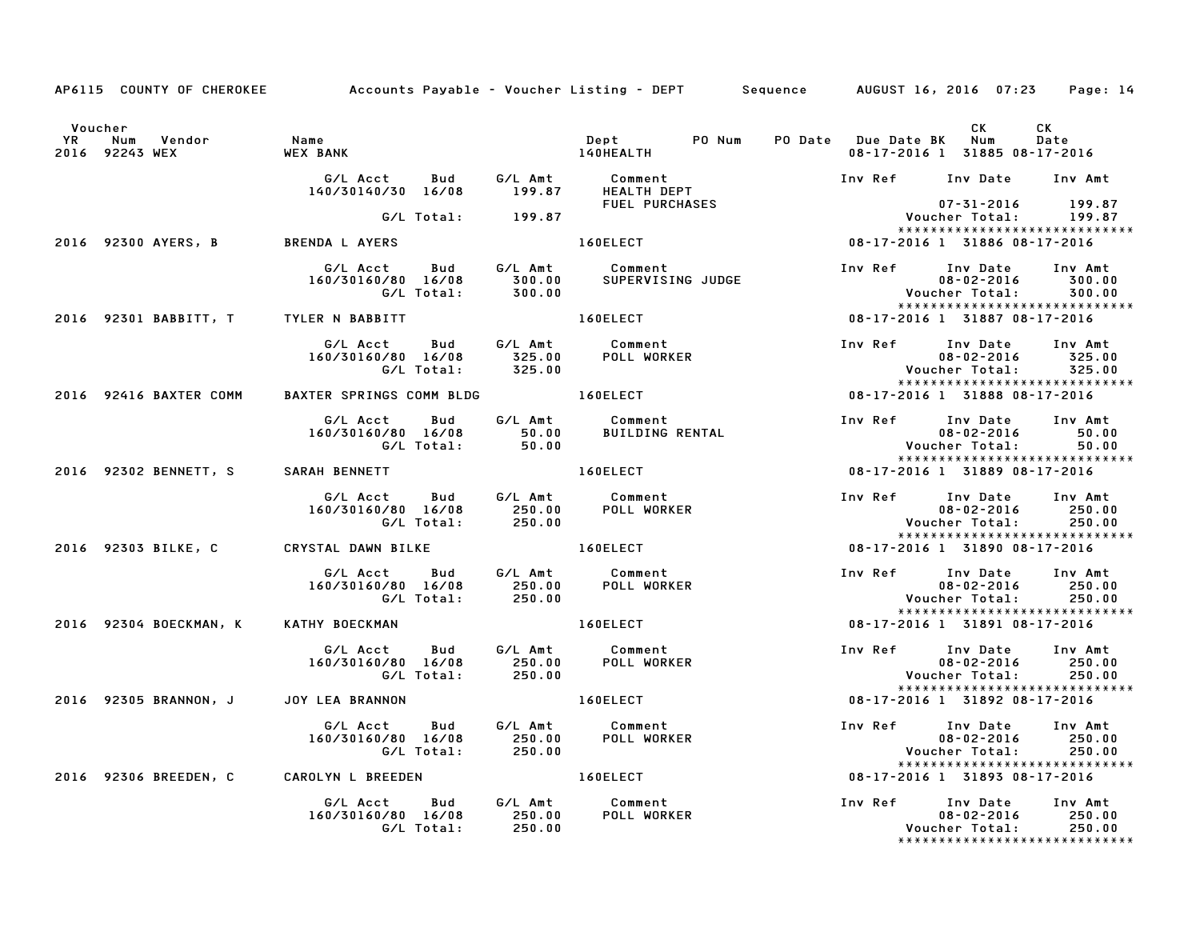AP6115 COUNTY OF CHEROKEE Accounts Payable - Voucher Listing - DEPT Sequence AUGUST 16, 2016 07:23

| Voucher YR | Num | Vendor | Name | Dept | PO Num | PO Date | Due Date | BK | CK Num | CK Date |
|---|---|---|---|---|---|---|---|---|---|---|
| 2016 | 92243 | WEX | WEX BANK | 140HEALTH | | | 08-17-2016 | 1 | 31885 | 08-17-2016 |

| G/L Acct | Bud | G/L Amt | Comment | Inv Ref | Inv Date | Inv Amt |
|---|---|---|---|---|---|---|
| 140/30140/30 | 16/08 | 199.87 | HEALTH DEPT FUEL PURCHASES | | 07-31-2016 | 199.87 |
| | G/L Total: | 199.87 | | | Voucher Total: | 199.87 |

****************************

| Voucher YR | Num | Vendor | Name | Dept | PO Num | PO Date | Due Date | BK | CK Num | CK Date |
|---|---|---|---|---|---|---|---|---|---|---|
| 2016 | 92300 | AYERS, B | BRENDA L AYERS | 160ELECT | | | 08-17-2016 | 1 | 31886 | 08-17-2016 |

| G/L Acct | Bud | G/L Amt | Comment | Inv Ref | Inv Date | Inv Amt |
|---|---|---|---|---|---|---|
| 160/30160/80 | 16/08 | 300.00 | SUPERVISING JUDGE | | 08-02-2016 | 300.00 |
| | G/L Total: | 300.00 | | | Voucher Total: | 300.00 |

****************************

| Voucher YR | Num | Vendor | Name | Dept | PO Num | PO Date | Due Date | BK | CK Num | CK Date |
|---|---|---|---|---|---|---|---|---|---|---|
| 2016 | 92301 | BABBITT, T | TYLER N BABBITT | 160ELECT | | | 08-17-2016 | 1 | 31887 | 08-17-2016 |

| G/L Acct | Bud | G/L Amt | Comment | Inv Ref | Inv Date | Inv Amt |
|---|---|---|---|---|---|---|
| 160/30160/80 | 16/08 | 325.00 | POLL WORKER | | 08-02-2016 | 325.00 |
| | G/L Total: | 325.00 | | | Voucher Total: | 325.00 |

****************************

| Voucher YR | Num | Vendor | Name | Dept | PO Num | PO Date | Due Date | BK | CK Num | CK Date |
|---|---|---|---|---|---|---|---|---|---|---|
| 2016 | 92416 | BAXTER COMM | BAXTER SPRINGS COMM BLDG | 160ELECT | | | 08-17-2016 | 1 | 31888 | 08-17-2016 |

| G/L Acct | Bud | G/L Amt | Comment | Inv Ref | Inv Date | Inv Amt |
|---|---|---|---|---|---|---|
| 160/30160/80 | 16/08 | 50.00 | BUILDING RENTAL | | 08-02-2016 | 50.00 |
| | G/L Total: | 50.00 | | | Voucher Total: | 50.00 |

****************************

| Voucher YR | Num | Vendor | Name | Dept | PO Num | PO Date | Due Date | BK | CK Num | CK Date |
|---|---|---|---|---|---|---|---|---|---|---|
| 2016 | 92302 | BENNETT, S | SARAH BENNETT | 160ELECT | | | 08-17-2016 | 1 | 31889 | 08-17-2016 |

| G/L Acct | Bud | G/L Amt | Comment | Inv Ref | Inv Date | Inv Amt |
|---|---|---|---|---|---|---|
| 160/30160/80 | 16/08 | 250.00 | POLL WORKER | | 08-02-2016 | 250.00 |
| | G/L Total: | 250.00 | | | Voucher Total: | 250.00 |

****************************

| Voucher YR | Num | Vendor | Name | Dept | PO Num | PO Date | Due Date | BK | CK Num | CK Date |
|---|---|---|---|---|---|---|---|---|---|---|
| 2016 | 92303 | BILKE, C | CRYSTAL DAWN BILKE | 160ELECT | | | 08-17-2016 | 1 | 31890 | 08-17-2016 |

| G/L Acct | Bud | G/L Amt | Comment | Inv Ref | Inv Date | Inv Amt |
|---|---|---|---|---|---|---|
| 160/30160/80 | 16/08 | 250.00 | POLL WORKER | | 08-02-2016 | 250.00 |
| | G/L Total: | 250.00 | | | Voucher Total: | 250.00 |

****************************

| Voucher YR | Num | Vendor | Name | Dept | PO Num | PO Date | Due Date | BK | CK Num | CK Date |
|---|---|---|---|---|---|---|---|---|---|---|
| 2016 | 92304 | BOECKMAN, K | KATHY BOECKMAN | 160ELECT | | | 08-17-2016 | 1 | 31891 | 08-17-2016 |

| G/L Acct | Bud | G/L Amt | Comment | Inv Ref | Inv Date | Inv Amt |
|---|---|---|---|---|---|---|
| 160/30160/80 | 16/08 | 250.00 | POLL WORKER | | 08-02-2016 | 250.00 |
| | G/L Total: | 250.00 | | | Voucher Total: | 250.00 |

****************************

| Voucher YR | Num | Vendor | Name | Dept | PO Num | PO Date | Due Date | BK | CK Num | CK Date |
|---|---|---|---|---|---|---|---|---|---|---|
| 2016 | 92305 | BRANNON, J | JOY LEA BRANNON | 160ELECT | | | 08-17-2016 | 1 | 31892 | 08-17-2016 |

| G/L Acct | Bud | G/L Amt | Comment | Inv Ref | Inv Date | Inv Amt |
|---|---|---|---|---|---|---|
| 160/30160/80 | 16/08 | 250.00 | POLL WORKER | | 08-02-2016 | 250.00 |
| | G/L Total: | 250.00 | | | Voucher Total: | 250.00 |

****************************

| Voucher YR | Num | Vendor | Name | Dept | PO Num | PO Date | Due Date | BK | CK Num | CK Date |
|---|---|---|---|---|---|---|---|---|---|---|
| 2016 | 92306 | BREEDEN, C | CAROLYN L BREEDEN | 160ELECT | | | 08-17-2016 | 1 | 31893 | 08-17-2016 |

| G/L Acct | Bud | G/L Amt | Comment | Inv Ref | Inv Date | Inv Amt |
|---|---|---|---|---|---|---|
| 160/30160/80 | 16/08 | 250.00 | POLL WORKER | | 08-02-2016 | 250.00 |
| | G/L Total: | 250.00 | | | Voucher Total: | 250.00 |

****************************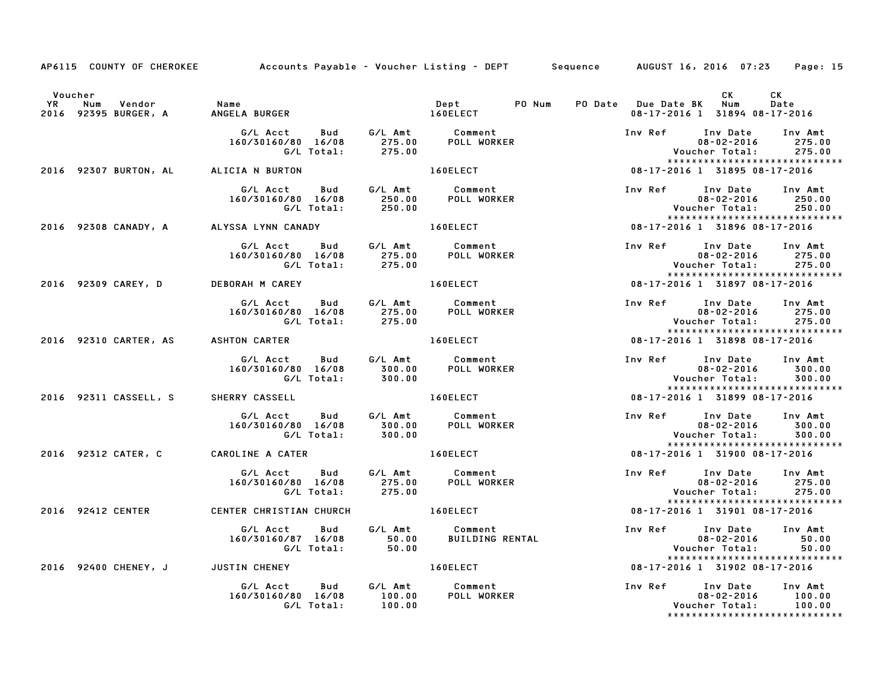AP6115 COUNTY OF CHEROKEE Accounts Payable - Voucher Listing - DEPT Sequence AUGUST 16, 2016 07:23

| Voucher YR | Num | Vendor | Name | Dept | PO Num | PO Date | Due Date | BK | CK Num | CK Date |
|---|---|---|---|---|---|---|---|---|---|---|
| 2016 | 92395 | BURGER, A | ANGELA BURGER | 160ELECT | | | 08-17-2016 | 1 | 31894 | 08-17-2016 |

| G/L Acct | Bud | G/L Amt | Comment | Inv Ref | Inv Date | Inv Amt |
|---|---|---|---|---|---|---|
| 160/30160/80 | 16/08 | 275.00 | POLL WORKER | | 08-02-2016 | 275.00 |
| | G/L Total: | 275.00 | | | Voucher Total: | 275.00 |

| Voucher YR | Num | Vendor | Name | Dept | PO Num | PO Date | Due Date | BK | CK Num | CK Date |
|---|---|---|---|---|---|---|---|---|---|---|
| 2016 | 92307 | BURTON, AL | ALICIA N BURTON | 160ELECT | | | 08-17-2016 | 1 | 31895 | 08-17-2016 |

| G/L Acct | Bud | G/L Amt | Comment | Inv Ref | Inv Date | Inv Amt |
|---|---|---|---|---|---|---|
| 160/30160/80 | 16/08 | 250.00 | POLL WORKER | | 08-02-2016 | 250.00 |
| | G/L Total: | 250.00 | | | Voucher Total: | 250.00 |

| Voucher YR | Num | Vendor | Name | Dept | PO Num | PO Date | Due Date | BK | CK Num | CK Date |
|---|---|---|---|---|---|---|---|---|---|---|
| 2016 | 92308 | CANADY, A | ALYSSA LYNN CANADY | 160ELECT | | | 08-17-2016 | 1 | 31896 | 08-17-2016 |

| G/L Acct | Bud | G/L Amt | Comment | Inv Ref | Inv Date | Inv Amt |
|---|---|---|---|---|---|---|
| 160/30160/80 | 16/08 | 275.00 | POLL WORKER | | 08-02-2016 | 275.00 |
| | G/L Total: | 275.00 | | | Voucher Total: | 275.00 |

| Voucher YR | Num | Vendor | Name | Dept | PO Num | PO Date | Due Date | BK | CK Num | CK Date |
|---|---|---|---|---|---|---|---|---|---|---|
| 2016 | 92309 | CAREY, D | DEBORAH M CAREY | 160ELECT | | | 08-17-2016 | 1 | 31897 | 08-17-2016 |

| G/L Acct | Bud | G/L Amt | Comment | Inv Ref | Inv Date | Inv Amt |
|---|---|---|---|---|---|---|
| 160/30160/80 | 16/08 | 275.00 | POLL WORKER | | 08-02-2016 | 275.00 |
| | G/L Total: | 275.00 | | | Voucher Total: | 275.00 |

| Voucher YR | Num | Vendor | Name | Dept | PO Num | PO Date | Due Date | BK | CK Num | CK Date |
|---|---|---|---|---|---|---|---|---|---|---|
| 2016 | 92310 | CARTER, AS | ASHTON CARTER | 160ELECT | | | 08-17-2016 | 1 | 31898 | 08-17-2016 |

| G/L Acct | Bud | G/L Amt | Comment | Inv Ref | Inv Date | Inv Amt |
|---|---|---|---|---|---|---|
| 160/30160/80 | 16/08 | 300.00 | POLL WORKER | | 08-02-2016 | 300.00 |
| | G/L Total: | 300.00 | | | Voucher Total: | 300.00 |

| Voucher YR | Num | Vendor | Name | Dept | PO Num | PO Date | Due Date | BK | CK Num | CK Date |
|---|---|---|---|---|---|---|---|---|---|---|
| 2016 | 92311 | CASSELL, S | SHERRY CASSELL | 160ELECT | | | 08-17-2016 | 1 | 31899 | 08-17-2016 |

| G/L Acct | Bud | G/L Amt | Comment | Inv Ref | Inv Date | Inv Amt |
|---|---|---|---|---|---|---|
| 160/30160/80 | 16/08 | 300.00 | POLL WORKER | | 08-02-2016 | 300.00 |
| | G/L Total: | 300.00 | | | Voucher Total: | 300.00 |

| Voucher YR | Num | Vendor | Name | Dept | PO Num | PO Date | Due Date | BK | CK Num | CK Date |
|---|---|---|---|---|---|---|---|---|---|---|
| 2016 | 92312 | CATER, C | CAROLINE A CATER | 160ELECT | | | 08-17-2016 | 1 | 31900 | 08-17-2016 |

| G/L Acct | Bud | G/L Amt | Comment | Inv Ref | Inv Date | Inv Amt |
|---|---|---|---|---|---|---|
| 160/30160/80 | 16/08 | 275.00 | POLL WORKER | | 08-02-2016 | 275.00 |
| | G/L Total: | 275.00 | | | Voucher Total: | 275.00 |

| Voucher YR | Num | Vendor | Name | Dept | PO Num | PO Date | Due Date | BK | CK Num | CK Date |
|---|---|---|---|---|---|---|---|---|---|---|
| 2016 | 92412 | CENTER | CENTER CHRISTIAN CHURCH | 160ELECT | | | 08-17-2016 | 1 | 31901 | 08-17-2016 |

| G/L Acct | Bud | G/L Amt | Comment | Inv Ref | Inv Date | Inv Amt |
|---|---|---|---|---|---|---|
| 160/30160/87 | 16/08 | 50.00 | BUILDING RENTAL | | 08-02-2016 | 50.00 |
| | G/L Total: | 50.00 | | | Voucher Total: | 50.00 |

| Voucher YR | Num | Vendor | Name | Dept | PO Num | PO Date | Due Date | BK | CK Num | CK Date |
|---|---|---|---|---|---|---|---|---|---|---|
| 2016 | 92400 | CHENEY, J | JUSTIN CHENEY | 160ELECT | | | 08-17-2016 | 1 | 31902 | 08-17-2016 |

| G/L Acct | Bud | G/L Amt | Comment | Inv Ref | Inv Date | Inv Amt |
|---|---|---|---|---|---|---|
| 160/30160/80 | 16/08 | 100.00 | POLL WORKER | | 08-02-2016 | 100.00 |
| | G/L Total: | 100.00 | | | Voucher Total: | 100.00 |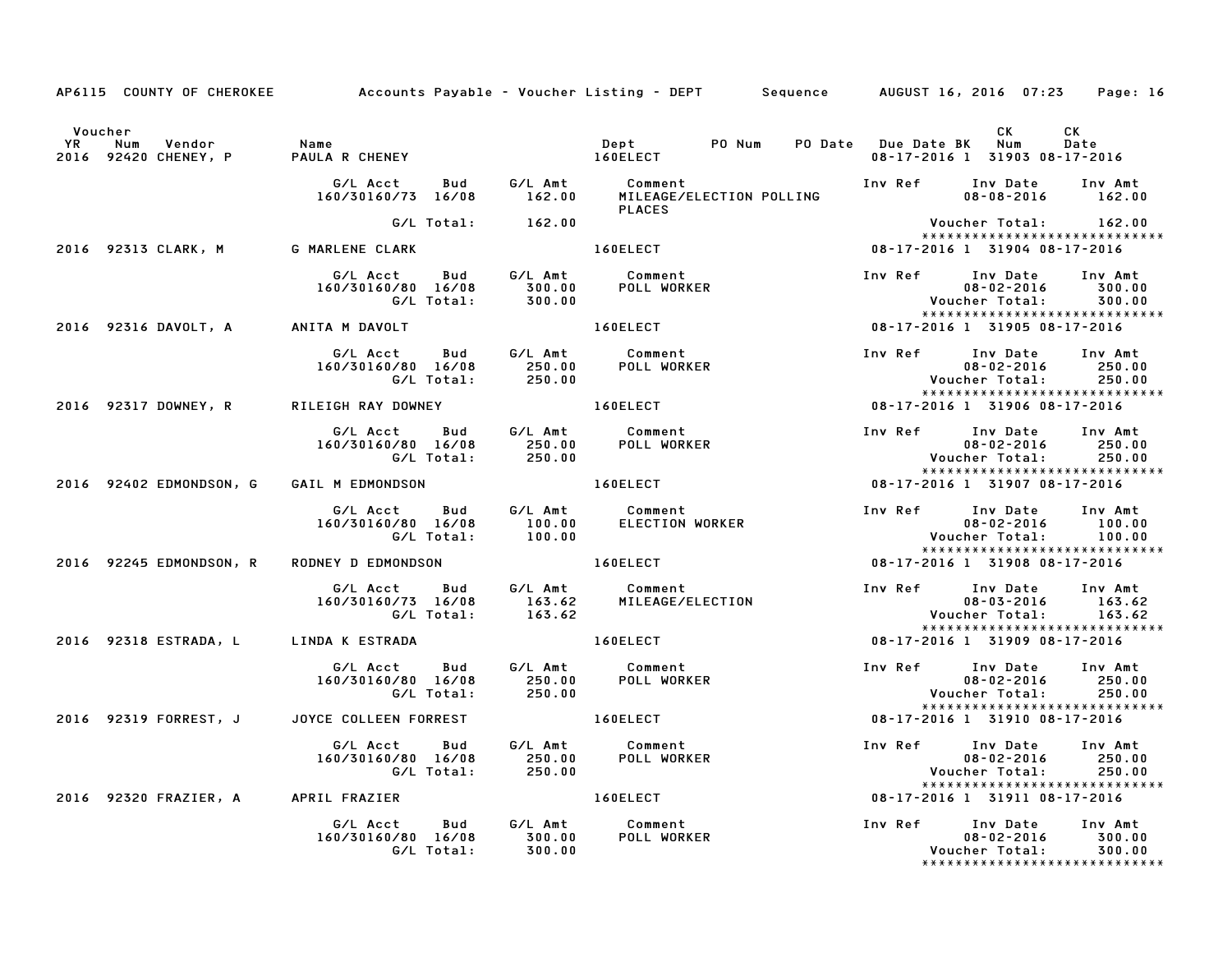AP6115 COUNTY OF CHEROKEE Accounts Payable - Voucher Listing - DEPT Sequence AUGUST 16, 2016 07:23

| Voucher YR | Num | Vendor | Name | Dept | PO Num | PO Date | Due Date | BK | CK Num | CK Date |
|---|---|---|---|---|---|---|---|---|---|---|
| 2016 | 92420 | CHENEY, P | PAULA R CHENEY | 160ELECT | | | 08-17-2016 | 1 | 31903 | 08-17-2016 |

| G/L Acct | Bud | G/L Amt | Comment | Inv Ref | Inv Date | Inv Amt |
|---|---|---|---|---|---|---|
| 160/30160/73 | 16/08 | 162.00 | MILEAGE/ELECTION POLLING PLACES | | 08-08-2016 | 162.00 |
| | G/L Total: | 162.00 | | | Voucher Total: | 162.00 |

******************************

| Voucher YR | Num | Vendor | Name | Dept | Due Date | BK | CK Num | CK Date |
|---|---|---|---|---|---|---|---|---|
| 2016 | 92313 | CLARK, M | G MARLENE CLARK | 160ELECT | 08-17-2016 | 1 | 31904 | 08-17-2016 |

| G/L Acct | Bud | G/L Amt | Comment | Inv Ref | Inv Date | Inv Amt |
|---|---|---|---|---|---|---|
| 160/30160/80 | 16/08 | 300.00 | POLL WORKER | | 08-02-2016 | 300.00 |
| | G/L Total: | 300.00 | | | Voucher Total: | 300.00 |

******************************

| Voucher YR | Num | Vendor | Name | Dept | Due Date | BK | CK Num | CK Date |
|---|---|---|---|---|---|---|---|---|
| 2016 | 92316 | DAVOLT, A | ANITA M DAVOLT | 160ELECT | 08-17-2016 | 1 | 31905 | 08-17-2016 |

| G/L Acct | Bud | G/L Amt | Comment | Inv Ref | Inv Date | Inv Amt |
|---|---|---|---|---|---|---|
| 160/30160/80 | 16/08 | 250.00 | POLL WORKER | | 08-02-2016 | 250.00 |
| | G/L Total: | 250.00 | | | Voucher Total: | 250.00 |

******************************

| Voucher YR | Num | Vendor | Name | Dept | Due Date | BK | CK Num | CK Date |
|---|---|---|---|---|---|---|---|---|
| 2016 | 92317 | DOWNEY, R | RILEIGH RAY DOWNEY | 160ELECT | 08-17-2016 | 1 | 31906 | 08-17-2016 |

| G/L Acct | Bud | G/L Amt | Comment | Inv Ref | Inv Date | Inv Amt |
|---|---|---|---|---|---|---|
| 160/30160/80 | 16/08 | 250.00 | POLL WORKER | | 08-02-2016 | 250.00 |
| | G/L Total: | 250.00 | | | Voucher Total: | 250.00 |

******************************

| Voucher YR | Num | Vendor | Name | Dept | Due Date | BK | CK Num | CK Date |
|---|---|---|---|---|---|---|---|---|
| 2016 | 92402 | EDMONDSON, G | GAIL M EDMONDSON | 160ELECT | 08-17-2016 | 1 | 31907 | 08-17-2016 |

| G/L Acct | Bud | G/L Amt | Comment | Inv Ref | Inv Date | Inv Amt |
|---|---|---|---|---|---|---|
| 160/30160/80 | 16/08 | 100.00 | ELECTION WORKER | | 08-02-2016 | 100.00 |
| | G/L Total: | 100.00 | | | Voucher Total: | 100.00 |

******************************

| Voucher YR | Num | Vendor | Name | Dept | Due Date | BK | CK Num | CK Date |
|---|---|---|---|---|---|---|---|---|
| 2016 | 92245 | EDMONDSON, R | RODNEY D EDMONDSON | 160ELECT | 08-17-2016 | 1 | 31908 | 08-17-2016 |

| G/L Acct | Bud | G/L Amt | Comment | Inv Ref | Inv Date | Inv Amt |
|---|---|---|---|---|---|---|
| 160/30160/73 | 16/08 | 163.62 | MILEAGE/ELECTION | | 08-03-2016 | 163.62 |
| | G/L Total: | 163.62 | | | Voucher Total: | 163.62 |

******************************

| Voucher YR | Num | Vendor | Name | Dept | Due Date | BK | CK Num | CK Date |
|---|---|---|---|---|---|---|---|---|
| 2016 | 92318 | ESTRADA, L | LINDA K ESTRADA | 160ELECT | 08-17-2016 | 1 | 31909 | 08-17-2016 |

| G/L Acct | Bud | G/L Amt | Comment | Inv Ref | Inv Date | Inv Amt |
|---|---|---|---|---|---|---|
| 160/30160/80 | 16/08 | 250.00 | POLL WORKER | | 08-02-2016 | 250.00 |
| | G/L Total: | 250.00 | | | Voucher Total: | 250.00 |

******************************

| Voucher YR | Num | Vendor | Name | Dept | Due Date | BK | CK Num | CK Date |
|---|---|---|---|---|---|---|---|---|
| 2016 | 92319 | FORREST, J | JOYCE COLLEEN FORREST | 160ELECT | 08-17-2016 | 1 | 31910 | 08-17-2016 |

| G/L Acct | Bud | G/L Amt | Comment | Inv Ref | Inv Date | Inv Amt |
|---|---|---|---|---|---|---|
| 160/30160/80 | 16/08 | 250.00 | POLL WORKER | | 08-02-2016 | 250.00 |
| | G/L Total: | 250.00 | | | Voucher Total: | 250.00 |

******************************

| Voucher YR | Num | Vendor | Name | Dept | Due Date | BK | CK Num | CK Date |
|---|---|---|---|---|---|---|---|---|
| 2016 | 92320 | FRAZIER, A | APRIL FRAZIER | 160ELECT | 08-17-2016 | 1 | 31911 | 08-17-2016 |

| G/L Acct | Bud | G/L Amt | Comment | Inv Ref | Inv Date | Inv Amt |
|---|---|---|---|---|---|---|
| 160/30160/80 | 16/08 | 300.00 | POLL WORKER | | 08-02-2016 | 300.00 |
| | G/L Total: | 300.00 | | | Voucher Total: | 300.00 |

******************************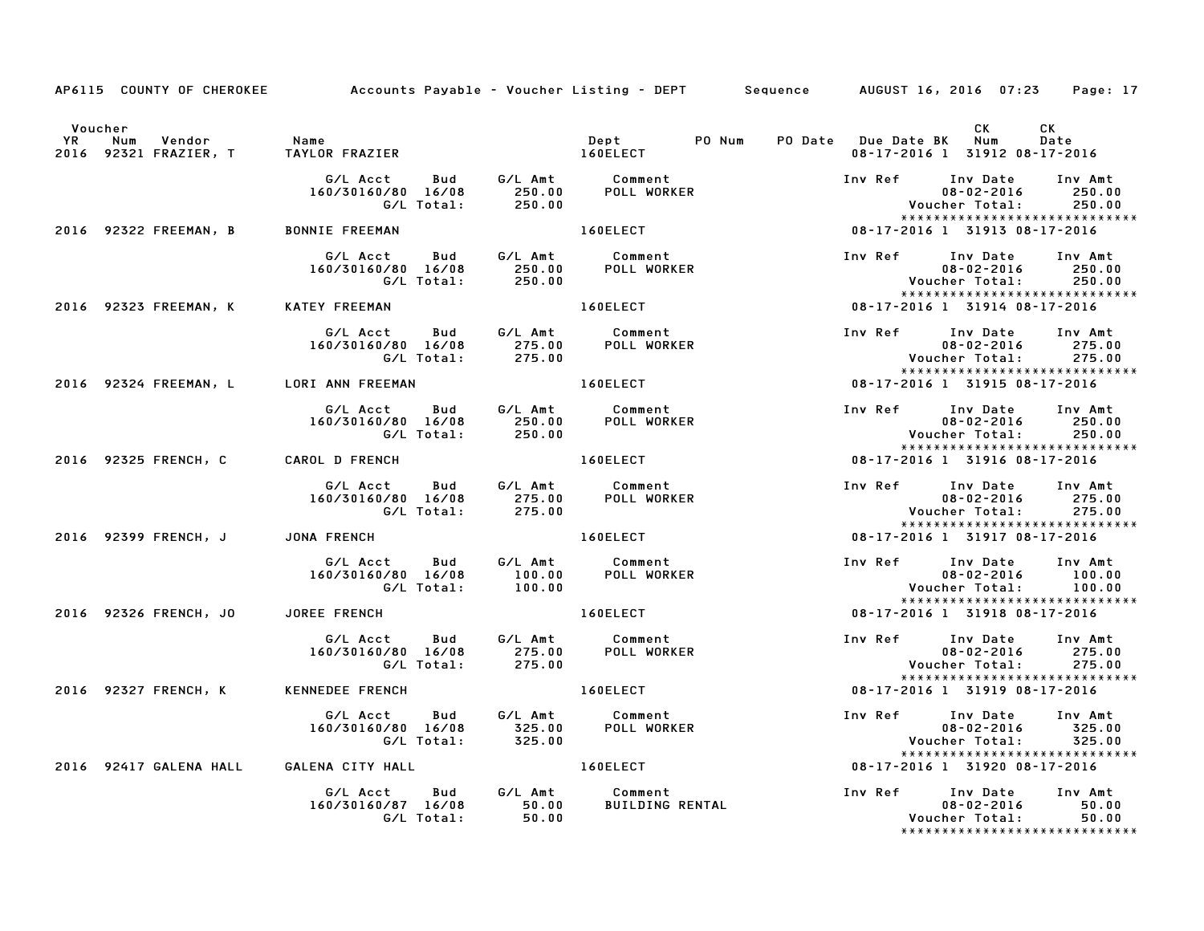AP6115 COUNTY OF CHEROKEE — Accounts Payable - Voucher Listing - DEPT — Sequence — AUGUST 16, 2016 07:23

| Voucher YR | Num | Vendor | Name | Dept | PO Num | PO Date | Due Date | BK | CK Num | CK Date |
|---|---|---|---|---|---|---|---|---|---|---|
| 2016 | 92321 | FRAZIER, T | TAYLOR FRAZIER | 160ELECT | | | 08-17-2016 | 1 | 31912 | 08-17-2016 |
| 2016 | 92322 | FREEMAN, B | BONNIE FREEMAN | 160ELECT | | | 08-17-2016 | 1 | 31913 | 08-17-2016 |
| 2016 | 92323 | FREEMAN, K | KATEY FREEMAN | 160ELECT | | | 08-17-2016 | 1 | 31914 | 08-17-2016 |
| 2016 | 92324 | FREEMAN, L | LORI ANN FREEMAN | 160ELECT | | | 08-17-2016 | 1 | 31915 | 08-17-2016 |
| 2016 | 92325 | FRENCH, C | CAROL D FRENCH | 160ELECT | | | 08-17-2016 | 1 | 31916 | 08-17-2016 |
| 2016 | 92399 | FRENCH, J | JONA FRENCH | 160ELECT | | | 08-17-2016 | 1 | 31917 | 08-17-2016 |
| 2016 | 92326 | FRENCH, JO | JOREE FRENCH | 160ELECT | | | 08-17-2016 | 1 | 31918 | 08-17-2016 |
| 2016 | 92327 | FRENCH, K | KENNEDEE FRENCH | 160ELECT | | | 08-17-2016 | 1 | 31919 | 08-17-2016 |
| 2016 | 92417 | GALENA HALL | GALENA CITY HALL | 160ELECT | | | 08-17-2016 | 1 | 31920 | 08-17-2016 |

| Voucher | G/L Acct | Bud | G/L Amt | Comment | Inv Ref | Inv Date | Inv Amt | G/L Total | Voucher Total |
|---|---|---|---|---|---|---|---|---|---|
| 92321 | 160/30160/80 | 16/08 | 250.00 | POLL WORKER | | 08-02-2016 | 250.00 | 250.00 | 250.00 |
| 92322 | 160/30160/80 | 16/08 | 250.00 | POLL WORKER | | 08-02-2016 | 250.00 | 250.00 | 250.00 |
| 92323 | 160/30160/80 | 16/08 | 275.00 | POLL WORKER | | 08-02-2016 | 275.00 | 275.00 | 275.00 |
| 92324 | 160/30160/80 | 16/08 | 250.00 | POLL WORKER | | 08-02-2016 | 250.00 | 250.00 | 250.00 |
| 92325 | 160/30160/80 | 16/08 | 275.00 | POLL WORKER | | 08-02-2016 | 275.00 | 275.00 | 275.00 |
| 92399 | 160/30160/80 | 16/08 | 100.00 | POLL WORKER | | 08-02-2016 | 100.00 | 100.00 | 100.00 |
| 92326 | 160/30160/80 | 16/08 | 275.00 | POLL WORKER | | 08-02-2016 | 275.00 | 275.00 | 275.00 |
| 92327 | 160/30160/80 | 16/08 | 325.00 | POLL WORKER | | 08-02-2016 | 325.00 | 325.00 | 325.00 |
| 92417 | 160/30160/87 | 16/08 | 50.00 | BUILDING RENTAL | | 08-02-2016 | 50.00 | 50.00 | 50.00 |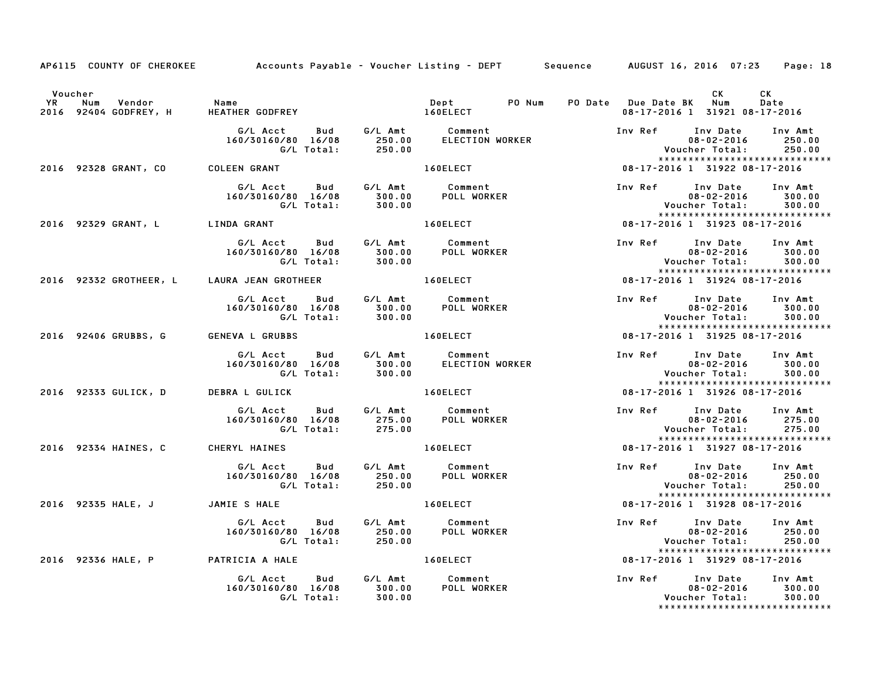AP6115 COUNTY OF CHEROKEE Accounts Payable - Voucher Listing - DEPT Sequence AUGUST 16, 2016 07:23 Page: 18

| Voucher YR | Num | Vendor | Name | Dept | PO Num | PO Date | Due Date | BK | CK Num | CK Date |
|---|---|---|---|---|---|---|---|---|---|---|
| 2016 | 92404 | GODFREY, H | HEATHER GODFREY | 160ELECT | | | 08-17-2016 | 1 | 31921 | 08-17-2016 |

| G/L Acct | Bud | G/L Amt | Comment | Inv Ref | Inv Date | Inv Amt |
|---|---|---|---|---|---|---|
| 160/30160/80 | 16/08 | 250.00 | ELECTION WORKER | | 08-02-2016 | 250.00 |
| | G/L Total: | 250.00 | | | Voucher Total: | 250.00 |

****************************

| Voucher YR | Num | Vendor | Name | Dept | PO Num | PO Date | Due Date | BK | CK Num | CK Date |
|---|---|---|---|---|---|---|---|---|---|---|
| 2016 | 92328 | GRANT, CO | COLEEN GRANT | 160ELECT | | | 08-17-2016 | 1 | 31922 | 08-17-2016 |

| G/L Acct | Bud | G/L Amt | Comment | Inv Ref | Inv Date | Inv Amt |
|---|---|---|---|---|---|---|
| 160/30160/80 | 16/08 | 300.00 | POLL WORKER | | 08-02-2016 | 300.00 |
| | G/L Total: | 300.00 | | | Voucher Total: | 300.00 |

****************************

| Voucher YR | Num | Vendor | Name | Dept | PO Num | PO Date | Due Date | BK | CK Num | CK Date |
|---|---|---|---|---|---|---|---|---|---|---|
| 2016 | 92329 | GRANT, L | LINDA GRANT | 160ELECT | | | 08-17-2016 | 1 | 31923 | 08-17-2016 |

| G/L Acct | Bud | G/L Amt | Comment | Inv Ref | Inv Date | Inv Amt |
|---|---|---|---|---|---|---|
| 160/30160/80 | 16/08 | 300.00 | POLL WORKER | | 08-02-2016 | 300.00 |
| | G/L Total: | 300.00 | | | Voucher Total: | 300.00 |

****************************

| Voucher YR | Num | Vendor | Name | Dept | PO Num | PO Date | Due Date | BK | CK Num | CK Date |
|---|---|---|---|---|---|---|---|---|---|---|
| 2016 | 92332 | GROTHEER, L | LAURA JEAN GROTHEER | 160ELECT | | | 08-17-2016 | 1 | 31924 | 08-17-2016 |

| G/L Acct | Bud | G/L Amt | Comment | Inv Ref | Inv Date | Inv Amt |
|---|---|---|---|---|---|---|
| 160/30160/80 | 16/08 | 300.00 | POLL WORKER | | 08-02-2016 | 300.00 |
| | G/L Total: | 300.00 | | | Voucher Total: | 300.00 |

****************************

| Voucher YR | Num | Vendor | Name | Dept | PO Num | PO Date | Due Date | BK | CK Num | CK Date |
|---|---|---|---|---|---|---|---|---|---|---|
| 2016 | 92406 | GRUBBS, G | GENEVA L GRUBBS | 160ELECT | | | 08-17-2016 | 1 | 31925 | 08-17-2016 |

| G/L Acct | Bud | G/L Amt | Comment | Inv Ref | Inv Date | Inv Amt |
|---|---|---|---|---|---|---|
| 160/30160/80 | 16/08 | 300.00 | ELECTION WORKER | | 08-02-2016 | 300.00 |
| | G/L Total: | 300.00 | | | Voucher Total: | 300.00 |

****************************

| Voucher YR | Num | Vendor | Name | Dept | PO Num | PO Date | Due Date | BK | CK Num | CK Date |
|---|---|---|---|---|---|---|---|---|---|---|
| 2016 | 92333 | GULICK, D | DEBRA L GULICK | 160ELECT | | | 08-17-2016 | 1 | 31926 | 08-17-2016 |

| G/L Acct | Bud | G/L Amt | Comment | Inv Ref | Inv Date | Inv Amt |
|---|---|---|---|---|---|---|
| 160/30160/80 | 16/08 | 275.00 | POLL WORKER | | 08-02-2016 | 275.00 |
| | G/L Total: | 275.00 | | | Voucher Total: | 275.00 |

****************************

| Voucher YR | Num | Vendor | Name | Dept | PO Num | PO Date | Due Date | BK | CK Num | CK Date |
|---|---|---|---|---|---|---|---|---|---|---|
| 2016 | 92334 | HAINES, C | CHERYL HAINES | 160ELECT | | | 08-17-2016 | 1 | 31927 | 08-17-2016 |

| G/L Acct | Bud | G/L Amt | Comment | Inv Ref | Inv Date | Inv Amt |
|---|---|---|---|---|---|---|
| 160/30160/80 | 16/08 | 250.00 | POLL WORKER | | 08-02-2016 | 250.00 |
| | G/L Total: | 250.00 | | | Voucher Total: | 250.00 |

****************************

| Voucher YR | Num | Vendor | Name | Dept | PO Num | PO Date | Due Date | BK | CK Num | CK Date |
|---|---|---|---|---|---|---|---|---|---|---|
| 2016 | 92335 | HALE, J | JAMIE S HALE | 160ELECT | | | 08-17-2016 | 1 | 31928 | 08-17-2016 |

| G/L Acct | Bud | G/L Amt | Comment | Inv Ref | Inv Date | Inv Amt |
|---|---|---|---|---|---|---|
| 160/30160/80 | 16/08 | 250.00 | POLL WORKER | | 08-02-2016 | 250.00 |
| | G/L Total: | 250.00 | | | Voucher Total: | 250.00 |

****************************

| Voucher YR | Num | Vendor | Name | Dept | PO Num | PO Date | Due Date | BK | CK Num | CK Date |
|---|---|---|---|---|---|---|---|---|---|---|
| 2016 | 92336 | HALE, P | PATRICIA A HALE | 160ELECT | | | 08-17-2016 | 1 | 31929 | 08-17-2016 |

| G/L Acct | Bud | G/L Amt | Comment | Inv Ref | Inv Date | Inv Amt |
|---|---|---|---|---|---|---|
| 160/30160/80 | 16/08 | 300.00 | POLL WORKER | | 08-02-2016 | 300.00 |
| | G/L Total: | 300.00 | | | Voucher Total: | 300.00 |

****************************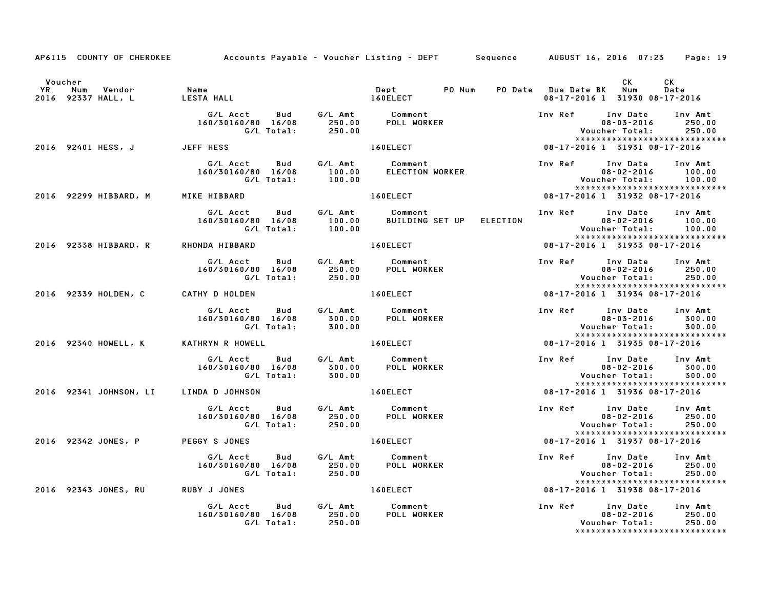AP6115 COUNTY OF CHEROKEE Accounts Payable - Voucher Listing - DEPT Sequence AUGUST 16, 2016 07:23

| Voucher YR | Num | Vendor | Name | Dept | PO Num | PO Date | Due Date | BK | CK Num | CK Date |
|---|---|---|---|---|---|---|---|---|---|---|
| 2016 | 92337 | HALL, L | LESTA HALL | 160ELECT | | | 08-17-2016 | 1 | 31930 | 08-17-2016 |

| G/L Acct | Bud | G/L Amt | Comment | Inv Ref | Inv Date | Inv Amt |
|---|---|---|---|---|---|---|
| 160/30160/80 | 16/08 | 250.00 | POLL WORKER | | 08-03-2016 | 250.00 |
| | G/L Total: | 250.00 | | | Voucher Total: | 250.00 |

| Voucher YR | Num | Vendor | Name | Dept | PO Num | PO Date | Due Date | BK | CK Num | CK Date |
|---|---|---|---|---|---|---|---|---|---|---|
| 2016 | 92401 | HESS, J | JEFF HESS | 160ELECT | | | 08-17-2016 | 1 | 31931 | 08-17-2016 |

| G/L Acct | Bud | G/L Amt | Comment | Inv Ref | Inv Date | Inv Amt |
|---|---|---|---|---|---|---|
| 160/30160/80 | 16/08 | 100.00 | ELECTION WORKER | | 08-02-2016 | 100.00 |
| | G/L Total: | 100.00 | | | Voucher Total: | 100.00 |

| Voucher YR | Num | Vendor | Name | Dept | PO Num | PO Date | Due Date | BK | CK Num | CK Date |
|---|---|---|---|---|---|---|---|---|---|---|
| 2016 | 92299 | HIBBARD, M | MIKE HIBBARD | 160ELECT | | | 08-17-2016 | 1 | 31932 | 08-17-2016 |

| G/L Acct | Bud | G/L Amt | Comment | Inv Ref | Inv Date | Inv Amt |
|---|---|---|---|---|---|---|
| 160/30160/80 | 16/08 | 100.00 | BUILDING SET UP ELECTION | | 08-02-2016 | 100.00 |
| | G/L Total: | 100.00 | | | Voucher Total: | 100.00 |

| Voucher YR | Num | Vendor | Name | Dept | PO Num | PO Date | Due Date | BK | CK Num | CK Date |
|---|---|---|---|---|---|---|---|---|---|---|
| 2016 | 92338 | HIBBARD, R | RHONDA HIBBARD | 160ELECT | | | 08-17-2016 | 1 | 31933 | 08-17-2016 |

| G/L Acct | Bud | G/L Amt | Comment | Inv Ref | Inv Date | Inv Amt |
|---|---|---|---|---|---|---|
| 160/30160/80 | 16/08 | 250.00 | POLL WORKER | | 08-02-2016 | 250.00 |
| | G/L Total: | 250.00 | | | Voucher Total: | 250.00 |

| Voucher YR | Num | Vendor | Name | Dept | PO Num | PO Date | Due Date | BK | CK Num | CK Date |
|---|---|---|---|---|---|---|---|---|---|---|
| 2016 | 92339 | HOLDEN, C | CATHY D HOLDEN | 160ELECT | | | 08-17-2016 | 1 | 31934 | 08-17-2016 |

| G/L Acct | Bud | G/L Amt | Comment | Inv Ref | Inv Date | Inv Amt |
|---|---|---|---|---|---|---|
| 160/30160/80 | 16/08 | 300.00 | POLL WORKER | | 08-03-2016 | 300.00 |
| | G/L Total: | 300.00 | | | Voucher Total: | 300.00 |

| Voucher YR | Num | Vendor | Name | Dept | PO Num | PO Date | Due Date | BK | CK Num | CK Date |
|---|---|---|---|---|---|---|---|---|---|---|
| 2016 | 92340 | HOWELL, K | KATHRYN R HOWELL | 160ELECT | | | 08-17-2016 | 1 | 31935 | 08-17-2016 |

| G/L Acct | Bud | G/L Amt | Comment | Inv Ref | Inv Date | Inv Amt |
|---|---|---|---|---|---|---|
| 160/30160/80 | 16/08 | 300.00 | POLL WORKER | | 08-02-2016 | 300.00 |
| | G/L Total: | 300.00 | | | Voucher Total: | 300.00 |

| Voucher YR | Num | Vendor | Name | Dept | PO Num | PO Date | Due Date | BK | CK Num | CK Date |
|---|---|---|---|---|---|---|---|---|---|---|
| 2016 | 92341 | JOHNSON, LI | LINDA D JOHNSON | 160ELECT | | | 08-17-2016 | 1 | 31936 | 08-17-2016 |

| G/L Acct | Bud | G/L Amt | Comment | Inv Ref | Inv Date | Inv Amt |
|---|---|---|---|---|---|---|
| 160/30160/80 | 16/08 | 250.00 | POLL WORKER | | 08-02-2016 | 250.00 |
| | G/L Total: | 250.00 | | | Voucher Total: | 250.00 |

| Voucher YR | Num | Vendor | Name | Dept | PO Num | PO Date | Due Date | BK | CK Num | CK Date |
|---|---|---|---|---|---|---|---|---|---|---|
| 2016 | 92342 | JONES, P | PEGGY S JONES | 160ELECT | | | 08-17-2016 | 1 | 31937 | 08-17-2016 |

| G/L Acct | Bud | G/L Amt | Comment | Inv Ref | Inv Date | Inv Amt |
|---|---|---|---|---|---|---|
| 160/30160/80 | 16/08 | 250.00 | POLL WORKER | | 08-02-2016 | 250.00 |
| | G/L Total: | 250.00 | | | Voucher Total: | 250.00 |

| Voucher YR | Num | Vendor | Name | Dept | PO Num | PO Date | Due Date | BK | CK Num | CK Date |
|---|---|---|---|---|---|---|---|---|---|---|
| 2016 | 92343 | JONES, RU | RUBY J JONES | 160ELECT | | | 08-17-2016 | 1 | 31938 | 08-17-2016 |

| G/L Acct | Bud | G/L Amt | Comment | Inv Ref | Inv Date | Inv Amt |
|---|---|---|---|---|---|---|
| 160/30160/80 | 16/08 | 250.00 | POLL WORKER | | 08-02-2016 | 250.00 |
| | G/L Total: | 250.00 | | | Voucher Total: | 250.00 |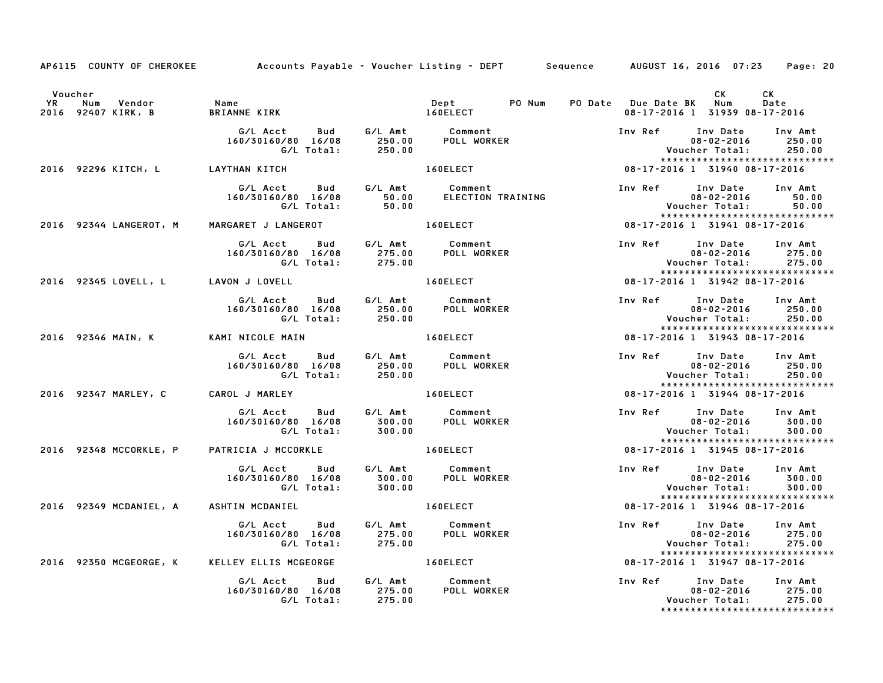AP6115 COUNTY OF CHEROKEE — Accounts Payable - Voucher Listing - DEPT — Sequence — AUGUST 16, 2016 07:23

| Voucher YR | Num | Vendor | Name | Dept | PO Num | PO Date | Due Date | BK | CK Num | CK Date |
|---|---|---|---|---|---|---|---|---|---|---|
| 2016 | 92407 | KIRK, B | BRIANNE KIRK | 160ELECT | | | 08-17-2016 | 1 | 31939 | 08-17-2016 |

| G/L Acct | Bud | G/L Amt | Comment | Inv Ref | Inv Date | Inv Amt |
|---|---|---|---|---|---|---|
| 160/30160/80 | 16/08 | 250.00 | POLL WORKER | | 08-02-2016 | 250.00 |
| | G/L Total: | 250.00 | | | Voucher Total: | 250.00 |

| Voucher YR | Num | Vendor | Name | Dept | PO Num | PO Date | Due Date | BK | CK Num | CK Date |
|---|---|---|---|---|---|---|---|---|---|---|
| 2016 | 92296 | KITCH, L | LAYTHAN KITCH | 160ELECT | | | 08-17-2016 | 1 | 31940 | 08-17-2016 |

| G/L Acct | Bud | G/L Amt | Comment | Inv Ref | Inv Date | Inv Amt |
|---|---|---|---|---|---|---|
| 160/30160/80 | 16/08 | 50.00 | ELECTION TRAINING | | 08-02-2016 | 50.00 |
| | G/L Total: | 50.00 | | | Voucher Total: | 50.00 |

| Voucher YR | Num | Vendor | Name | Dept | PO Num | PO Date | Due Date | BK | CK Num | CK Date |
|---|---|---|---|---|---|---|---|---|---|---|
| 2016 | 92344 | LANGEROT, M | MARGARET J LANGEROT | 160ELECT | | | 08-17-2016 | 1 | 31941 | 08-17-2016 |

| G/L Acct | Bud | G/L Amt | Comment | Inv Ref | Inv Date | Inv Amt |
|---|---|---|---|---|---|---|
| 160/30160/80 | 16/08 | 275.00 | POLL WORKER | | 08-02-2016 | 275.00 |
| | G/L Total: | 275.00 | | | Voucher Total: | 275.00 |

| Voucher YR | Num | Vendor | Name | Dept | PO Num | PO Date | Due Date | BK | CK Num | CK Date |
|---|---|---|---|---|---|---|---|---|---|---|
| 2016 | 92345 | LOVELL, L | LAVON J LOVELL | 160ELECT | | | 08-17-2016 | 1 | 31942 | 08-17-2016 |

| G/L Acct | Bud | G/L Amt | Comment | Inv Ref | Inv Date | Inv Amt |
|---|---|---|---|---|---|---|
| 160/30160/80 | 16/08 | 250.00 | POLL WORKER | | 08-02-2016 | 250.00 |
| | G/L Total: | 250.00 | | | Voucher Total: | 250.00 |

| Voucher YR | Num | Vendor | Name | Dept | PO Num | PO Date | Due Date | BK | CK Num | CK Date |
|---|---|---|---|---|---|---|---|---|---|---|
| 2016 | 92346 | MAIN, K | KAMI NICOLE MAIN | 160ELECT | | | 08-17-2016 | 1 | 31943 | 08-17-2016 |

| G/L Acct | Bud | G/L Amt | Comment | Inv Ref | Inv Date | Inv Amt |
|---|---|---|---|---|---|---|
| 160/30160/80 | 16/08 | 250.00 | POLL WORKER | | 08-02-2016 | 250.00 |
| | G/L Total: | 250.00 | | | Voucher Total: | 250.00 |

| Voucher YR | Num | Vendor | Name | Dept | PO Num | PO Date | Due Date | BK | CK Num | CK Date |
|---|---|---|---|---|---|---|---|---|---|---|
| 2016 | 92347 | MARLEY, C | CAROL J MARLEY | 160ELECT | | | 08-17-2016 | 1 | 31944 | 08-17-2016 |

| G/L Acct | Bud | G/L Amt | Comment | Inv Ref | Inv Date | Inv Amt |
|---|---|---|---|---|---|---|
| 160/30160/80 | 16/08 | 300.00 | POLL WORKER | | 08-02-2016 | 300.00 |
| | G/L Total: | 300.00 | | | Voucher Total: | 300.00 |

| Voucher YR | Num | Vendor | Name | Dept | PO Num | PO Date | Due Date | BK | CK Num | CK Date |
|---|---|---|---|---|---|---|---|---|---|---|
| 2016 | 92348 | MCCORKLE, P | PATRICIA J MCCORKLE | 160ELECT | | | 08-17-2016 | 1 | 31945 | 08-17-2016 |

| G/L Acct | Bud | G/L Amt | Comment | Inv Ref | Inv Date | Inv Amt |
|---|---|---|---|---|---|---|
| 160/30160/80 | 16/08 | 300.00 | POLL WORKER | | 08-02-2016 | 300.00 |
| | G/L Total: | 300.00 | | | Voucher Total: | 300.00 |

| Voucher YR | Num | Vendor | Name | Dept | PO Num | PO Date | Due Date | BK | CK Num | CK Date |
|---|---|---|---|---|---|---|---|---|---|---|
| 2016 | 92349 | MCDANIEL, A | ASHTIN MCDANIEL | 160ELECT | | | 08-17-2016 | 1 | 31946 | 08-17-2016 |

| G/L Acct | Bud | G/L Amt | Comment | Inv Ref | Inv Date | Inv Amt |
|---|---|---|---|---|---|---|
| 160/30160/80 | 16/08 | 275.00 | POLL WORKER | | 08-02-2016 | 275.00 |
| | G/L Total: | 275.00 | | | Voucher Total: | 275.00 |

| Voucher YR | Num | Vendor | Name | Dept | PO Num | PO Date | Due Date | BK | CK Num | CK Date |
|---|---|---|---|---|---|---|---|---|---|---|
| 2016 | 92350 | MCGEORGE, K | KELLEY ELLIS MCGEORGE | 160ELECT | | | 08-17-2016 | 1 | 31947 | 08-17-2016 |

| G/L Acct | Bud | G/L Amt | Comment | Inv Ref | Inv Date | Inv Amt |
|---|---|---|---|---|---|---|
| 160/30160/80 | 16/08 | 275.00 | POLL WORKER | | 08-02-2016 | 275.00 |
| | G/L Total: | 275.00 | | | Voucher Total: | 275.00 |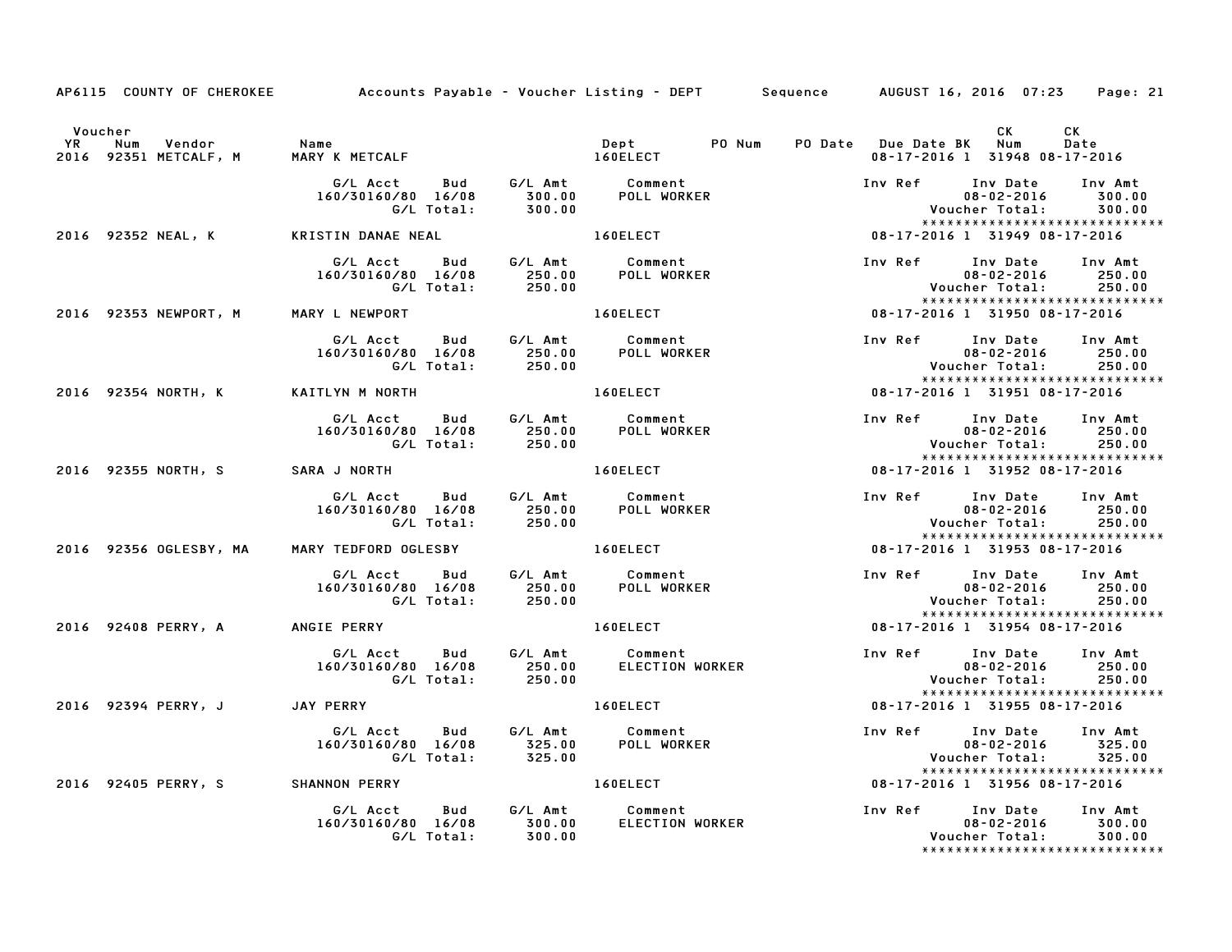AP6115 COUNTY OF CHEROKEE Accounts Payable - Voucher Listing - DEPT Sequence AUGUST 16, 2016 07:23

| Voucher YR | Num | Vendor | Name | Dept | PO Num | PO Date | Due Date | BK | CK Num | CK Date |
|---|---|---|---|---|---|---|---|---|---|---|
| 2016 | 92351 | METCALF, M | MARY K METCALF | 160ELECT | | | 08-17-2016 | 1 | 31948 | 08-17-2016 |

| G/L Acct | Bud | G/L Amt | Comment | Inv Ref | Inv Date | Inv Amt |
|---|---|---|---|---|---|---|
| 160/30160/80 | 16/08 | 300.00 | POLL WORKER | | 08-02-2016 | 300.00 |
| | G/L Total: | 300.00 | | | Voucher Total: | 300.00 |

*****************************

| Voucher YR | Num | Vendor | Name | Dept | PO Num | PO Date | Due Date | BK | CK Num | CK Date |
|---|---|---|---|---|---|---|---|---|---|---|
| 2016 | 92352 | NEAL, K | KRISTIN DANAE NEAL | 160ELECT | | | 08-17-2016 | 1 | 31949 | 08-17-2016 |

| G/L Acct | Bud | G/L Amt | Comment | Inv Ref | Inv Date | Inv Amt |
|---|---|---|---|---|---|---|
| 160/30160/80 | 16/08 | 250.00 | POLL WORKER | | 08-02-2016 | 250.00 |
| | G/L Total: | 250.00 | | | Voucher Total: | 250.00 |

*****************************

| Voucher YR | Num | Vendor | Name | Dept | PO Num | PO Date | Due Date | BK | CK Num | CK Date |
|---|---|---|---|---|---|---|---|---|---|---|
| 2016 | 92353 | NEWPORT, M | MARY L NEWPORT | 160ELECT | | | 08-17-2016 | 1 | 31950 | 08-17-2016 |

| G/L Acct | Bud | G/L Amt | Comment | Inv Ref | Inv Date | Inv Amt |
|---|---|---|---|---|---|---|
| 160/30160/80 | 16/08 | 250.00 | POLL WORKER | | 08-02-2016 | 250.00 |
| | G/L Total: | 250.00 | | | Voucher Total: | 250.00 |

*****************************

| Voucher YR | Num | Vendor | Name | Dept | PO Num | PO Date | Due Date | BK | CK Num | CK Date |
|---|---|---|---|---|---|---|---|---|---|---|
| 2016 | 92354 | NORTH, K | KAITLYN M NORTH | 160ELECT | | | 08-17-2016 | 1 | 31951 | 08-17-2016 |

| G/L Acct | Bud | G/L Amt | Comment | Inv Ref | Inv Date | Inv Amt |
|---|---|---|---|---|---|---|
| 160/30160/80 | 16/08 | 250.00 | POLL WORKER | | 08-02-2016 | 250.00 |
| | G/L Total: | 250.00 | | | Voucher Total: | 250.00 |

*****************************

| Voucher YR | Num | Vendor | Name | Dept | PO Num | PO Date | Due Date | BK | CK Num | CK Date |
|---|---|---|---|---|---|---|---|---|---|---|
| 2016 | 92355 | NORTH, S | SARA J NORTH | 160ELECT | | | 08-17-2016 | 1 | 31952 | 08-17-2016 |

| G/L Acct | Bud | G/L Amt | Comment | Inv Ref | Inv Date | Inv Amt |
|---|---|---|---|---|---|---|
| 160/30160/80 | 16/08 | 250.00 | POLL WORKER | | 08-02-2016 | 250.00 |
| | G/L Total: | 250.00 | | | Voucher Total: | 250.00 |

*****************************

| Voucher YR | Num | Vendor | Name | Dept | PO Num | PO Date | Due Date | BK | CK Num | CK Date |
|---|---|---|---|---|---|---|---|---|---|---|
| 2016 | 92356 | OGLESBY, MA | MARY TEDFORD OGLESBY | 160ELECT | | | 08-17-2016 | 1 | 31953 | 08-17-2016 |

| G/L Acct | Bud | G/L Amt | Comment | Inv Ref | Inv Date | Inv Amt |
|---|---|---|---|---|---|---|
| 160/30160/80 | 16/08 | 250.00 | POLL WORKER | | 08-02-2016 | 250.00 |
| | G/L Total: | 250.00 | | | Voucher Total: | 250.00 |

*****************************

| Voucher YR | Num | Vendor | Name | Dept | PO Num | PO Date | Due Date | BK | CK Num | CK Date |
|---|---|---|---|---|---|---|---|---|---|---|
| 2016 | 92408 | PERRY, A | ANGIE PERRY | 160ELECT | | | 08-17-2016 | 1 | 31954 | 08-17-2016 |

| G/L Acct | Bud | G/L Amt | Comment | Inv Ref | Inv Date | Inv Amt |
|---|---|---|---|---|---|---|
| 160/30160/80 | 16/08 | 250.00 | ELECTION WORKER | | 08-02-2016 | 250.00 |
| | G/L Total: | 250.00 | | | Voucher Total: | 250.00 |

*****************************

| Voucher YR | Num | Vendor | Name | Dept | PO Num | PO Date | Due Date | BK | CK Num | CK Date |
|---|---|---|---|---|---|---|---|---|---|---|
| 2016 | 92394 | PERRY, J | JAY PERRY | 160ELECT | | | 08-17-2016 | 1 | 31955 | 08-17-2016 |

| G/L Acct | Bud | G/L Amt | Comment | Inv Ref | Inv Date | Inv Amt |
|---|---|---|---|---|---|---|
| 160/30160/80 | 16/08 | 325.00 | POLL WORKER | | 08-02-2016 | 325.00 |
| | G/L Total: | 325.00 | | | Voucher Total: | 325.00 |

*****************************

| Voucher YR | Num | Vendor | Name | Dept | PO Num | PO Date | Due Date | BK | CK Num | CK Date |
|---|---|---|---|---|---|---|---|---|---|---|
| 2016 | 92405 | PERRY, S | SHANNON PERRY | 160ELECT | | | 08-17-2016 | 1 | 31956 | 08-17-2016 |

| G/L Acct | Bud | G/L Amt | Comment | Inv Ref | Inv Date | Inv Amt |
|---|---|---|---|---|---|---|
| 160/30160/80 | 16/08 | 300.00 | ELECTION WORKER | | 08-02-2016 | 300.00 |
| | G/L Total: | 300.00 | | | Voucher Total: | 300.00 |

*****************************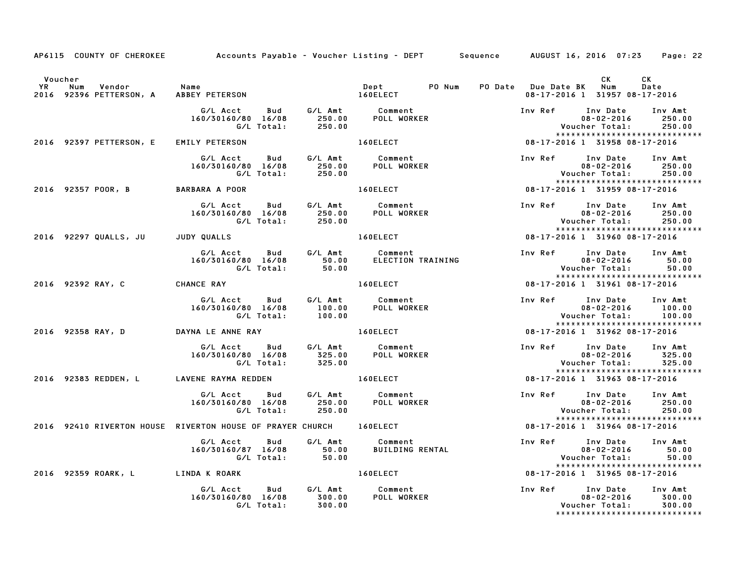AP6115 COUNTY OF CHEROKEE Accounts Payable - Voucher Listing - DEPT Sequence AUGUST 16, 2016 07:23 Page: 22

| Voucher YR | Num | Vendor | Name | Dept | PO Num | PO Date | Due Date | BK | CK Num | CK Date |
|---|---|---|---|---|---|---|---|---|---|---|
| 2016 | 92396 | PETTERSON, A | ABBEY PETERSON | 160ELECT | | | 08-17-2016 | 1 | 31957 | 08-17-2016 |

| G/L Acct | Bud | G/L Amt | Comment | Inv Ref | Inv Date | Inv Amt |
|---|---|---|---|---|---|---|
| 160/30160/80 | 16/08 | 250.00 | POLL WORKER | | 08-02-2016 | 250.00 |
| | G/L Total: | 250.00 | | | Voucher Total: | 250.00 |

*****************************

| Voucher YR | Num | Vendor | Name | Dept | PO Num | PO Date | Due Date | BK | CK Num | CK Date |
|---|---|---|---|---|---|---|---|---|---|---|
| 2016 | 92397 | PETTERSON, E | EMILY PETERSON | 160ELECT | | | 08-17-2016 | 1 | 31958 | 08-17-2016 |

| G/L Acct | Bud | G/L Amt | Comment | Inv Ref | Inv Date | Inv Amt |
|---|---|---|---|---|---|---|
| 160/30160/80 | 16/08 | 250.00 | POLL WORKER | | 08-02-2016 | 250.00 |
| | G/L Total: | 250.00 | | | Voucher Total: | 250.00 |

*****************************

| Voucher YR | Num | Vendor | Name | Dept | PO Num | PO Date | Due Date | BK | CK Num | CK Date |
|---|---|---|---|---|---|---|---|---|---|---|
| 2016 | 92357 | POOR, B | BARBARA A POOR | 160ELECT | | | 08-17-2016 | 1 | 31959 | 08-17-2016 |

| G/L Acct | Bud | G/L Amt | Comment | Inv Ref | Inv Date | Inv Amt |
|---|---|---|---|---|---|---|
| 160/30160/80 | 16/08 | 250.00 | POLL WORKER | | 08-02-2016 | 250.00 |
| | G/L Total: | 250.00 | | | Voucher Total: | 250.00 |

*****************************

| Voucher YR | Num | Vendor | Name | Dept | PO Num | PO Date | Due Date | BK | CK Num | CK Date |
|---|---|---|---|---|---|---|---|---|---|---|
| 2016 | 92297 | QUALLS, JU | JUDY QUALLS | 160ELECT | | | 08-17-2016 | 1 | 31960 | 08-17-2016 |

| G/L Acct | Bud | G/L Amt | Comment | Inv Ref | Inv Date | Inv Amt |
|---|---|---|---|---|---|---|
| 160/30160/80 | 16/08 | 50.00 | ELECTION TRAINING | | 08-02-2016 | 50.00 |
| | G/L Total: | 50.00 | | | Voucher Total: | 50.00 |

*****************************

| Voucher YR | Num | Vendor | Name | Dept | PO Num | PO Date | Due Date | BK | CK Num | CK Date |
|---|---|---|---|---|---|---|---|---|---|---|
| 2016 | 92392 | RAY, C | CHANCE RAY | 160ELECT | | | 08-17-2016 | 1 | 31961 | 08-17-2016 |

| G/L Acct | Bud | G/L Amt | Comment | Inv Ref | Inv Date | Inv Amt |
|---|---|---|---|---|---|---|
| 160/30160/80 | 16/08 | 100.00 | POLL WORKER | | 08-02-2016 | 100.00 |
| | G/L Total: | 100.00 | | | Voucher Total: | 100.00 |

*****************************

| Voucher YR | Num | Vendor | Name | Dept | PO Num | PO Date | Due Date | BK | CK Num | CK Date |
|---|---|---|---|---|---|---|---|---|---|---|
| 2016 | 92358 | RAY, D | DAYNA LE ANNE RAY | 160ELECT | | | 08-17-2016 | 1 | 31962 | 08-17-2016 |

| G/L Acct | Bud | G/L Amt | Comment | Inv Ref | Inv Date | Inv Amt |
|---|---|---|---|---|---|---|
| 160/30160/80 | 16/08 | 325.00 | POLL WORKER | | 08-02-2016 | 325.00 |
| | G/L Total: | 325.00 | | | Voucher Total: | 325.00 |

*****************************

| Voucher YR | Num | Vendor | Name | Dept | PO Num | PO Date | Due Date | BK | CK Num | CK Date |
|---|---|---|---|---|---|---|---|---|---|---|
| 2016 | 92383 | REDDEN, L | LAVENE RAYMA REDDEN | 160ELECT | | | 08-17-2016 | 1 | 31963 | 08-17-2016 |

| G/L Acct | Bud | G/L Amt | Comment | Inv Ref | Inv Date | Inv Amt |
|---|---|---|---|---|---|---|
| 160/30160/80 | 16/08 | 250.00 | POLL WORKER | | 08-02-2016 | 250.00 |
| | G/L Total: | 250.00 | | | Voucher Total: | 250.00 |

*****************************

| Voucher YR | Num | Vendor | Name | Dept | PO Num | PO Date | Due Date | BK | CK Num | CK Date |
|---|---|---|---|---|---|---|---|---|---|---|
| 2016 | 92410 | RIVERTON HOUSE | RIVERTON HOUSE OF PRAYER CHURCH | 160ELECT | | | 08-17-2016 | 1 | 31964 | 08-17-2016 |

| G/L Acct | Bud | G/L Amt | Comment | Inv Ref | Inv Date | Inv Amt |
|---|---|---|---|---|---|---|
| 160/30160/87 | 16/08 | 50.00 | BUILDING RENTAL | | 08-02-2016 | 50.00 |
| | G/L Total: | 50.00 | | | Voucher Total: | 50.00 |

*****************************

| Voucher YR | Num | Vendor | Name | Dept | PO Num | PO Date | Due Date | BK | CK Num | CK Date |
|---|---|---|---|---|---|---|---|---|---|---|
| 2016 | 92359 | ROARK, L | LINDA K ROARK | 160ELECT | | | 08-17-2016 | 1 | 31965 | 08-17-2016 |

| G/L Acct | Bud | G/L Amt | Comment | Inv Ref | Inv Date | Inv Amt |
|---|---|---|---|---|---|---|
| 160/30160/80 | 16/08 | 300.00 | POLL WORKER | | 08-02-2016 | 300.00 |
| | G/L Total: | 300.00 | | | Voucher Total: | 300.00 |

*****************************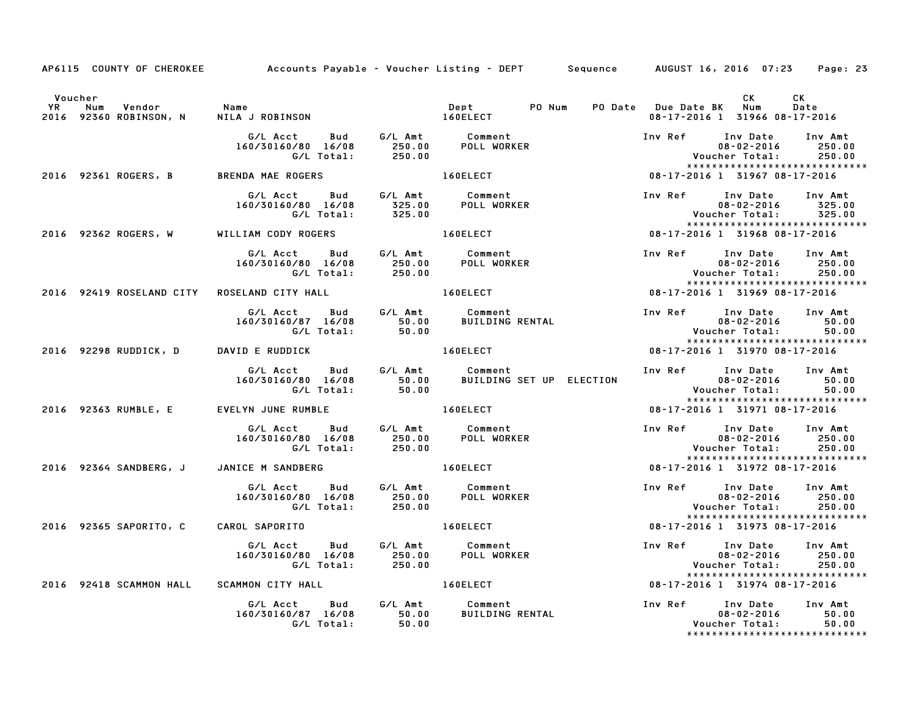AP6115 COUNTY OF CHEROKEE — Accounts Payable - Voucher Listing - DEPT — Sequence — AUGUST 16, 2016 07:23

| Voucher YR | Num | Vendor | Name | Dept | PO Num | PO Date | Due Date | BK | CK Num | CK Date |
|---|---|---|---|---|---|---|---|---|---|---|
| 2016 | 92360 | ROBINSON, N | NILA J ROBINSON | 160ELECT | | | 08-17-2016 | 1 | 31966 | 08-17-2016 |

| G/L Acct | Bud | G/L Amt | Comment | Inv Ref | Inv Date | Inv Amt |
|---|---|---|---|---|---|---|
| 160/30160/80 | 16/08 | 250.00 | POLL WORKER | | 08-02-2016 | 250.00 |
| | G/L Total: | 250.00 | | | Voucher Total: | 250.00 |

******************************

| Voucher YR | Num | Vendor | Name | Dept | PO Num | PO Date | Due Date | BK | CK Num | CK Date |
|---|---|---|---|---|---|---|---|---|---|---|
| 2016 | 92361 | ROGERS, B | BRENDA MAE ROGERS | 160ELECT | | | 08-17-2016 | 1 | 31967 | 08-17-2016 |

| G/L Acct | Bud | G/L Amt | Comment | Inv Ref | Inv Date | Inv Amt |
|---|---|---|---|---|---|---|
| 160/30160/80 | 16/08 | 325.00 | POLL WORKER | | 08-02-2016 | 325.00 |
| | G/L Total: | 325.00 | | | Voucher Total: | 325.00 |

******************************

| Voucher YR | Num | Vendor | Name | Dept | PO Num | PO Date | Due Date | BK | CK Num | CK Date |
|---|---|---|---|---|---|---|---|---|---|---|
| 2016 | 92362 | ROGERS, W | WILLIAM CODY ROGERS | 160ELECT | | | 08-17-2016 | 1 | 31968 | 08-17-2016 |

| G/L Acct | Bud | G/L Amt | Comment | Inv Ref | Inv Date | Inv Amt |
|---|---|---|---|---|---|---|
| 160/30160/80 | 16/08 | 250.00 | POLL WORKER | | 08-02-2016 | 250.00 |
| | G/L Total: | 250.00 | | | Voucher Total: | 250.00 |

******************************

| Voucher YR | Num | Vendor | Name | Dept | PO Num | PO Date | Due Date | BK | CK Num | CK Date |
|---|---|---|---|---|---|---|---|---|---|---|
| 2016 | 92419 | ROSELAND CITY | ROSELAND CITY HALL | 160ELECT | | | 08-17-2016 | 1 | 31969 | 08-17-2016 |

| G/L Acct | Bud | G/L Amt | Comment | Inv Ref | Inv Date | Inv Amt |
|---|---|---|---|---|---|---|
| 160/30160/87 | 16/08 | 50.00 | BUILDING RENTAL | | 08-02-2016 | 50.00 |
| | G/L Total: | 50.00 | | | Voucher Total: | 50.00 |

******************************

| Voucher YR | Num | Vendor | Name | Dept | PO Num | PO Date | Due Date | BK | CK Num | CK Date |
|---|---|---|---|---|---|---|---|---|---|---|
| 2016 | 92298 | RUDDICK, D | DAVID E RUDDICK | 160ELECT | | | 08-17-2016 | 1 | 31970 | 08-17-2016 |

| G/L Acct | Bud | G/L Amt | Comment | Inv Ref | Inv Date | Inv Amt |
|---|---|---|---|---|---|---|
| 160/30160/80 | 16/08 | 50.00 | BUILDING SET UP ELECTION | | 08-02-2016 | 50.00 |
| | G/L Total: | 50.00 | | | Voucher Total: | 50.00 |

******************************

| Voucher YR | Num | Vendor | Name | Dept | PO Num | PO Date | Due Date | BK | CK Num | CK Date |
|---|---|---|---|---|---|---|---|---|---|---|
| 2016 | 92363 | RUMBLE, E | EVELYN JUNE RUMBLE | 160ELECT | | | 08-17-2016 | 1 | 31971 | 08-17-2016 |

| G/L Acct | Bud | G/L Amt | Comment | Inv Ref | Inv Date | Inv Amt |
|---|---|---|---|---|---|---|
| 160/30160/80 | 16/08 | 250.00 | POLL WORKER | | 08-02-2016 | 250.00 |
| | G/L Total: | 250.00 | | | Voucher Total: | 250.00 |

******************************

| Voucher YR | Num | Vendor | Name | Dept | PO Num | PO Date | Due Date | BK | CK Num | CK Date |
|---|---|---|---|---|---|---|---|---|---|---|
| 2016 | 92364 | SANDBERG, J | JANICE M SANDBERG | 160ELECT | | | 08-17-2016 | 1 | 31972 | 08-17-2016 |

| G/L Acct | Bud | G/L Amt | Comment | Inv Ref | Inv Date | Inv Amt |
|---|---|---|---|---|---|---|
| 160/30160/80 | 16/08 | 250.00 | POLL WORKER | | 08-02-2016 | 250.00 |
| | G/L Total: | 250.00 | | | Voucher Total: | 250.00 |

******************************

| Voucher YR | Num | Vendor | Name | Dept | PO Num | PO Date | Due Date | BK | CK Num | CK Date |
|---|---|---|---|---|---|---|---|---|---|---|
| 2016 | 92365 | SAPORITO, C | CAROL SAPORITO | 160ELECT | | | 08-17-2016 | 1 | 31973 | 08-17-2016 |

| G/L Acct | Bud | G/L Amt | Comment | Inv Ref | Inv Date | Inv Amt |
|---|---|---|---|---|---|---|
| 160/30160/80 | 16/08 | 250.00 | POLL WORKER | | 08-02-2016 | 250.00 |
| | G/L Total: | 250.00 | | | Voucher Total: | 250.00 |

******************************

| Voucher YR | Num | Vendor | Name | Dept | PO Num | PO Date | Due Date | BK | CK Num | CK Date |
|---|---|---|---|---|---|---|---|---|---|---|
| 2016 | 92418 | SCAMMON HALL | SCAMMON CITY HALL | 160ELECT | | | 08-17-2016 | 1 | 31974 | 08-17-2016 |

| G/L Acct | Bud | G/L Amt | Comment | Inv Ref | Inv Date | Inv Amt |
|---|---|---|---|---|---|---|
| 160/30160/87 | 16/08 | 50.00 | BUILDING RENTAL | | 08-02-2016 | 50.00 |
| | G/L Total: | 50.00 | | | Voucher Total: | 50.00 |

******************************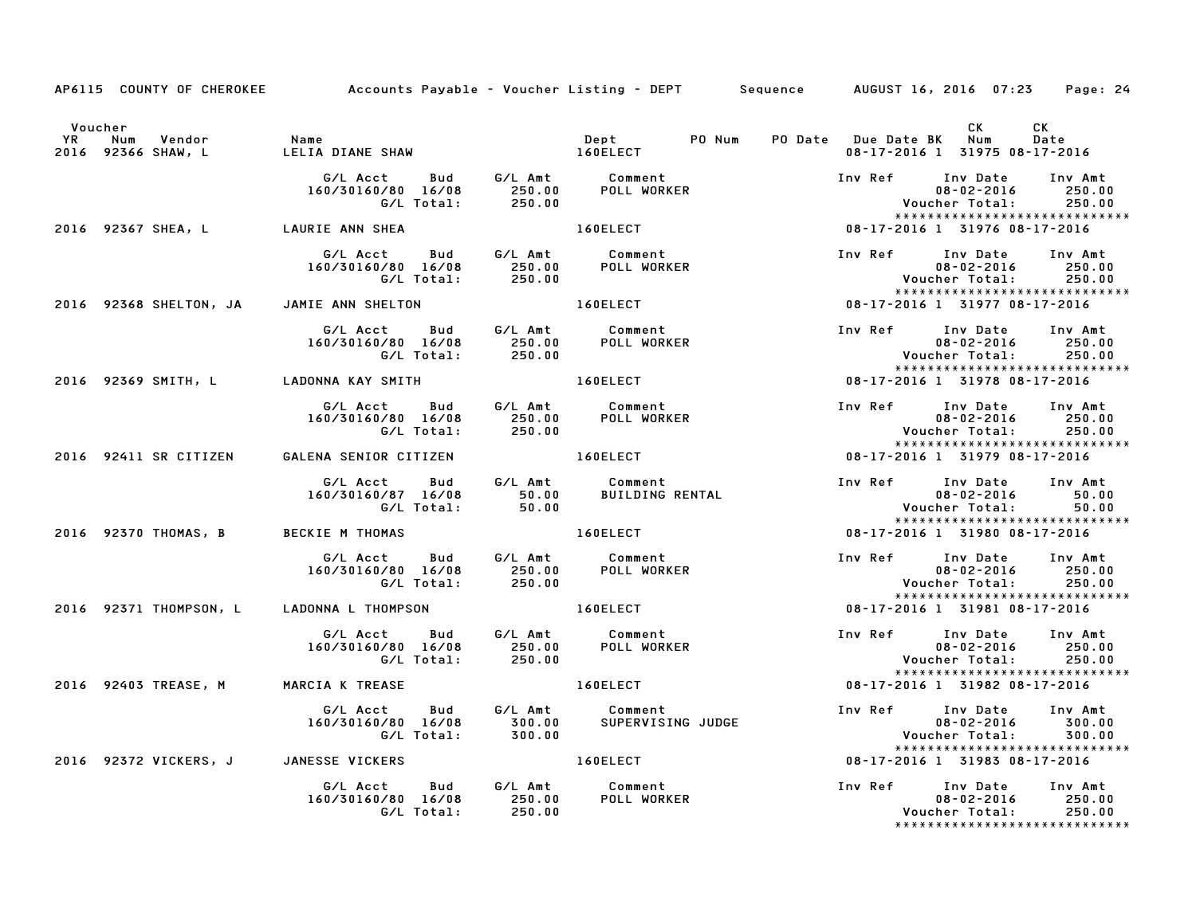AP6115 COUNTY OF CHEROKEE     Accounts Payable - Voucher Listing - DEPT     Sequence     AUGUST 16, 2016 07:23

| Voucher YR | Num | Vendor | Name | Dept | PO Num | PO Date | Due Date | BK | CK Num | CK Date |
|---|---|---|---|---|---|---|---|---|---|---|
| 2016 | 92366 | SHAW, L | LELIA DIANE SHAW | 160ELECT | | | 08-17-2016 | 1 | 31975 | 08-17-2016 |

| G/L Acct | Bud | G/L Amt | Comment | Inv Ref | Inv Date | Inv Amt |
|---|---|---|---|---|---|---|
| 160/30160/80 | 16/08 | 250.00 | POLL WORKER | | 08-02-2016 | 250.00 |
| | G/L Total: | 250.00 | | | Voucher Total: | 250.00 |

****************************

| Voucher YR | Num | Vendor | Name | Dept | PO Num | PO Date | Due Date | BK | CK Num | CK Date |
|---|---|---|---|---|---|---|---|---|---|---|
| 2016 | 92367 | SHEA, L | LAURIE ANN SHEA | 160ELECT | | | 08-17-2016 | 1 | 31976 | 08-17-2016 |

| G/L Acct | Bud | G/L Amt | Comment | Inv Ref | Inv Date | Inv Amt |
|---|---|---|---|---|---|---|
| 160/30160/80 | 16/08 | 250.00 | POLL WORKER | | 08-02-2016 | 250.00 |
| | G/L Total: | 250.00 | | | Voucher Total: | 250.00 |

****************************

| Voucher YR | Num | Vendor | Name | Dept | PO Num | PO Date | Due Date | BK | CK Num | CK Date |
|---|---|---|---|---|---|---|---|---|---|---|
| 2016 | 92368 | SHELTON, JA | JAMIE ANN SHELTON | 160ELECT | | | 08-17-2016 | 1 | 31977 | 08-17-2016 |

| G/L Acct | Bud | G/L Amt | Comment | Inv Ref | Inv Date | Inv Amt |
|---|---|---|---|---|---|---|
| 160/30160/80 | 16/08 | 250.00 | POLL WORKER | | 08-02-2016 | 250.00 |
| | G/L Total: | 250.00 | | | Voucher Total: | 250.00 |

****************************

| Voucher YR | Num | Vendor | Name | Dept | PO Num | PO Date | Due Date | BK | CK Num | CK Date |
|---|---|---|---|---|---|---|---|---|---|---|
| 2016 | 92369 | SMITH, L | LADONNA KAY SMITH | 160ELECT | | | 08-17-2016 | 1 | 31978 | 08-17-2016 |

| G/L Acct | Bud | G/L Amt | Comment | Inv Ref | Inv Date | Inv Amt |
|---|---|---|---|---|---|---|
| 160/30160/80 | 16/08 | 250.00 | POLL WORKER | | 08-02-2016 | 250.00 |
| | G/L Total: | 250.00 | | | Voucher Total: | 250.00 |

****************************

| Voucher YR | Num | Vendor | Name | Dept | PO Num | PO Date | Due Date | BK | CK Num | CK Date |
|---|---|---|---|---|---|---|---|---|---|---|
| 2016 | 92411 | SR CITIZEN | GALENA SENIOR CITIZEN | 160ELECT | | | 08-17-2016 | 1 | 31979 | 08-17-2016 |

| G/L Acct | Bud | G/L Amt | Comment | Inv Ref | Inv Date | Inv Amt |
|---|---|---|---|---|---|---|
| 160/30160/87 | 16/08 | 50.00 | BUILDING RENTAL | | 08-02-2016 | 50.00 |
| | G/L Total: | 50.00 | | | Voucher Total: | 50.00 |

****************************

| Voucher YR | Num | Vendor | Name | Dept | PO Num | PO Date | Due Date | BK | CK Num | CK Date |
|---|---|---|---|---|---|---|---|---|---|---|
| 2016 | 92370 | THOMAS, B | BECKIE M THOMAS | 160ELECT | | | 08-17-2016 | 1 | 31980 | 08-17-2016 |

| G/L Acct | Bud | G/L Amt | Comment | Inv Ref | Inv Date | Inv Amt |
|---|---|---|---|---|---|---|
| 160/30160/80 | 16/08 | 250.00 | POLL WORKER | | 08-02-2016 | 250.00 |
| | G/L Total: | 250.00 | | | Voucher Total: | 250.00 |

****************************

| Voucher YR | Num | Vendor | Name | Dept | PO Num | PO Date | Due Date | BK | CK Num | CK Date |
|---|---|---|---|---|---|---|---|---|---|---|
| 2016 | 92371 | THOMPSON, L | LADONNA L THOMPSON | 160ELECT | | | 08-17-2016 | 1 | 31981 | 08-17-2016 |

| G/L Acct | Bud | G/L Amt | Comment | Inv Ref | Inv Date | Inv Amt |
|---|---|---|---|---|---|---|
| 160/30160/80 | 16/08 | 250.00 | POLL WORKER | | 08-02-2016 | 250.00 |
| | G/L Total: | 250.00 | | | Voucher Total: | 250.00 |

****************************

| Voucher YR | Num | Vendor | Name | Dept | PO Num | PO Date | Due Date | BK | CK Num | CK Date |
|---|---|---|---|---|---|---|---|---|---|---|
| 2016 | 92403 | TREASE, M | MARCIA K TREASE | 160ELECT | | | 08-17-2016 | 1 | 31982 | 08-17-2016 |

| G/L Acct | Bud | G/L Amt | Comment | Inv Ref | Inv Date | Inv Amt |
|---|---|---|---|---|---|---|
| 160/30160/80 | 16/08 | 300.00 | SUPERVISING JUDGE | | 08-02-2016 | 300.00 |
| | G/L Total: | 300.00 | | | Voucher Total: | 300.00 |

****************************

| Voucher YR | Num | Vendor | Name | Dept | PO Num | PO Date | Due Date | BK | CK Num | CK Date |
|---|---|---|---|---|---|---|---|---|---|---|
| 2016 | 92372 | VICKERS, J | JANESSE VICKERS | 160ELECT | | | 08-17-2016 | 1 | 31983 | 08-17-2016 |

| G/L Acct | Bud | G/L Amt | Comment | Inv Ref | Inv Date | Inv Amt |
|---|---|---|---|---|---|---|
| 160/30160/80 | 16/08 | 250.00 | POLL WORKER | | 08-02-2016 | 250.00 |
| | G/L Total: | 250.00 | | | Voucher Total: | 250.00 |

****************************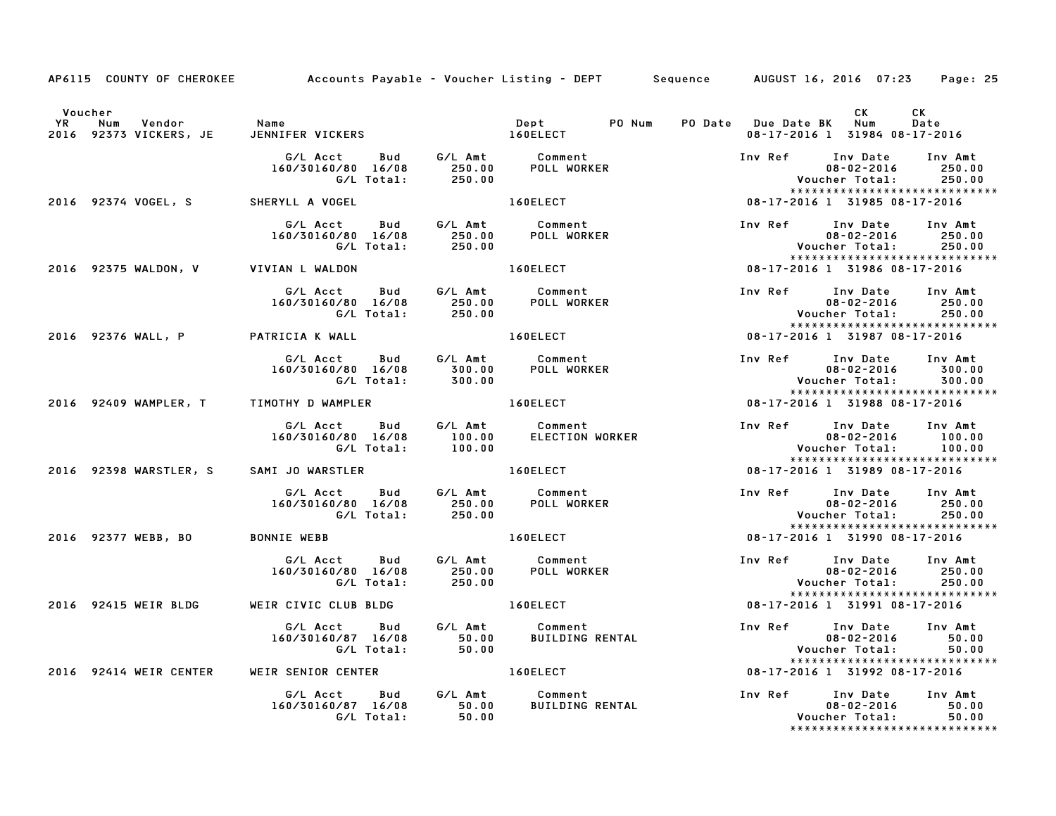AP6115 COUNTY OF CHEROKEE Accounts Payable - Voucher Listing - DEPT Sequence AUGUST 16, 2016 07:23

| Voucher YR | Num | Vendor | Name | Dept | PO Num | PO Date | Due Date | BK | CK Num | CK Date |
|---|---|---|---|---|---|---|---|---|---|---|
| 2016 | 92373 | VICKERS, JE | JENNIFER VICKERS | 160ELECT | | | 08-17-2016 | 1 | 31984 | 08-17-2016 |
| | | | G/L Acct 160/30160/80 Bud 16/08 G/L Amt 250.00 G/L Total: 250.00 | Comment: POLL WORKER | | | Inv Date 08-02-2016 | | Inv Amt 250.00 | Voucher Total: 250.00 |
| 2016 | 92374 | VOGEL, S | SHERYLL A VOGEL | 160ELECT | | | 08-17-2016 | 1 | 31985 | 08-17-2016 |
| | | | G/L Acct 160/30160/80 Bud 16/08 G/L Amt 250.00 G/L Total: 250.00 | Comment: POLL WORKER | | | Inv Date 08-02-2016 | | Inv Amt 250.00 | Voucher Total: 250.00 |
| 2016 | 92375 | WALDON, V | VIVIAN L WALDON | 160ELECT | | | 08-17-2016 | 1 | 31986 | 08-17-2016 |
| | | | G/L Acct 160/30160/80 Bud 16/08 G/L Amt 250.00 G/L Total: 250.00 | Comment: POLL WORKER | | | Inv Date 08-02-2016 | | Inv Amt 250.00 | Voucher Total: 250.00 |
| 2016 | 92376 | WALL, P | PATRICIA K WALL | 160ELECT | | | 08-17-2016 | 1 | 31987 | 08-17-2016 |
| | | | G/L Acct 160/30160/80 Bud 16/08 G/L Amt 300.00 G/L Total: 300.00 | Comment: POLL WORKER | | | Inv Date 08-02-2016 | | Inv Amt 300.00 | Voucher Total: 300.00 |
| 2016 | 92409 | WAMPLER, T | TIMOTHY D WAMPLER | 160ELECT | | | 08-17-2016 | 1 | 31988 | 08-17-2016 |
| | | | G/L Acct 160/30160/80 Bud 16/08 G/L Amt 100.00 G/L Total: 100.00 | Comment: ELECTION WORKER | | | Inv Date 08-02-2016 | | Inv Amt 100.00 | Voucher Total: 100.00 |
| 2016 | 92398 | WARSTLER, S | SAMI JO WARSTLER | 160ELECT | | | 08-17-2016 | 1 | 31989 | 08-17-2016 |
| | | | G/L Acct 160/30160/80 Bud 16/08 G/L Amt 250.00 G/L Total: 250.00 | Comment: POLL WORKER | | | Inv Date 08-02-2016 | | Inv Amt 250.00 | Voucher Total: 250.00 |
| 2016 | 92377 | WEBB, BO | BONNIE WEBB | 160ELECT | | | 08-17-2016 | 1 | 31990 | 08-17-2016 |
| | | | G/L Acct 160/30160/80 Bud 16/08 G/L Amt 250.00 G/L Total: 250.00 | Comment: POLL WORKER | | | Inv Date 08-02-2016 | | Inv Amt 250.00 | Voucher Total: 250.00 |
| 2016 | 92415 | WEIR BLDG | WEIR CIVIC CLUB BLDG | 160ELECT | | | 08-17-2016 | 1 | 31991 | 08-17-2016 |
| | | | G/L Acct 160/30160/87 Bud 16/08 G/L Amt 50.00 G/L Total: 50.00 | Comment: BUILDING RENTAL | | | Inv Date 08-02-2016 | | Inv Amt 50.00 | Voucher Total: 50.00 |
| 2016 | 92414 | WEIR CENTER | WEIR SENIOR CENTER | 160ELECT | | | 08-17-2016 | 1 | 31992 | 08-17-2016 |
| | | | G/L Acct 160/30160/87 Bud 16/08 G/L Amt 50.00 G/L Total: 50.00 | Comment: BUILDING RENTAL | | | Inv Date 08-02-2016 | | Inv Amt 50.00 | Voucher Total: 50.00 |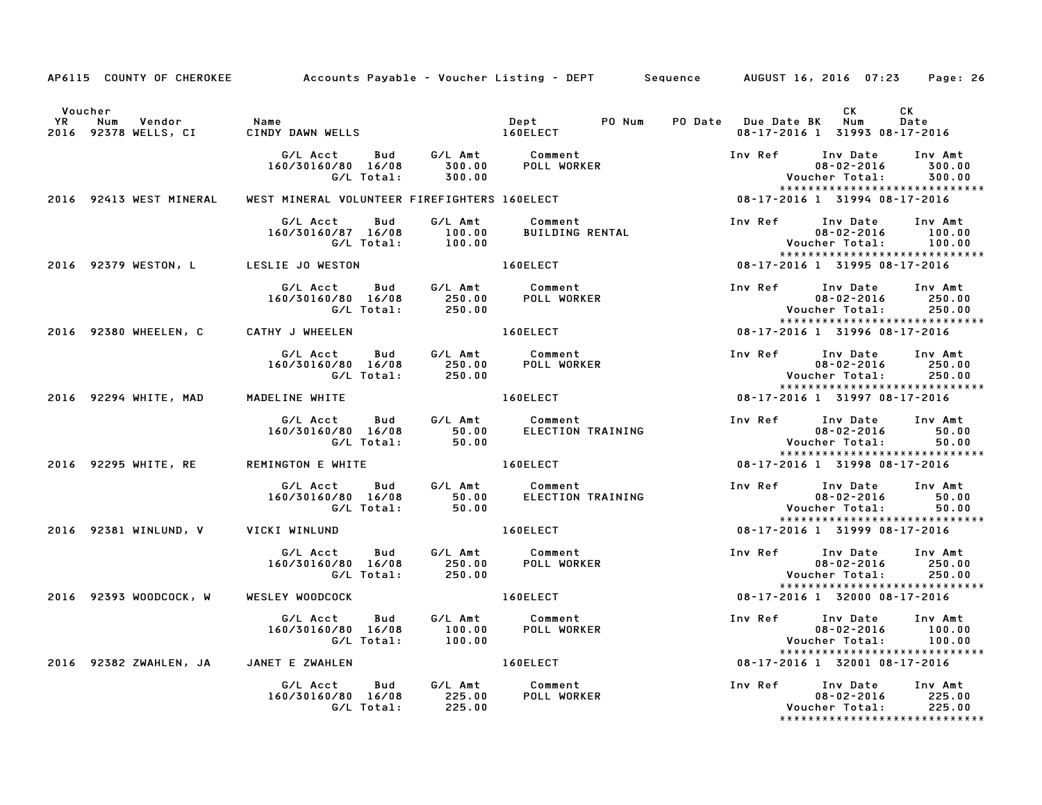AP6115 COUNTY OF CHEROKEE Accounts Payable - Voucher Listing - DEPT Sequence AUGUST 16, 2016 07:23 Page: 26

| Voucher YR | Num | Vendor | Name | Dept | PO Num | PO Date | Due Date | BK | CK Num | CK Date |
|---|---|---|---|---|---|---|---|---|---|---|
| 2016 | 92378 | WELLS, CI | CINDY DAWN WELLS | 160ELECT | | | 08-17-2016 | 1 | 31993 | 08-17-2016 |

| G/L Acct | Bud | G/L Amt | Comment | Inv Ref | Inv Date | Inv Amt |
|---|---|---|---|---|---|---|
| 160/30160/80 | 16/08 | 300.00 | POLL WORKER | | 08-02-2016 | 300.00 |
| | G/L Total: | 300.00 | | | Voucher Total: | 300.00 |

*****************************

| Voucher YR | Num | Vendor | Name | Dept | PO Num | PO Date | Due Date | BK | CK Num | CK Date |
|---|---|---|---|---|---|---|---|---|---|---|
| 2016 | 92413 | WEST MINERAL | WEST MINERAL VOLUNTEER FIREFIGHTERS | 160ELECT | | | 08-17-2016 | 1 | 31994 | 08-17-2016 |

| G/L Acct | Bud | G/L Amt | Comment | Inv Ref | Inv Date | Inv Amt |
|---|---|---|---|---|---|---|
| 160/30160/87 | 16/08 | 100.00 | BUILDING RENTAL | | 08-02-2016 | 100.00 |
| | G/L Total: | 100.00 | | | Voucher Total: | 100.00 |

*****************************

| Voucher YR | Num | Vendor | Name | Dept | PO Num | PO Date | Due Date | BK | CK Num | CK Date |
|---|---|---|---|---|---|---|---|---|---|---|
| 2016 | 92379 | WESTON, L | LESLIE JO WESTON | 160ELECT | | | 08-17-2016 | 1 | 31995 | 08-17-2016 |

| G/L Acct | Bud | G/L Amt | Comment | Inv Ref | Inv Date | Inv Amt |
|---|---|---|---|---|---|---|
| 160/30160/80 | 16/08 | 250.00 | POLL WORKER | | 08-02-2016 | 250.00 |
| | G/L Total: | 250.00 | | | Voucher Total: | 250.00 |

*****************************

| Voucher YR | Num | Vendor | Name | Dept | PO Num | PO Date | Due Date | BK | CK Num | CK Date |
|---|---|---|---|---|---|---|---|---|---|---|
| 2016 | 92380 | WHEELEN, C | CATHY J WHEELEN | 160ELECT | | | 08-17-2016 | 1 | 31996 | 08-17-2016 |

| G/L Acct | Bud | G/L Amt | Comment | Inv Ref | Inv Date | Inv Amt |
|---|---|---|---|---|---|---|
| 160/30160/80 | 16/08 | 250.00 | POLL WORKER | | 08-02-2016 | 250.00 |
| | G/L Total: | 250.00 | | | Voucher Total: | 250.00 |

*****************************

| Voucher YR | Num | Vendor | Name | Dept | PO Num | PO Date | Due Date | BK | CK Num | CK Date |
|---|---|---|---|---|---|---|---|---|---|---|
| 2016 | 92294 | WHITE, MAD | MADELINE WHITE | 160ELECT | | | 08-17-2016 | 1 | 31997 | 08-17-2016 |

| G/L Acct | Bud | G/L Amt | Comment | Inv Ref | Inv Date | Inv Amt |
|---|---|---|---|---|---|---|
| 160/30160/80 | 16/08 | 50.00 | ELECTION TRAINING | | 08-02-2016 | 50.00 |
| | G/L Total: | 50.00 | | | Voucher Total: | 50.00 |

*****************************

| Voucher YR | Num | Vendor | Name | Dept | PO Num | PO Date | Due Date | BK | CK Num | CK Date |
|---|---|---|---|---|---|---|---|---|---|---|
| 2016 | 92295 | WHITE, RE | REMINGTON E WHITE | 160ELECT | | | 08-17-2016 | 1 | 31998 | 08-17-2016 |

| G/L Acct | Bud | G/L Amt | Comment | Inv Ref | Inv Date | Inv Amt |
|---|---|---|---|---|---|---|
| 160/30160/80 | 16/08 | 50.00 | ELECTION TRAINING | | 08-02-2016 | 50.00 |
| | G/L Total: | 50.00 | | | Voucher Total: | 50.00 |

*****************************

| Voucher YR | Num | Vendor | Name | Dept | PO Num | PO Date | Due Date | BK | CK Num | CK Date |
|---|---|---|---|---|---|---|---|---|---|---|
| 2016 | 92381 | WINLUND, V | VICKI WINLUND | 160ELECT | | | 08-17-2016 | 1 | 31999 | 08-17-2016 |

| G/L Acct | Bud | G/L Amt | Comment | Inv Ref | Inv Date | Inv Amt |
|---|---|---|---|---|---|---|
| 160/30160/80 | 16/08 | 250.00 | POLL WORKER | | 08-02-2016 | 250.00 |
| | G/L Total: | 250.00 | | | Voucher Total: | 250.00 |

*****************************

| Voucher YR | Num | Vendor | Name | Dept | PO Num | PO Date | Due Date | BK | CK Num | CK Date |
|---|---|---|---|---|---|---|---|---|---|---|
| 2016 | 92393 | WOODCOCK, W | WESLEY WOODCOCK | 160ELECT | | | 08-17-2016 | 1 | 32000 | 08-17-2016 |

| G/L Acct | Bud | G/L Amt | Comment | Inv Ref | Inv Date | Inv Amt |
|---|---|---|---|---|---|---|
| 160/30160/80 | 16/08 | 100.00 | POLL WORKER | | 08-02-2016 | 100.00 |
| | G/L Total: | 100.00 | | | Voucher Total: | 100.00 |

*****************************

| Voucher YR | Num | Vendor | Name | Dept | PO Num | PO Date | Due Date | BK | CK Num | CK Date |
|---|---|---|---|---|---|---|---|---|---|---|
| 2016 | 92382 | ZWAHLEN, JA | JANET E ZWAHLEN | 160ELECT | | | 08-17-2016 | 1 | 32001 | 08-17-2016 |

| G/L Acct | Bud | G/L Amt | Comment | Inv Ref | Inv Date | Inv Amt |
|---|---|---|---|---|---|---|
| 160/30160/80 | 16/08 | 225.00 | POLL WORKER | | 08-02-2016 | 225.00 |
| | G/L Total: | 225.00 | | | Voucher Total: | 225.00 |

*****************************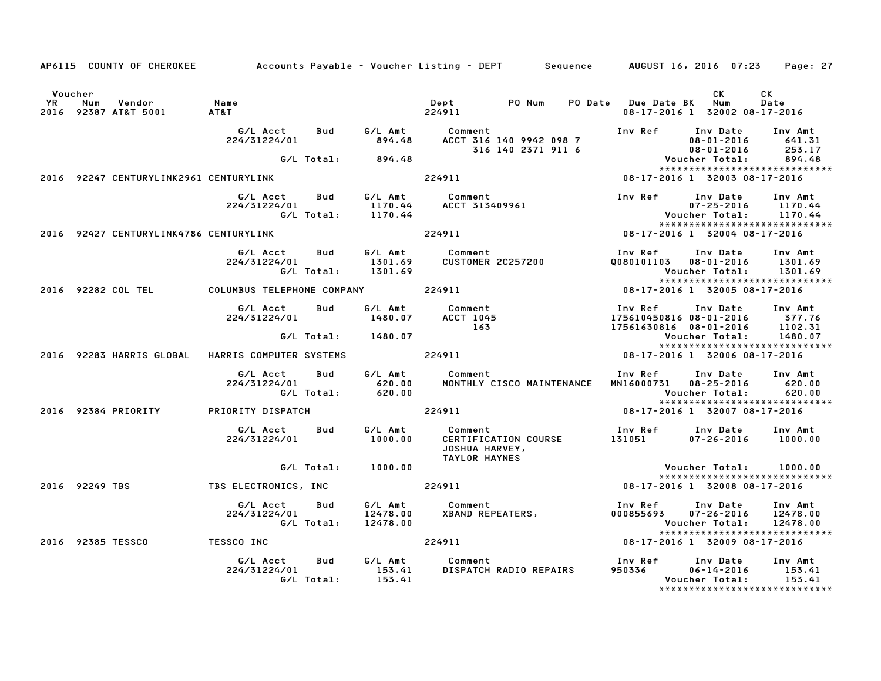AP6115 COUNTY OF CHEROKEE — Accounts Payable - Voucher Listing - DEPT — Sequence — AUGUST 16, 2016 07:23

| Voucher YR | Num | Vendor | Name | Dept | PO Num | PO Date | Due Date | BK | CK Num | CK Date |
|---|---|---|---|---|---|---|---|---|---|---|
| 2016 | 92387 | AT&T 5001 | AT&T | 224911 | | | 08-17-2016 | 1 | 32002 | 08-17-2016 |

| G/L Acct | Bud | G/L Amt | Comment | Inv Ref | Inv Date | Inv Amt |
|---|---|---|---|---|---|---|
| 224/31224/01 | | 894.48 | ACCT 316 140 9942 098 7 | | 08-01-2016 | 641.31 |
| | | | 316 140 2371 911 6 | | 08-01-2016 | 253.17 |
| | G/L Total: | 894.48 | | | Voucher Total: | 894.48 |

| Voucher YR | Num | Vendor | Name | Dept | PO Num | PO Date | Due Date | BK | CK Num | CK Date |
|---|---|---|---|---|---|---|---|---|---|---|
| 2016 | 92247 | CENTURYLINK2961 | CENTURYLINK | 224911 | | | 08-17-2016 | 1 | 32003 | 08-17-2016 |

| G/L Acct | Bud | G/L Amt | Comment | Inv Ref | Inv Date | Inv Amt |
|---|---|---|---|---|---|---|
| 224/31224/01 | | 1170.44 | ACCT 313409961 | | 07-25-2016 | 1170.44 |
| | G/L Total: | 1170.44 | | | Voucher Total: | 1170.44 |

| Voucher YR | Num | Vendor | Name | Dept | PO Num | PO Date | Due Date | BK | CK Num | CK Date |
|---|---|---|---|---|---|---|---|---|---|---|
| 2016 | 92427 | CENTURYLINK4786 | CENTURYLINK | 224911 | | | 08-17-2016 | 1 | 32004 | 08-17-2016 |

| G/L Acct | Bud | G/L Amt | Comment | Inv Ref | Inv Date | Inv Amt |
|---|---|---|---|---|---|---|
| 224/31224/01 | | 1301.69 | CUSTOMER 2C257200 | Q080101103 | 08-01-2016 | 1301.69 |
| | G/L Total: | 1301.69 | | | Voucher Total: | 1301.69 |

| Voucher YR | Num | Vendor | Name | Dept | PO Num | PO Date | Due Date | BK | CK Num | CK Date |
|---|---|---|---|---|---|---|---|---|---|---|
| 2016 | 92282 | COL TEL | COLUMBUS TELEPHONE COMPANY | 224911 | | | 08-17-2016 | 1 | 32005 | 08-17-2016 |

| G/L Acct | Bud | G/L Amt | Comment | Inv Ref | Inv Date | Inv Amt |
|---|---|---|---|---|---|---|
| 224/31224/01 | | 1480.07 | ACCT 1045 | 175610450816 | 08-01-2016 | 377.76 |
| | | | 163 | 17561630816 | 08-01-2016 | 1102.31 |
| | G/L Total: | 1480.07 | | | Voucher Total: | 1480.07 |

| Voucher YR | Num | Vendor | Name | Dept | PO Num | PO Date | Due Date | BK | CK Num | CK Date |
|---|---|---|---|---|---|---|---|---|---|---|
| 2016 | 92283 | HARRIS GLOBAL | HARRIS COMPUTER SYSTEMS | 224911 | | | 08-17-2016 | 1 | 32006 | 08-17-2016 |

| G/L Acct | Bud | G/L Amt | Comment | Inv Ref | Inv Date | Inv Amt |
|---|---|---|---|---|---|---|
| 224/31224/01 | | 620.00 | MONTHLY CISCO MAINTENANCE | MN16000731 | 08-25-2016 | 620.00 |
| | G/L Total: | 620.00 | | | Voucher Total: | 620.00 |

| Voucher YR | Num | Vendor | Name | Dept | PO Num | PO Date | Due Date | BK | CK Num | CK Date |
|---|---|---|---|---|---|---|---|---|---|---|
| 2016 | 92384 | PRIORITY | PRIORITY DISPATCH | 224911 | | | 08-17-2016 | 1 | 32007 | 08-17-2016 |

| G/L Acct | Bud | G/L Amt | Comment | Inv Ref | Inv Date | Inv Amt |
|---|---|---|---|---|---|---|
| 224/31224/01 | | 1000.00 | CERTIFICATION COURSE JOSHUA HARVEY, TAYLOR HAYNES | 131051 | 07-26-2016 | 1000.00 |
| | G/L Total: | 1000.00 | | | Voucher Total: | 1000.00 |

| Voucher YR | Num | Vendor | Name | Dept | PO Num | PO Date | Due Date | BK | CK Num | CK Date |
|---|---|---|---|---|---|---|---|---|---|---|
| 2016 | 92249 | TBS | TBS ELECTRONICS, INC | 224911 | | | 08-17-2016 | 1 | 32008 | 08-17-2016 |

| G/L Acct | Bud | G/L Amt | Comment | Inv Ref | Inv Date | Inv Amt |
|---|---|---|---|---|---|---|
| 224/31224/01 | | 12478.00 | XBAND REPEATERS, | 000855693 | 07-26-2016 | 12478.00 |
| | G/L Total: | 12478.00 | | | Voucher Total: | 12478.00 |

| Voucher YR | Num | Vendor | Name | Dept | PO Num | PO Date | Due Date | BK | CK Num | CK Date |
|---|---|---|---|---|---|---|---|---|---|---|
| 2016 | 92385 | TESSCO | TESSCO INC | 224911 | | | 08-17-2016 | 1 | 32009 | 08-17-2016 |

| G/L Acct | Bud | G/L Amt | Comment | Inv Ref | Inv Date | Inv Amt |
|---|---|---|---|---|---|---|
| 224/31224/01 | | 153.41 | DISPATCH RADIO REPAIRS | 950336 | 06-14-2016 | 153.41 |
| | G/L Total: | 153.41 | | | Voucher Total: | 153.41 |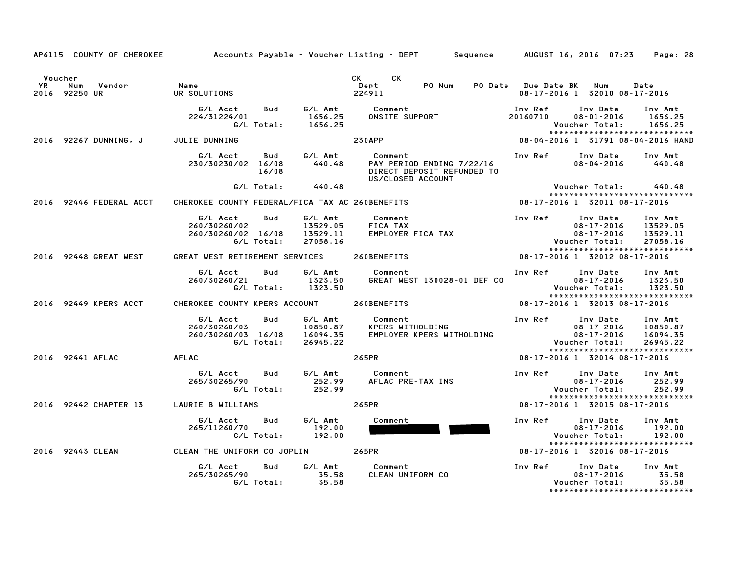AP6115 COUNTY OF CHEROKEE  Accounts Payable - Voucher Listing - DEPT  Sequence  AUGUST 16, 2016 07:23

| Voucher YR | Num | Vendor | Name | CK Dept | CK PO Num | PO Date | Due Date | BK | Num | Date |
|---|---|---|---|---|---|---|---|---|---|---|
| 2016 | 92250 | UR | UR SOLUTIONS | 224911 | | | 08-17-2016 | 1 | 32010 | 08-17-2016 |

| G/L Acct | Bud | G/L Amt | Comment | Inv Ref | Inv Date | Inv Amt |
|---|---|---|---|---|---|---|
| 224/31224/01 | | 1656.25 | ONSITE SUPPORT | 20160710 | 08-01-2016 | 1656.25 |
| | G/L Total: | 1656.25 | | | Voucher Total: | 1656.25 |

| Voucher YR | Num | Vendor | Name | CK Dept | Due Date | BK | Num | Date |
|---|---|---|---|---|---|---|---|---|
| 2016 | 92267 | DUNNING, J | JULIE DUNNING | 230APP | 08-04-2016 | 1 | 31791 | 08-04-2016 HAND |

| G/L Acct | Bud | G/L Amt | Comment | Inv Ref | Inv Date | Inv Amt |
|---|---|---|---|---|---|---|
| 230/30230/02 | 16/08 | 440.48 | PAY PERIOD ENDING 7/22/16 | | 08-04-2016 | 440.48 |
| | 16/08 | | DIRECT DEPOSIT REFUNDED TO US/CLOSED ACCOUNT | | | |
| | G/L Total: | 440.48 | | | Voucher Total: | 440.48 |

| Voucher YR | Num | Vendor | Name | CK Dept | Due Date | BK | Num | Date |
|---|---|---|---|---|---|---|---|---|
| 2016 | 92446 | FEDERAL ACCT | CHEROKEE COUNTY FEDERAL/FICA TAX AC | 260BENEFITS | 08-17-2016 | 1 | 32011 | 08-17-2016 |

| G/L Acct | Bud | G/L Amt | Comment | Inv Ref | Inv Date | Inv Amt |
|---|---|---|---|---|---|---|
| 260/30260/02 | | 13529.05 | FICA TAX | | 08-17-2016 | 13529.05 |
| 260/30260/02 | 16/08 | 13529.11 | EMPLOYER FICA TAX | | 08-17-2016 | 13529.11 |
| | G/L Total: | 27058.16 | | | Voucher Total: | 27058.16 |

| Voucher YR | Num | Vendor | Name | CK Dept | Due Date | BK | Num | Date |
|---|---|---|---|---|---|---|---|---|
| 2016 | 92448 | GREAT WEST | GREAT WEST RETIREMENT SERVICES | 260BENEFITS | 08-17-2016 | 1 | 32012 | 08-17-2016 |

| G/L Acct | Bud | G/L Amt | Comment | Inv Ref | Inv Date | Inv Amt |
|---|---|---|---|---|---|---|
| 260/30260/21 | | 1323.50 | GREAT WEST 130028-01 DEF CO | | 08-17-2016 | 1323.50 |
| | G/L Total: | 1323.50 | | | Voucher Total: | 1323.50 |

| Voucher YR | Num | Vendor | Name | CK Dept | Due Date | BK | Num | Date |
|---|---|---|---|---|---|---|---|---|
| 2016 | 92449 | KPERS ACCT | CHEROKEE COUNTY KPERS ACCOUNT | 260BENEFITS | 08-17-2016 | 1 | 32013 | 08-17-2016 |

| G/L Acct | Bud | G/L Amt | Comment | Inv Ref | Inv Date | Inv Amt |
|---|---|---|---|---|---|---|
| 260/30260/03 | | 10850.87 | KPERS WITHOLDING | | 08-17-2016 | 10850.87 |
| 260/30260/03 | 16/08 | 16094.35 | EMPLOYER KPERS WITHOLDING | | 08-17-2016 | 16094.35 |
| | G/L Total: | 26945.22 | | | Voucher Total: | 26945.22 |

| Voucher YR | Num | Vendor | Name | CK Dept | Due Date | BK | Num | Date |
|---|---|---|---|---|---|---|---|---|
| 2016 | 92441 | AFLAC | AFLAC | 265PR | 08-17-2016 | 1 | 32014 | 08-17-2016 |

| G/L Acct | Bud | G/L Amt | Comment | Inv Ref | Inv Date | Inv Amt |
|---|---|---|---|---|---|---|
| 265/30265/90 | | 252.99 | AFLAC PRE-TAX INS | | 08-17-2016 | 252.99 |
| | G/L Total: | 252.99 | | | Voucher Total: | 252.99 |

| Voucher YR | Num | Vendor | Name | CK Dept | Due Date | BK | Num | Date |
|---|---|---|---|---|---|---|---|---|
| 2016 | 92442 | CHAPTER 13 | LAURIE B WILLIAMS | 265PR | 08-17-2016 | 1 | 32015 | 08-17-2016 |

| G/L Acct | Bud | G/L Amt | Comment | Inv Ref | Inv Date | Inv Amt |
|---|---|---|---|---|---|---|
| 265/11260/70 | | 192.00 | [REDACTED] | | 08-17-2016 | 192.00 |
| | G/L Total: | 192.00 | | | Voucher Total: | 192.00 |

| Voucher YR | Num | Vendor | Name | CK Dept | Due Date | BK | Num | Date |
|---|---|---|---|---|---|---|---|---|
| 2016 | 92443 | CLEAN | CLEAN THE UNIFORM CO JOPLIN | 265PR | 08-17-2016 | 1 | 32016 | 08-17-2016 |

| G/L Acct | Bud | G/L Amt | Comment | Inv Ref | Inv Date | Inv Amt |
|---|---|---|---|---|---|---|
| 265/30265/90 | | 35.58 | CLEAN UNIFORM CO | | 08-17-2016 | 35.58 |
| | G/L Total: | 35.58 | | | Voucher Total: | 35.58 |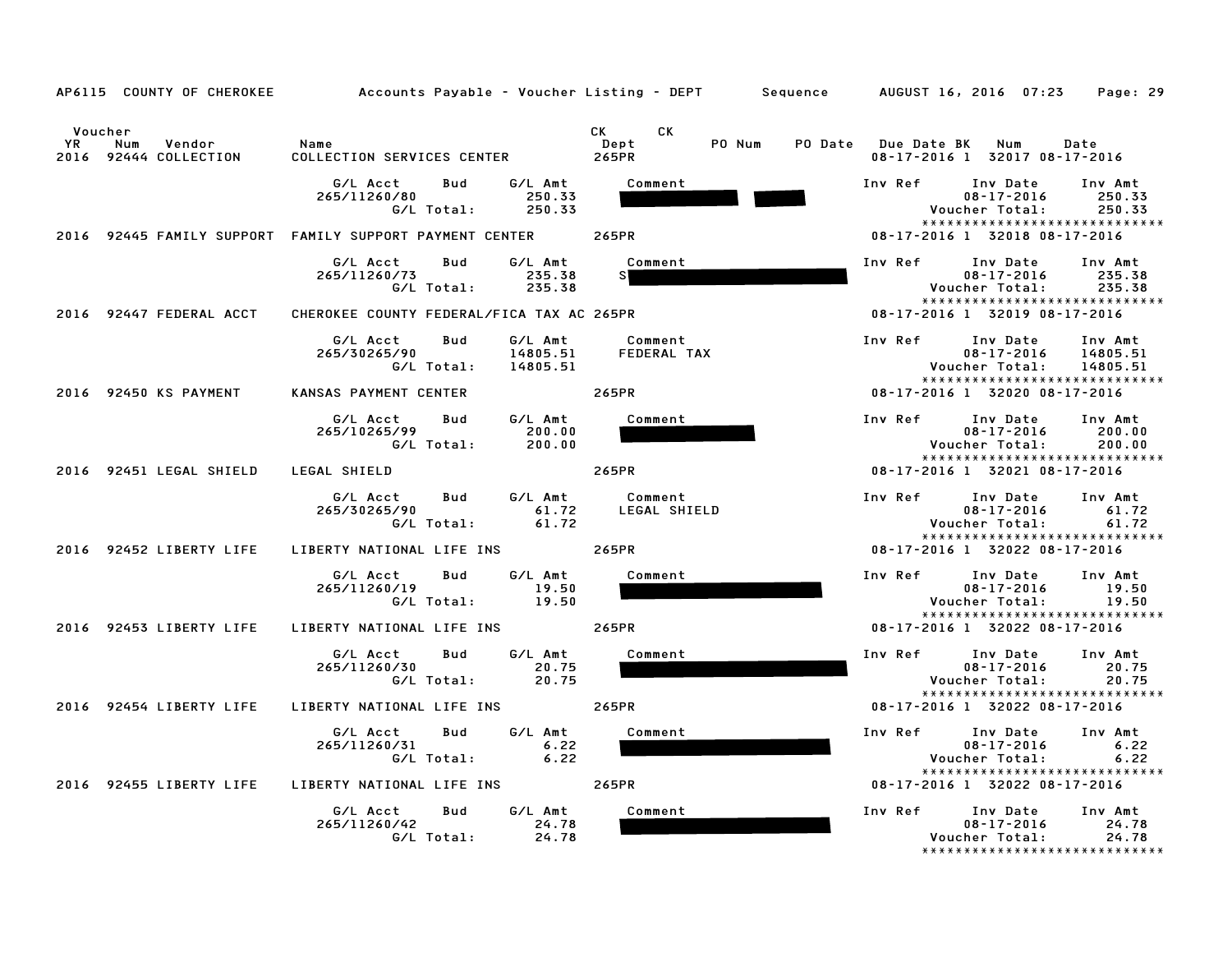AP6115 COUNTY OF CHEROKEE — Accounts Payable - Voucher Listing - DEPT — Sequence — AUGUST 16, 2016 07:23

| Voucher YR | Num | Vendor | Name | CK Dept | CK | PO Num | PO Date | Due Date | BK | Num | Date |
|---|---|---|---|---|---|---|---|---|---|---|---|
| 2016 | 92444 | COLLECTION | COLLECTION SERVICES CENTER | 265PR | | | | 08-17-2016 | 1 | 32017 | 08-17-2016 |

| G/L Acct | Bud | G/L Amt | Comment | Inv Ref | Inv Date | Inv Amt |
|---|---|---|---|---|---|---|
| 265/11260/80 | | 250.33 | | | 08-17-2016 | 250.33 |
| | G/L Total: | 250.33 | | | Voucher Total: | 250.33 |

| Voucher YR | Num | Vendor | Name | CK Dept | CK | PO Num | PO Date | Due Date | BK | Num | Date |
|---|---|---|---|---|---|---|---|---|---|---|---|
| 2016 | 92445 | FAMILY SUPPORT | FAMILY SUPPORT PAYMENT CENTER | 265PR | | | | 08-17-2016 | 1 | 32018 | 08-17-2016 |

| G/L Acct | Bud | G/L Amt | Comment | Inv Ref | Inv Date | Inv Amt |
|---|---|---|---|---|---|---|
| 265/11260/73 | | 235.38 | S | | 08-17-2016 | 235.38 |
| | G/L Total: | 235.38 | | | Voucher Total: | 235.38 |

| Voucher YR | Num | Vendor | Name | CK Dept | CK | PO Num | PO Date | Due Date | BK | Num | Date |
|---|---|---|---|---|---|---|---|---|---|---|---|
| 2016 | 92447 | FEDERAL ACCT | CHEROKEE COUNTY FEDERAL/FICA TAX AC | 265PR | | | | 08-17-2016 | 1 | 32019 | 08-17-2016 |

| G/L Acct | Bud | G/L Amt | Comment | Inv Ref | Inv Date | Inv Amt |
|---|---|---|---|---|---|---|
| 265/30265/90 | | 14805.51 | FEDERAL TAX | | 08-17-2016 | 14805.51 |
| | G/L Total: | 14805.51 | | | Voucher Total: | 14805.51 |

| Voucher YR | Num | Vendor | Name | CK Dept | CK | PO Num | PO Date | Due Date | BK | Num | Date |
|---|---|---|---|---|---|---|---|---|---|---|---|
| 2016 | 92450 | KS PAYMENT | KANSAS PAYMENT CENTER | 265PR | | | | 08-17-2016 | 1 | 32020 | 08-17-2016 |

| G/L Acct | Bud | G/L Amt | Comment | Inv Ref | Inv Date | Inv Amt |
|---|---|---|---|---|---|---|
| 265/10265/99 | | 200.00 | | | 08-17-2016 | 200.00 |
| | G/L Total: | 200.00 | | | Voucher Total: | 200.00 |

| Voucher YR | Num | Vendor | Name | CK Dept | CK | PO Num | PO Date | Due Date | BK | Num | Date |
|---|---|---|---|---|---|---|---|---|---|---|---|
| 2016 | 92451 | LEGAL SHIELD | LEGAL SHIELD | 265PR | | | | 08-17-2016 | 1 | 32021 | 08-17-2016 |

| G/L Acct | Bud | G/L Amt | Comment | Inv Ref | Inv Date | Inv Amt |
|---|---|---|---|---|---|---|
| 265/30265/90 | | 61.72 | LEGAL SHIELD | | 08-17-2016 | 61.72 |
| | G/L Total: | 61.72 | | | Voucher Total: | 61.72 |

| Voucher YR | Num | Vendor | Name | CK Dept | CK | PO Num | PO Date | Due Date | BK | Num | Date |
|---|---|---|---|---|---|---|---|---|---|---|---|
| 2016 | 92452 | LIBERTY LIFE | LIBERTY NATIONAL LIFE INS | 265PR | | | | 08-17-2016 | 1 | 32022 | 08-17-2016 |

| G/L Acct | Bud | G/L Amt | Comment | Inv Ref | Inv Date | Inv Amt |
|---|---|---|---|---|---|---|
| 265/11260/19 | | 19.50 | | | 08-17-2016 | 19.50 |
| | G/L Total: | 19.50 | | | Voucher Total: | 19.50 |

| Voucher YR | Num | Vendor | Name | CK Dept | CK | PO Num | PO Date | Due Date | BK | Num | Date |
|---|---|---|---|---|---|---|---|---|---|---|---|
| 2016 | 92453 | LIBERTY LIFE | LIBERTY NATIONAL LIFE INS | 265PR | | | | 08-17-2016 | 1 | 32022 | 08-17-2016 |

| G/L Acct | Bud | G/L Amt | Comment | Inv Ref | Inv Date | Inv Amt |
|---|---|---|---|---|---|---|
| 265/11260/30 | | 20.75 | | | 08-17-2016 | 20.75 |
| | G/L Total: | 20.75 | | | Voucher Total: | 20.75 |

| Voucher YR | Num | Vendor | Name | CK Dept | CK | PO Num | PO Date | Due Date | BK | Num | Date |
|---|---|---|---|---|---|---|---|---|---|---|---|
| 2016 | 92454 | LIBERTY LIFE | LIBERTY NATIONAL LIFE INS | 265PR | | | | 08-17-2016 | 1 | 32022 | 08-17-2016 |

| G/L Acct | Bud | G/L Amt | Comment | Inv Ref | Inv Date | Inv Amt |
|---|---|---|---|---|---|---|
| 265/11260/31 | | 6.22 | | | 08-17-2016 | 6.22 |
| | G/L Total: | 6.22 | | | Voucher Total: | 6.22 |

| Voucher YR | Num | Vendor | Name | CK Dept | CK | PO Num | PO Date | Due Date | BK | Num | Date |
|---|---|---|---|---|---|---|---|---|---|---|---|
| 2016 | 92455 | LIBERTY LIFE | LIBERTY NATIONAL LIFE INS | 265PR | | | | 08-17-2016 | 1 | 32022 | 08-17-2016 |

| G/L Acct | Bud | G/L Amt | Comment | Inv Ref | Inv Date | Inv Amt |
|---|---|---|---|---|---|---|
| 265/11260/42 | | 24.78 | | | 08-17-2016 | 24.78 |
| | G/L Total: | 24.78 | | | Voucher Total: | 24.78 |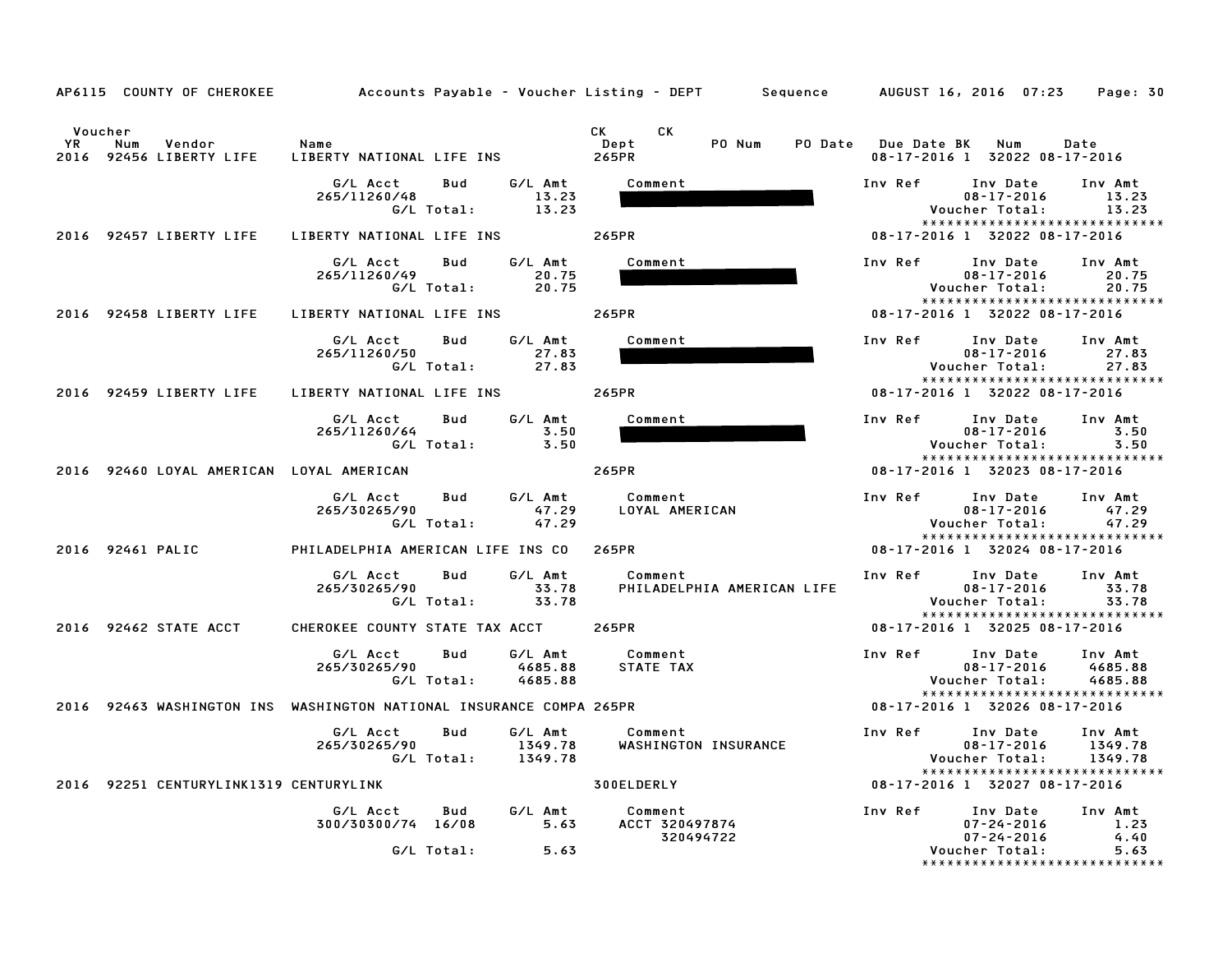AP6115 COUNTY OF CHEROKEE     Accounts Payable - Voucher Listing - DEPT     Sequence     AUGUST 16, 2016 07:23

| Voucher YR | Num | Vendor | Name | CK Dept | CK | PO Num | PO Date | Due Date BK | Num | Date |
|---|---|---|---|---|---|---|---|---|---|---|
| 2016 | 92456 | LIBERTY LIFE | LIBERTY NATIONAL LIFE INS | 265PR | | | | 08-17-2016 1 | 32022 | 08-17-2016 |

| G/L Acct | Bud | G/L Amt | Comment | Inv Ref | Inv Date | Inv Amt |
|---|---|---|---|---|---|---|
| 265/11260/48 | | 13.23 | | | 08-17-2016 | 13.23 |
| G/L Total: | | 13.23 | | | Voucher Total: | 13.23 |

| Voucher YR | Num | Vendor | Name | CK Dept | Due Date BK | Num | Date |
|---|---|---|---|---|---|---|---|
| 2016 | 92457 | LIBERTY LIFE | LIBERTY NATIONAL LIFE INS | 265PR | 08-17-2016 1 | 32022 | 08-17-2016 |

| G/L Acct | Bud | G/L Amt | Comment | Inv Ref | Inv Date | Inv Amt |
|---|---|---|---|---|---|---|
| 265/11260/49 | | 20.75 | | | 08-17-2016 | 20.75 |
| G/L Total: | | 20.75 | | | Voucher Total: | 20.75 |

| Voucher YR | Num | Vendor | Name | CK Dept | Due Date BK | Num | Date |
|---|---|---|---|---|---|---|---|
| 2016 | 92458 | LIBERTY LIFE | LIBERTY NATIONAL LIFE INS | 265PR | 08-17-2016 1 | 32022 | 08-17-2016 |

| G/L Acct | Bud | G/L Amt | Comment | Inv Ref | Inv Date | Inv Amt |
|---|---|---|---|---|---|---|
| 265/11260/50 | | 27.83 | | | 08-17-2016 | 27.83 |
| G/L Total: | | 27.83 | | | Voucher Total: | 27.83 |

| Voucher YR | Num | Vendor | Name | CK Dept | Due Date BK | Num | Date |
|---|---|---|---|---|---|---|---|
| 2016 | 92459 | LIBERTY LIFE | LIBERTY NATIONAL LIFE INS | 265PR | 08-17-2016 1 | 32022 | 08-17-2016 |

| G/L Acct | Bud | G/L Amt | Comment | Inv Ref | Inv Date | Inv Amt |
|---|---|---|---|---|---|---|
| 265/11260/64 | | 3.50 | | | 08-17-2016 | 3.50 |
| G/L Total: | | 3.50 | | | Voucher Total: | 3.50 |

| Voucher YR | Num | Vendor | Name | CK Dept | Due Date BK | Num | Date |
|---|---|---|---|---|---|---|---|
| 2016 | 92460 | LOYAL AMERICAN | LOYAL AMERICAN | 265PR | 08-17-2016 1 | 32023 | 08-17-2016 |

| G/L Acct | Bud | G/L Amt | Comment | Inv Ref | Inv Date | Inv Amt |
|---|---|---|---|---|---|---|
| 265/30265/90 | | 47.29 | LOYAL AMERICAN | | 08-17-2016 | 47.29 |
| G/L Total: | | 47.29 | | | Voucher Total: | 47.29 |

| Voucher YR | Num | Vendor | Name | CK Dept | Due Date BK | Num | Date |
|---|---|---|---|---|---|---|---|
| 2016 | 92461 | PALIC | PHILADELPHIA AMERICAN LIFE INS CO | 265PR | 08-17-2016 1 | 32024 | 08-17-2016 |

| G/L Acct | Bud | G/L Amt | Comment | Inv Ref | Inv Date | Inv Amt |
|---|---|---|---|---|---|---|
| 265/30265/90 | | 33.78 | PHILADELPHIA AMERICAN LIFE | | 08-17-2016 | 33.78 |
| G/L Total: | | 33.78 | | | Voucher Total: | 33.78 |

| Voucher YR | Num | Vendor | Name | CK Dept | Due Date BK | Num | Date |
|---|---|---|---|---|---|---|---|
| 2016 | 92462 | STATE ACCT | CHEROKEE COUNTY STATE TAX ACCT | 265PR | 08-17-2016 1 | 32025 | 08-17-2016 |

| G/L Acct | Bud | G/L Amt | Comment | Inv Ref | Inv Date | Inv Amt |
|---|---|---|---|---|---|---|
| 265/30265/90 | | 4685.88 | STATE TAX | | 08-17-2016 | 4685.88 |
| G/L Total: | | 4685.88 | | | Voucher Total: | 4685.88 |

| Voucher YR | Num | Vendor | Name | CK Dept | Due Date BK | Num | Date |
|---|---|---|---|---|---|---|---|
| 2016 | 92463 | WASHINGTON INS | WASHINGTON NATIONAL INSURANCE COMPA | 265PR | 08-17-2016 1 | 32026 | 08-17-2016 |

| G/L Acct | Bud | G/L Amt | Comment | Inv Ref | Inv Date | Inv Amt |
|---|---|---|---|---|---|---|
| 265/30265/90 | | 1349.78 | WASHINGTON INSURANCE | | 08-17-2016 | 1349.78 |
| G/L Total: | | 1349.78 | | | Voucher Total: | 1349.78 |

| Voucher YR | Num | Vendor | Name | CK Dept | Due Date BK | Num | Date |
|---|---|---|---|---|---|---|---|
| 2016 | 92251 | CENTURYLINK1319 | CENTURYLINK | 300ELDERLY | 08-17-2016 1 | 32027 | 08-17-2016 |

| G/L Acct | Bud | G/L Amt | Comment | Inv Ref | Inv Date | Inv Amt |
|---|---|---|---|---|---|---|
| 300/30300/74 | 16/08 | 5.63 | ACCT 320497874 | | 07-24-2016 | 1.23 |
| | | | 320494722 | | 07-24-2016 | 4.40 |
| G/L Total: | | 5.63 | | | Voucher Total: | 5.63 |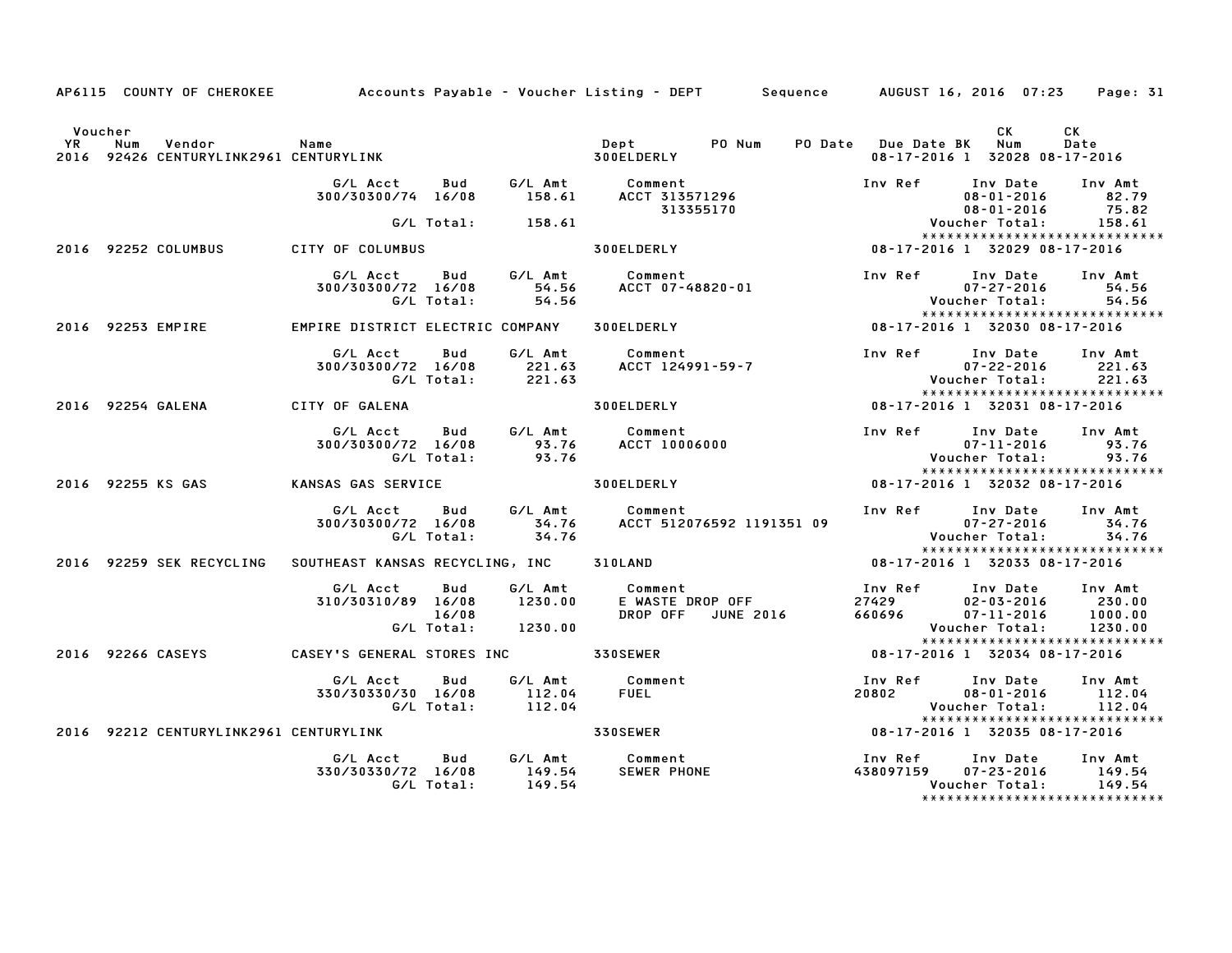AP6115 COUNTY OF CHEROKEE Accounts Payable - Voucher Listing - DEPT Sequence AUGUST 16, 2016 07:23 Page: 31

| Voucher YR | Num | Vendor | Name | Dept | PO Num | PO Date | Due Date | BK | CK Num | CK Date |
|---|---|---|---|---|---|---|---|---|---|---|
| 2016 | 92426 | CENTURYLINK2961 | CENTURYLINK | 300ELDERLY | | | 08-17-2016 | 1 | 32028 | 08-17-2016 |

| G/L Acct | Bud | G/L Amt | Comment | Inv Ref | Inv Date | Inv Amt |
|---|---|---|---|---|---|---|
| 300/30300/74 | 16/08 | 158.61 | ACCT 313571296 | | 08-01-2016 | 82.79 |
| | | | 313355170 | | 08-01-2016 | 75.82 |
| | G/L Total: | 158.61 | | | Voucher Total: | 158.61 |

******************************

| Voucher YR | Num | Vendor | Name | Dept | PO Num | PO Date | Due Date | BK | CK Num | CK Date |
|---|---|---|---|---|---|---|---|---|---|---|
| 2016 | 92252 | COLUMBUS | CITY OF COLUMBUS | 300ELDERLY | | | 08-17-2016 | 1 | 32029 | 08-17-2016 |

| G/L Acct | Bud | G/L Amt | Comment | Inv Ref | Inv Date | Inv Amt |
|---|---|---|---|---|---|---|
| 300/30300/72 | 16/08 | 54.56 | ACCT 07-48820-01 | | 07-27-2016 | 54.56 |
| | G/L Total: | 54.56 | | | Voucher Total: | 54.56 |

******************************

| Voucher YR | Num | Vendor | Name | Dept | PO Num | PO Date | Due Date | BK | CK Num | CK Date |
|---|---|---|---|---|---|---|---|---|---|---|
| 2016 | 92253 | EMPIRE | EMPIRE DISTRICT ELECTRIC COMPANY | 300ELDERLY | | | 08-17-2016 | 1 | 32030 | 08-17-2016 |

| G/L Acct | Bud | G/L Amt | Comment | Inv Ref | Inv Date | Inv Amt |
|---|---|---|---|---|---|---|
| 300/30300/72 | 16/08 | 221.63 | ACCT 124991-59-7 | | 07-22-2016 | 221.63 |
| | G/L Total: | 221.63 | | | Voucher Total: | 221.63 |

******************************

| Voucher YR | Num | Vendor | Name | Dept | PO Num | PO Date | Due Date | BK | CK Num | CK Date |
|---|---|---|---|---|---|---|---|---|---|---|
| 2016 | 92254 | GALENA | CITY OF GALENA | 300ELDERLY | | | 08-17-2016 | 1 | 32031 | 08-17-2016 |

| G/L Acct | Bud | G/L Amt | Comment | Inv Ref | Inv Date | Inv Amt |
|---|---|---|---|---|---|---|
| 300/30300/72 | 16/08 | 93.76 | ACCT 10006000 | | 07-11-2016 | 93.76 |
| | G/L Total: | 93.76 | | | Voucher Total: | 93.76 |

******************************

| Voucher YR | Num | Vendor | Name | Dept | PO Num | PO Date | Due Date | BK | CK Num | CK Date |
|---|---|---|---|---|---|---|---|---|---|---|
| 2016 | 92255 | KS GAS | KANSAS GAS SERVICE | 300ELDERLY | | | 08-17-2016 | 1 | 32032 | 08-17-2016 |

| G/L Acct | Bud | G/L Amt | Comment | Inv Ref | Inv Date | Inv Amt |
|---|---|---|---|---|---|---|
| 300/30300/72 | 16/08 | 34.76 | ACCT 512076592 1191351 09 | | 07-27-2016 | 34.76 |
| | G/L Total: | 34.76 | | | Voucher Total: | 34.76 |

******************************

| Voucher YR | Num | Vendor | Name | Dept | PO Num | PO Date | Due Date | BK | CK Num | CK Date |
|---|---|---|---|---|---|---|---|---|---|---|
| 2016 | 92259 | SEK RECYCLING | SOUTHEAST KANSAS RECYCLING, INC | 310LAND | | | 08-17-2016 | 1 | 32033 | 08-17-2016 |

| G/L Acct | Bud | G/L Amt | Comment | Inv Ref | Inv Date | Inv Amt |
|---|---|---|---|---|---|---|
| 310/30310/89 | 16/08 | 1230.00 | E WASTE DROP OFF | 27429 | 02-03-2016 | 230.00 |
| | 16/08 | | DROP OFF JUNE 2016 | 660696 | 07-11-2016 | 1000.00 |
| | G/L Total: | 1230.00 | | | Voucher Total: | 1230.00 |

******************************

| Voucher YR | Num | Vendor | Name | Dept | PO Num | PO Date | Due Date | BK | CK Num | CK Date |
|---|---|---|---|---|---|---|---|---|---|---|
| 2016 | 92266 | CASEYS | CASEY'S GENERAL STORES INC | 330SEWER | | | 08-17-2016 | 1 | 32034 | 08-17-2016 |

| G/L Acct | Bud | G/L Amt | Comment | Inv Ref | Inv Date | Inv Amt |
|---|---|---|---|---|---|---|
| 330/30330/30 | 16/08 | 112.04 | FUEL | 20802 | 08-01-2016 | 112.04 |
| | G/L Total: | 112.04 | | | Voucher Total: | 112.04 |

******************************

| Voucher YR | Num | Vendor | Name | Dept | PO Num | PO Date | Due Date | BK | CK Num | CK Date |
|---|---|---|---|---|---|---|---|---|---|---|
| 2016 | 92212 | CENTURYLINK2961 | CENTURYLINK | 330SEWER | | | 08-17-2016 | 1 | 32035 | 08-17-2016 |

| G/L Acct | Bud | G/L Amt | Comment | Inv Ref | Inv Date | Inv Amt |
|---|---|---|---|---|---|---|
| 330/30330/72 | 16/08 | 149.54 | SEWER PHONE | 438097159 | 07-23-2016 | 149.54 |
| | G/L Total: | 149.54 | | | Voucher Total: | 149.54 |

******************************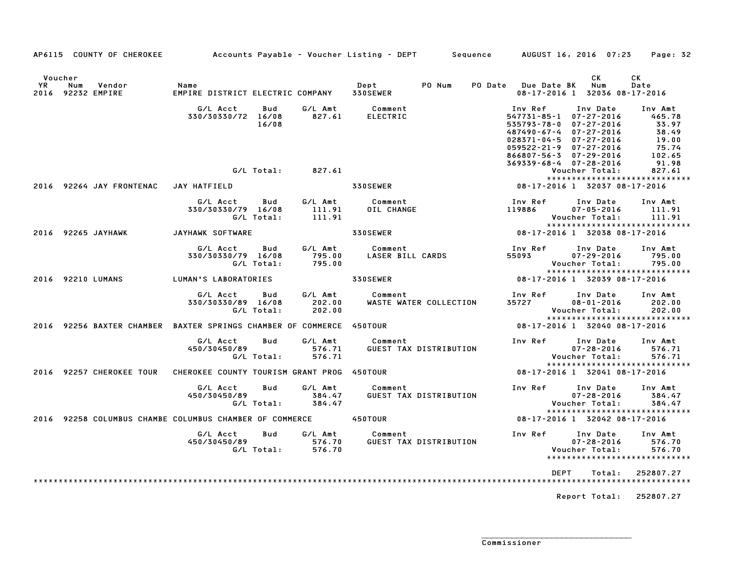AP6115 COUNTY OF CHEROKEE Accounts Payable - Voucher Listing - DEPT Sequence AUGUST 16, 2016 07:23

| Voucher YR | Num | Vendor | Name | Dept | PO Num | PO Date | Due Date | BK | CK Num | CK Date |
|---|---|---|---|---|---|---|---|---|---|---|
| 2016 | 92232 | EMPIRE | EMPIRE DISTRICT ELECTRIC COMPANY | 330SEWER | | | 08-17-2016 | 1 | 32036 | 08-17-2016 |

| G/L Acct | Bud | G/L Amt | Comment | Inv Ref | Inv Date | Inv Amt |
|---|---|---|---|---|---|---|
| 330/30330/72 | 16/08 | 827.61 | ELECTRIC | 547731-85-1 | 07-27-2016 | 465.78 |
| | 16/08 | | | 535793-78-0 | 07-27-2016 | 33.97 |
| | | | | 487490-67-4 | 07-27-2016 | 38.49 |
| | | | | 028371-04-5 | 07-27-2016 | 19.00 |
| | | | | 059522-21-9 | 07-27-2016 | 75.74 |
| | | | | 866807-56-3 | 07-29-2016 | 102.65 |
| | | | | 369339-68-4 | 07-28-2016 | 91.98 |
| | G/L Total: | 827.61 | | | Voucher Total: | 827.61 |

| Voucher YR | Num | Vendor | Name | Dept | PO Num | PO Date | Due Date | BK | CK Num | CK Date |
|---|---|---|---|---|---|---|---|---|---|---|
| 2016 | 92264 | JAY FRONTENAC | JAY HATFIELD | 330SEWER | | | 08-17-2016 | 1 | 32037 | 08-17-2016 |

| G/L Acct | Bud | G/L Amt | Comment | Inv Ref | Inv Date | Inv Amt |
|---|---|---|---|---|---|---|
| 330/30330/79 | 16/08 | 111.91 | OIL CHANGE | 119886 | 07-05-2016 | 111.91 |
| | G/L Total: | 111.91 | | | Voucher Total: | 111.91 |

| Voucher YR | Num | Vendor | Name | Dept | PO Num | PO Date | Due Date | BK | CK Num | CK Date |
|---|---|---|---|---|---|---|---|---|---|---|
| 2016 | 92265 | JAYHAWK | JAYHAWK SOFTWARE | 330SEWER | | | 08-17-2016 | 1 | 32038 | 08-17-2016 |

| G/L Acct | Bud | G/L Amt | Comment | Inv Ref | Inv Date | Inv Amt |
|---|---|---|---|---|---|---|
| 330/30330/79 | 16/08 | 795.00 | LASER BILL CARDS | 55093 | 07-29-2016 | 795.00 |
| | G/L Total: | 795.00 | | | Voucher Total: | 795.00 |

| Voucher YR | Num | Vendor | Name | Dept | PO Num | PO Date | Due Date | BK | CK Num | CK Date |
|---|---|---|---|---|---|---|---|---|---|---|
| 2016 | 92210 | LUMANS | LUMAN'S LABORATORIES | 330SEWER | | | 08-17-2016 | 1 | 32039 | 08-17-2016 |

| G/L Acct | Bud | G/L Amt | Comment | Inv Ref | Inv Date | Inv Amt |
|---|---|---|---|---|---|---|
| 330/30330/89 | 16/08 | 202.00 | WASTE WATER COLLECTION | 35727 | 08-01-2016 | 202.00 |
| | G/L Total: | 202.00 | | | Voucher Total: | 202.00 |

| Voucher YR | Num | Vendor | Name | Dept | PO Num | PO Date | Due Date | BK | CK Num | CK Date |
|---|---|---|---|---|---|---|---|---|---|---|
| 2016 | 92256 | BAXTER CHAMBER | BAXTER SPRINGS CHAMBER OF COMMERCE | 450TOUR | | | 08-17-2016 | 1 | 32040 | 08-17-2016 |

| G/L Acct | Bud | G/L Amt | Comment | Inv Ref | Inv Date | Inv Amt |
|---|---|---|---|---|---|---|
| 450/30450/89 | | 576.71 | GUEST TAX DISTRIBUTION | | 07-28-2016 | 576.71 |
| | G/L Total: | 576.71 | | | Voucher Total: | 576.71 |

| Voucher YR | Num | Vendor | Name | Dept | PO Num | PO Date | Due Date | BK | CK Num | CK Date |
|---|---|---|---|---|---|---|---|---|---|---|
| 2016 | 92257 | CHEROKEE TOUR | CHEROKEE COUNTY TOURISM GRANT PROG | 450TOUR | | | 08-17-2016 | 1 | 32041 | 08-17-2016 |

| G/L Acct | Bud | G/L Amt | Comment | Inv Ref | Inv Date | Inv Amt |
|---|---|---|---|---|---|---|
| 450/30450/89 | | 384.47 | GUEST TAX DISTRIBUTION | | 07-28-2016 | 384.47 |
| | G/L Total: | 384.47 | | | Voucher Total: | 384.47 |

| Voucher YR | Num | Vendor | Name | Dept | PO Num | PO Date | Due Date | BK | CK Num | CK Date |
|---|---|---|---|---|---|---|---|---|---|---|
| 2016 | 92258 | COLUMBUS CHAMBE | COLUMBUS CHAMBER OF COMMERCE | 450TOUR | | | 08-17-2016 | 1 | 32042 | 08-17-2016 |

| G/L Acct | Bud | G/L Amt | Comment | Inv Ref | Inv Date | Inv Amt |
|---|---|---|---|---|---|---|
| 450/30450/89 | | 576.70 | GUEST TAX DISTRIBUTION | | 07-28-2016 | 576.70 |
| | G/L Total: | 576.70 | | | Voucher Total: | 576.70 |

DEPT Total: 252807.27

Report Total: 252807.27

Commissioner